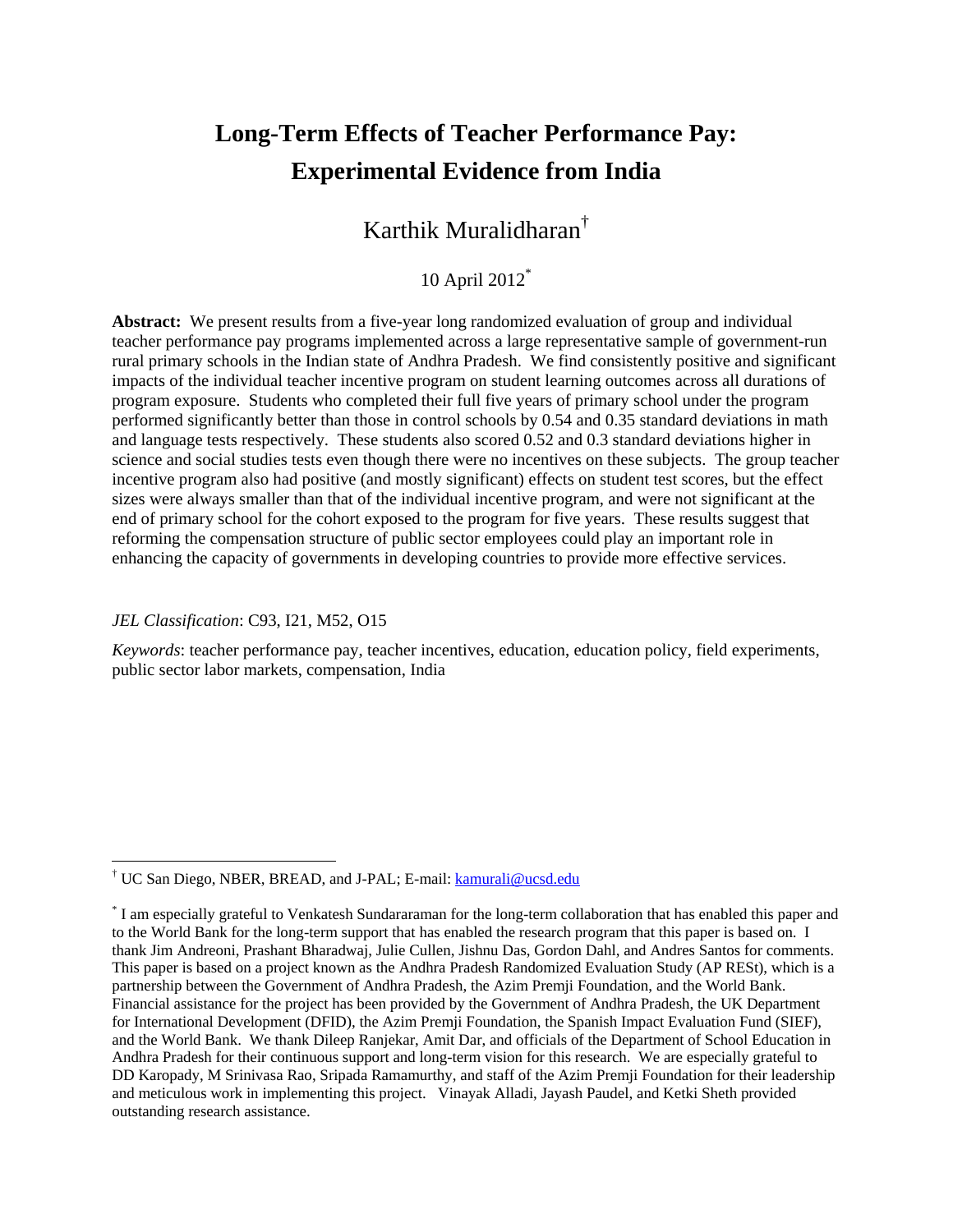# Long-Term Effects of Teacher Performance Pay: Experimental Evidence from India

Karthik Muralidharan[†]

10 April 2012[*]

**Abstract:** We present results from a five-year long randomized evaluation of group and individual teacher performance pay programs implemented across a large representative sample of government-run rural primary schools in the Indian state of Andhra Pradesh. We find consistently positive and significant impacts of the individual teacher incentive program on student learning outcomes across all durations of program exposure. Students who completed their full five years of primary school under the program performed significantly better than those in control schools by 0.54 and 0.35 standard deviations in math and language tests respectively. These students also scored 0.52 and 0.3 standard deviations higher in science and social studies tests even though there were no incentives on these subjects. The group teacher incentive program also had positive (and mostly significant) effects on student test scores, but the effect sizes were always smaller than that of the individual incentive program, and were not significant at the end of primary school for the cohort exposed to the program for five years. These results suggest that reforming the compensation structure of public sector employees could play an important role in enhancing the capacity of governments in developing countries to provide more effective services.

*JEL Classification*: C93, I21, M52, O15

*Keywords*: teacher performance pay, teacher incentives, education, education policy, field experiments, public sector labor markets, compensation, India

---

[†] UC San Diego, NBER, BREAD, and J-PAL; E-mail: kamurali@ucsd.edu

[*] I am especially grateful to Venkatesh Sundararaman for the long-term collaboration that has enabled this paper and to the World Bank for the long-term support that has enabled the research program that this paper is based on. I thank Jim Andreoni, Prashant Bharadwaj, Julie Cullen, Jishnu Das, Gordon Dahl, and Andres Santos for comments. This paper is based on a project known as the Andhra Pradesh Randomized Evaluation Study (AP RESt), which is a partnership between the Government of Andhra Pradesh, the Azim Premji Foundation, and the World Bank. Financial assistance for the project has been provided by the Government of Andhra Pradesh, the UK Department for International Development (DFID), the Azim Premji Foundation, the Spanish Impact Evaluation Fund (SIEF), and the World Bank. We thank Dileep Ranjekar, Amit Dar, and officials of the Department of School Education in Andhra Pradesh for their continuous support and long-term vision for this research. We are especially grateful to DD Karopady, M Srinivasa Rao, Sripada Ramamurthy, and staff of the Azim Premji Foundation for their leadership and meticulous work in implementing this project. Vinayak Alladi, Jayash Paudel, and Ketki Sheth provided outstanding research assistance.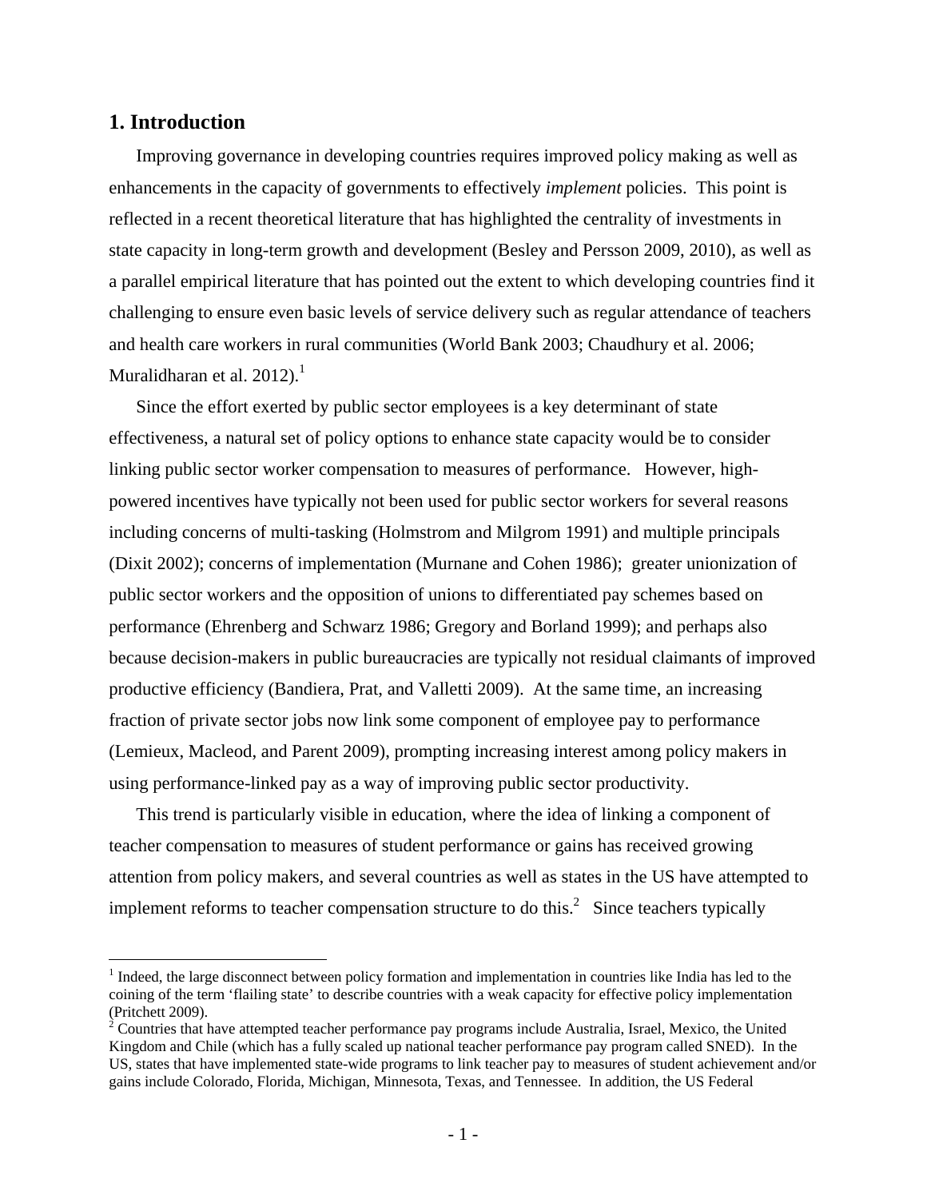# 1. Introduction

Improving governance in developing countries requires improved policy making as well as enhancements in the capacity of governments to effectively *implement* policies. This point is reflected in a recent theoretical literature that has highlighted the centrality of investments in state capacity in long-term growth and development (Besley and Persson 2009, 2010), as well as a parallel empirical literature that has pointed out the extent to which developing countries find it challenging to ensure even basic levels of service delivery such as regular attendance of teachers and health care workers in rural communities (World Bank 2003; Chaudhury et al. 2006; Muralidharan et al. 2012).[1]

Since the effort exerted by public sector employees is a key determinant of state effectiveness, a natural set of policy options to enhance state capacity would be to consider linking public sector worker compensation to measures of performance. However, high-powered incentives have typically not been used for public sector workers for several reasons including concerns of multi-tasking (Holmstrom and Milgrom 1991) and multiple principals (Dixit 2002); concerns of implementation (Murnane and Cohen 1986); greater unionization of public sector workers and the opposition of unions to differentiated pay schemes based on performance (Ehrenberg and Schwarz 1986; Gregory and Borland 1999); and perhaps also because decision-makers in public bureaucracies are typically not residual claimants of improved productive efficiency (Bandiera, Prat, and Valletti 2009). At the same time, an increasing fraction of private sector jobs now link some component of employee pay to performance (Lemieux, Macleod, and Parent 2009), prompting increasing interest among policy makers in using performance-linked pay as a way of improving public sector productivity.

This trend is particularly visible in education, where the idea of linking a component of teacher compensation to measures of student performance or gains has received growing attention from policy makers, and several countries as well as states in the US have attempted to implement reforms to teacher compensation structure to do this.[2] Since teachers typically

[1] Indeed, the large disconnect between policy formation and implementation in countries like India has led to the coining of the term 'flailing state' to describe countries with a weak capacity for effective policy implementation (Pritchett 2009).

[2] Countries that have attempted teacher performance pay programs include Australia, Israel, Mexico, the United Kingdom and Chile (which has a fully scaled up national teacher performance pay program called SNED). In the US, states that have implemented state-wide programs to link teacher pay to measures of student achievement and/or gains include Colorado, Florida, Michigan, Minnesota, Texas, and Tennessee. In addition, the US Federal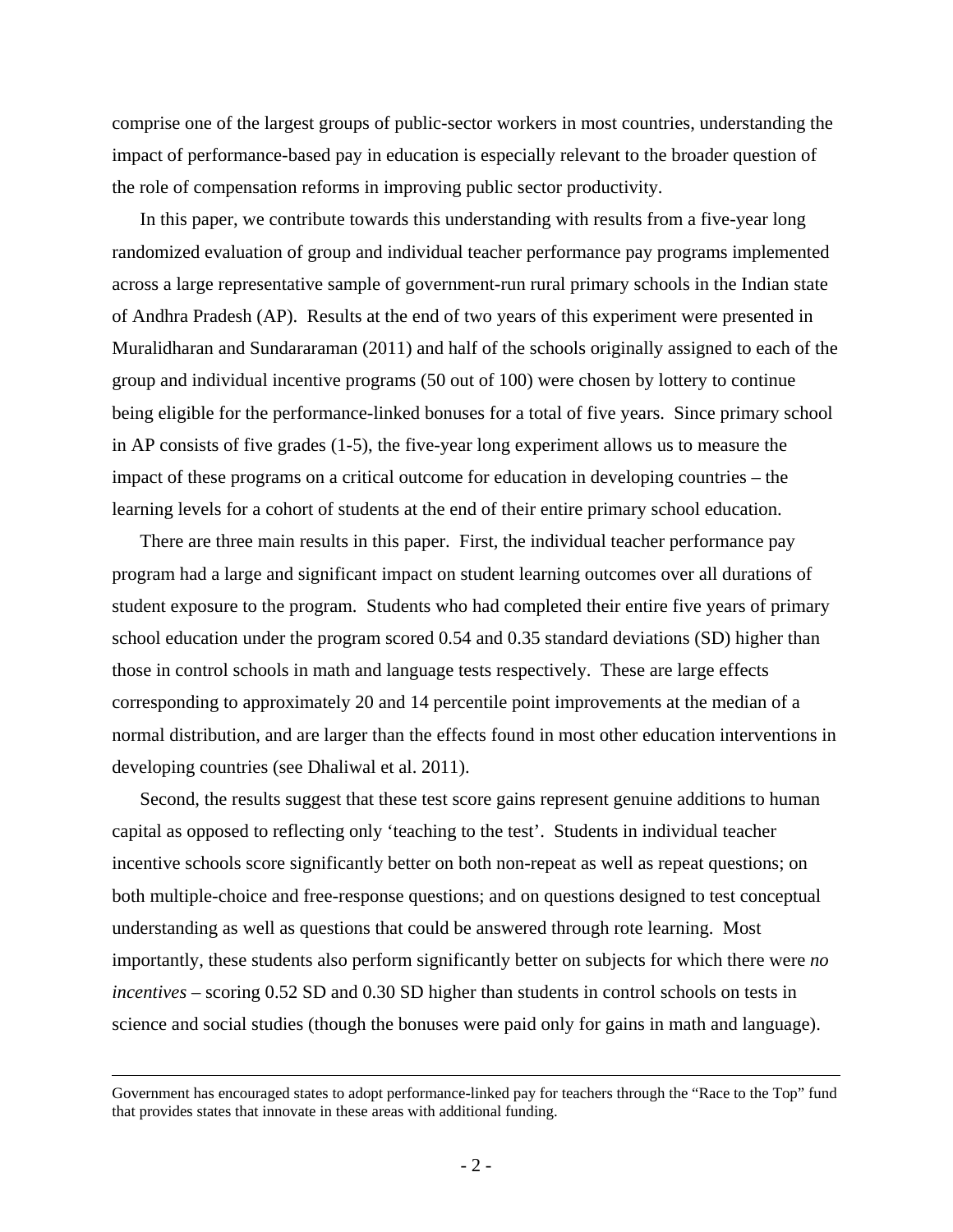comprise one of the largest groups of public-sector workers in most countries, understanding the impact of performance-based pay in education is especially relevant to the broader question of the role of compensation reforms in improving public sector productivity.

In this paper, we contribute towards this understanding with results from a five-year long randomized evaluation of group and individual teacher performance pay programs implemented across a large representative sample of government-run rural primary schools in the Indian state of Andhra Pradesh (AP). Results at the end of two years of this experiment were presented in Muralidharan and Sundararaman (2011) and half of the schools originally assigned to each of the group and individual incentive programs (50 out of 100) were chosen by lottery to continue being eligible for the performance-linked bonuses for a total of five years. Since primary school in AP consists of five grades (1-5), the five-year long experiment allows us to measure the impact of these programs on a critical outcome for education in developing countries – the learning levels for a cohort of students at the end of their entire primary school education.

There are three main results in this paper. First, the individual teacher performance pay program had a large and significant impact on student learning outcomes over all durations of student exposure to the program. Students who had completed their entire five years of primary school education under the program scored 0.54 and 0.35 standard deviations (SD) higher than those in control schools in math and language tests respectively. These are large effects corresponding to approximately 20 and 14 percentile point improvements at the median of a normal distribution, and are larger than the effects found in most other education interventions in developing countries (see Dhaliwal et al. 2011).

Second, the results suggest that these test score gains represent genuine additions to human capital as opposed to reflecting only 'teaching to the test'. Students in individual teacher incentive schools score significantly better on both non-repeat as well as repeat questions; on both multiple-choice and free-response questions; and on questions designed to test conceptual understanding as well as questions that could be answered through rote learning. Most importantly, these students also perform significantly better on subjects for which there were *no incentives* – scoring 0.52 SD and 0.30 SD higher than students in control schools on tests in science and social studies (though the bonuses were paid only for gains in math and language).

---

Government has encouraged states to adopt performance-linked pay for teachers through the "Race to the Top" fund that provides states that innovate in these areas with additional funding.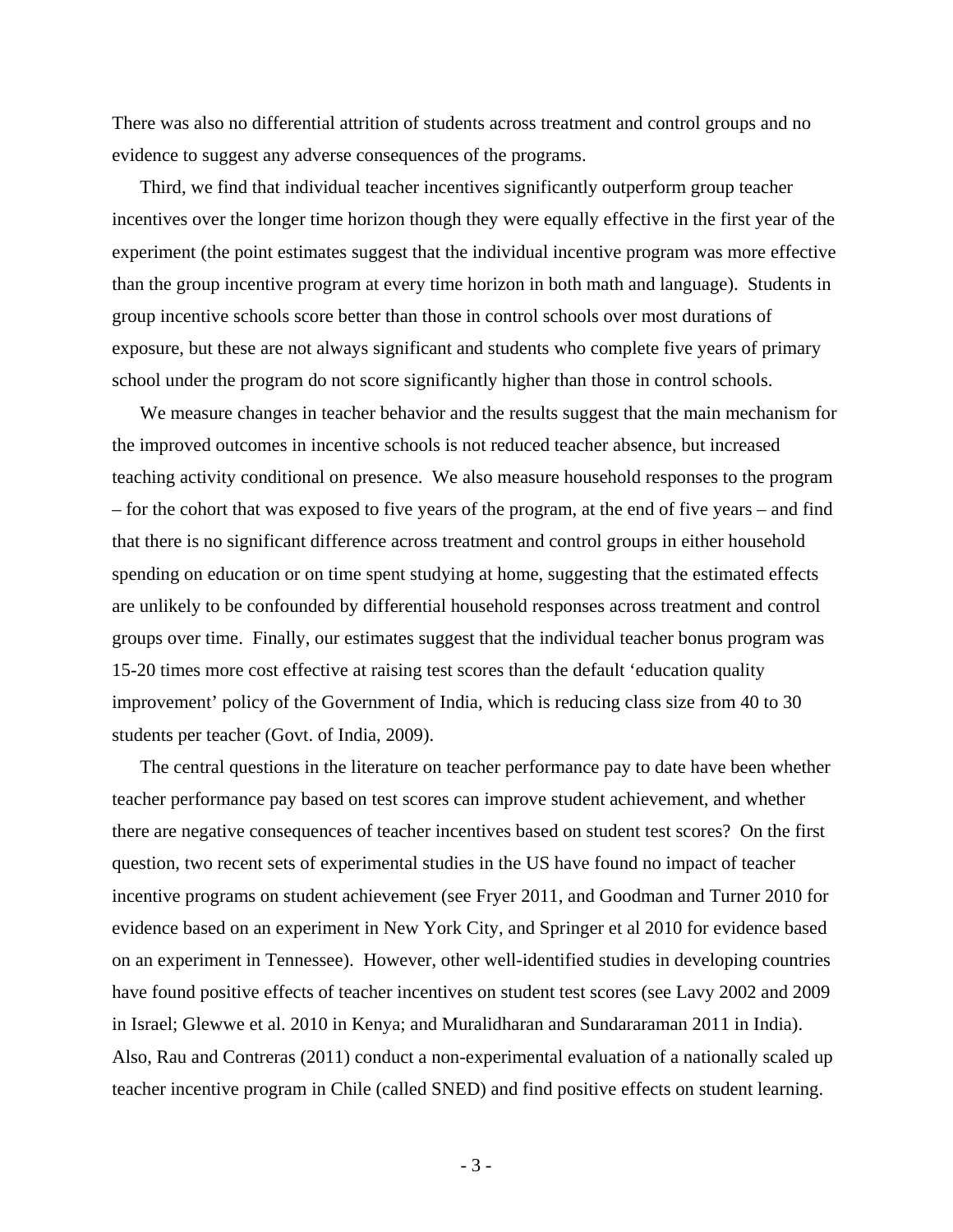There was also no differential attrition of students across treatment and control groups and no evidence to suggest any adverse consequences of the programs.

Third, we find that individual teacher incentives significantly outperform group teacher incentives over the longer time horizon though they were equally effective in the first year of the experiment (the point estimates suggest that the individual incentive program was more effective than the group incentive program at every time horizon in both math and language). Students in group incentive schools score better than those in control schools over most durations of exposure, but these are not always significant and students who complete five years of primary school under the program do not score significantly higher than those in control schools.

We measure changes in teacher behavior and the results suggest that the main mechanism for the improved outcomes in incentive schools is not reduced teacher absence, but increased teaching activity conditional on presence. We also measure household responses to the program – for the cohort that was exposed to five years of the program, at the end of five years – and find that there is no significant difference across treatment and control groups in either household spending on education or on time spent studying at home, suggesting that the estimated effects are unlikely to be confounded by differential household responses across treatment and control groups over time. Finally, our estimates suggest that the individual teacher bonus program was 15-20 times more cost effective at raising test scores than the default 'education quality improvement' policy of the Government of India, which is reducing class size from 40 to 30 students per teacher (Govt. of India, 2009).

The central questions in the literature on teacher performance pay to date have been whether teacher performance pay based on test scores can improve student achievement, and whether there are negative consequences of teacher incentives based on student test scores? On the first question, two recent sets of experimental studies in the US have found no impact of teacher incentive programs on student achievement (see Fryer 2011, and Goodman and Turner 2010 for evidence based on an experiment in New York City, and Springer et al 2010 for evidence based on an experiment in Tennessee). However, other well-identified studies in developing countries have found positive effects of teacher incentives on student test scores (see Lavy 2002 and 2009 in Israel; Glewwe et al. 2010 in Kenya; and Muralidharan and Sundararaman 2011 in India). Also, Rau and Contreras (2011) conduct a non-experimental evaluation of a nationally scaled up teacher incentive program in Chile (called SNED) and find positive effects on student learning.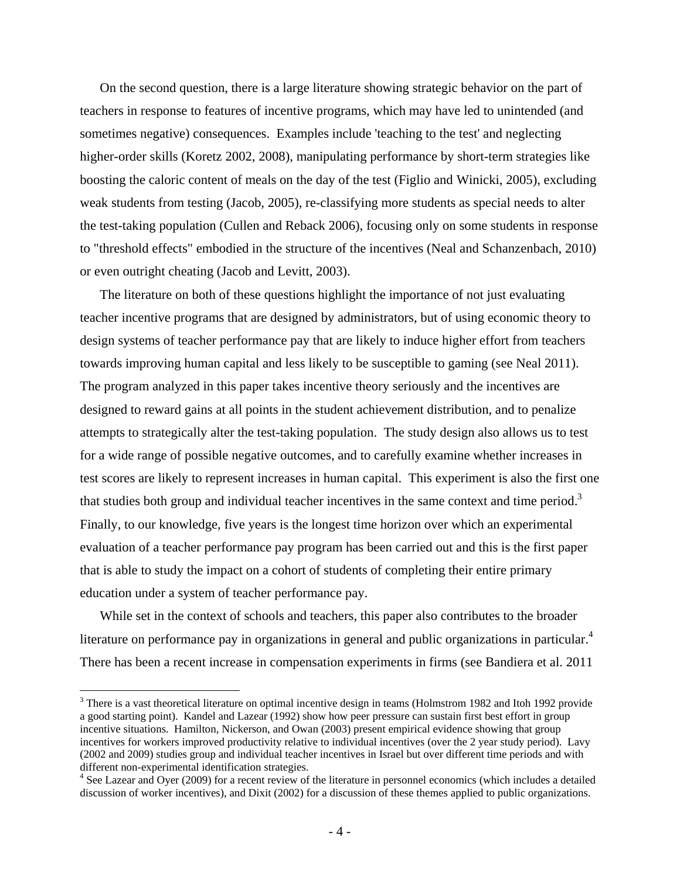On the second question, there is a large literature showing strategic behavior on the part of teachers in response to features of incentive programs, which may have led to unintended (and sometimes negative) consequences. Examples include 'teaching to the test' and neglecting higher-order skills (Koretz 2002, 2008), manipulating performance by short-term strategies like boosting the caloric content of meals on the day of the test (Figlio and Winicki, 2005), excluding weak students from testing (Jacob, 2005), re-classifying more students as special needs to alter the test-taking population (Cullen and Reback 2006), focusing only on some students in response to "threshold effects" embodied in the structure of the incentives (Neal and Schanzenbach, 2010) or even outright cheating (Jacob and Levitt, 2003).

The literature on both of these questions highlight the importance of not just evaluating teacher incentive programs that are designed by administrators, but of using economic theory to design systems of teacher performance pay that are likely to induce higher effort from teachers towards improving human capital and less likely to be susceptible to gaming (see Neal 2011). The program analyzed in this paper takes incentive theory seriously and the incentives are designed to reward gains at all points in the student achievement distribution, and to penalize attempts to strategically alter the test-taking population. The study design also allows us to test for a wide range of possible negative outcomes, and to carefully examine whether increases in test scores are likely to represent increases in human capital. This experiment is also the first one that studies both group and individual teacher incentives in the same context and time period.[3] Finally, to our knowledge, five years is the longest time horizon over which an experimental evaluation of a teacher performance pay program has been carried out and this is the first paper that is able to study the impact on a cohort of students of completing their entire primary education under a system of teacher performance pay.

While set in the context of schools and teachers, this paper also contributes to the broader literature on performance pay in organizations in general and public organizations in particular.[4] There has been a recent increase in compensation experiments in firms (see Bandiera et al. 2011

---

[3] There is a vast theoretical literature on optimal incentive design in teams (Holmstrom 1982 and Itoh 1992 provide a good starting point). Kandel and Lazear (1992) show how peer pressure can sustain first best effort in group incentive situations. Hamilton, Nickerson, and Owan (2003) present empirical evidence showing that group incentives for workers improved productivity relative to individual incentives (over the 2 year study period). Lavy (2002 and 2009) studies group and individual teacher incentives in Israel but over different time periods and with different non-experimental identification strategies.

[4] See Lazear and Oyer (2009) for a recent review of the literature in personnel economics (which includes a detailed discussion of worker incentives), and Dixit (2002) for a discussion of these themes applied to public organizations.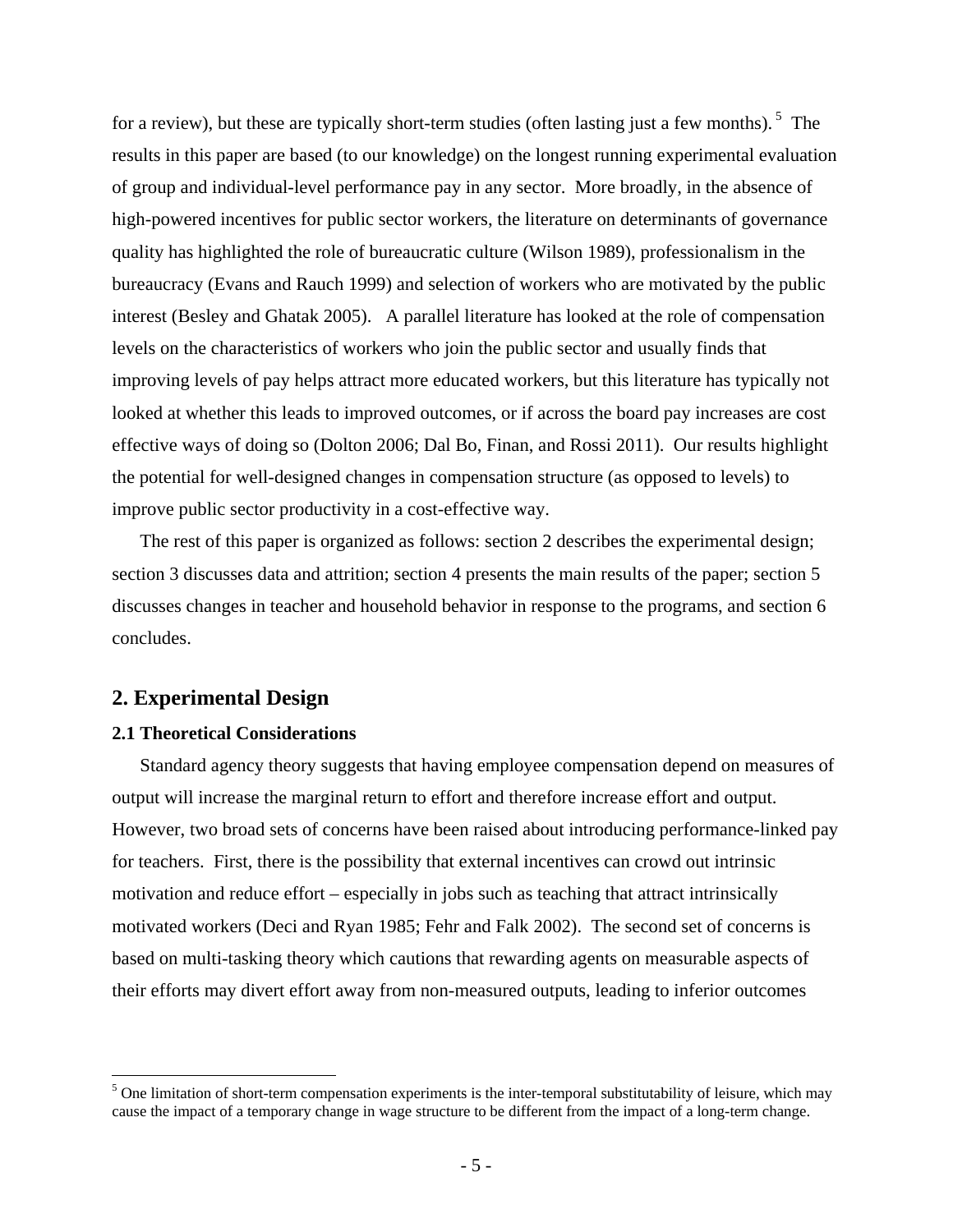for a review), but these are typically short-term studies (often lasting just a few months). [5] The results in this paper are based (to our knowledge) on the longest running experimental evaluation of group and individual-level performance pay in any sector. More broadly, in the absence of high-powered incentives for public sector workers, the literature on determinants of governance quality has highlighted the role of bureaucratic culture (Wilson 1989), professionalism in the bureaucracy (Evans and Rauch 1999) and selection of workers who are motivated by the public interest (Besley and Ghatak 2005). A parallel literature has looked at the role of compensation levels on the characteristics of workers who join the public sector and usually finds that improving levels of pay helps attract more educated workers, but this literature has typically not looked at whether this leads to improved outcomes, or if across the board pay increases are cost effective ways of doing so (Dolton 2006; Dal Bo, Finan, and Rossi 2011). Our results highlight the potential for well-designed changes in compensation structure (as opposed to levels) to improve public sector productivity in a cost-effective way.

The rest of this paper is organized as follows: section 2 describes the experimental design; section 3 discusses data and attrition; section 4 presents the main results of the paper; section 5 discusses changes in teacher and household behavior in response to the programs, and section 6 concludes.

## 2. Experimental Design

### 2.1 Theoretical Considerations

Standard agency theory suggests that having employee compensation depend on measures of output will increase the marginal return to effort and therefore increase effort and output. However, two broad sets of concerns have been raised about introducing performance-linked pay for teachers. First, there is the possibility that external incentives can crowd out intrinsic motivation and reduce effort – especially in jobs such as teaching that attract intrinsically motivated workers (Deci and Ryan 1985; Fehr and Falk 2002). The second set of concerns is based on multi-tasking theory which cautions that rewarding agents on measurable aspects of their efforts may divert effort away from non-measured outputs, leading to inferior outcomes

[5] One limitation of short-term compensation experiments is the inter-temporal substitutability of leisure, which may cause the impact of a temporary change in wage structure to be different from the impact of a long-term change.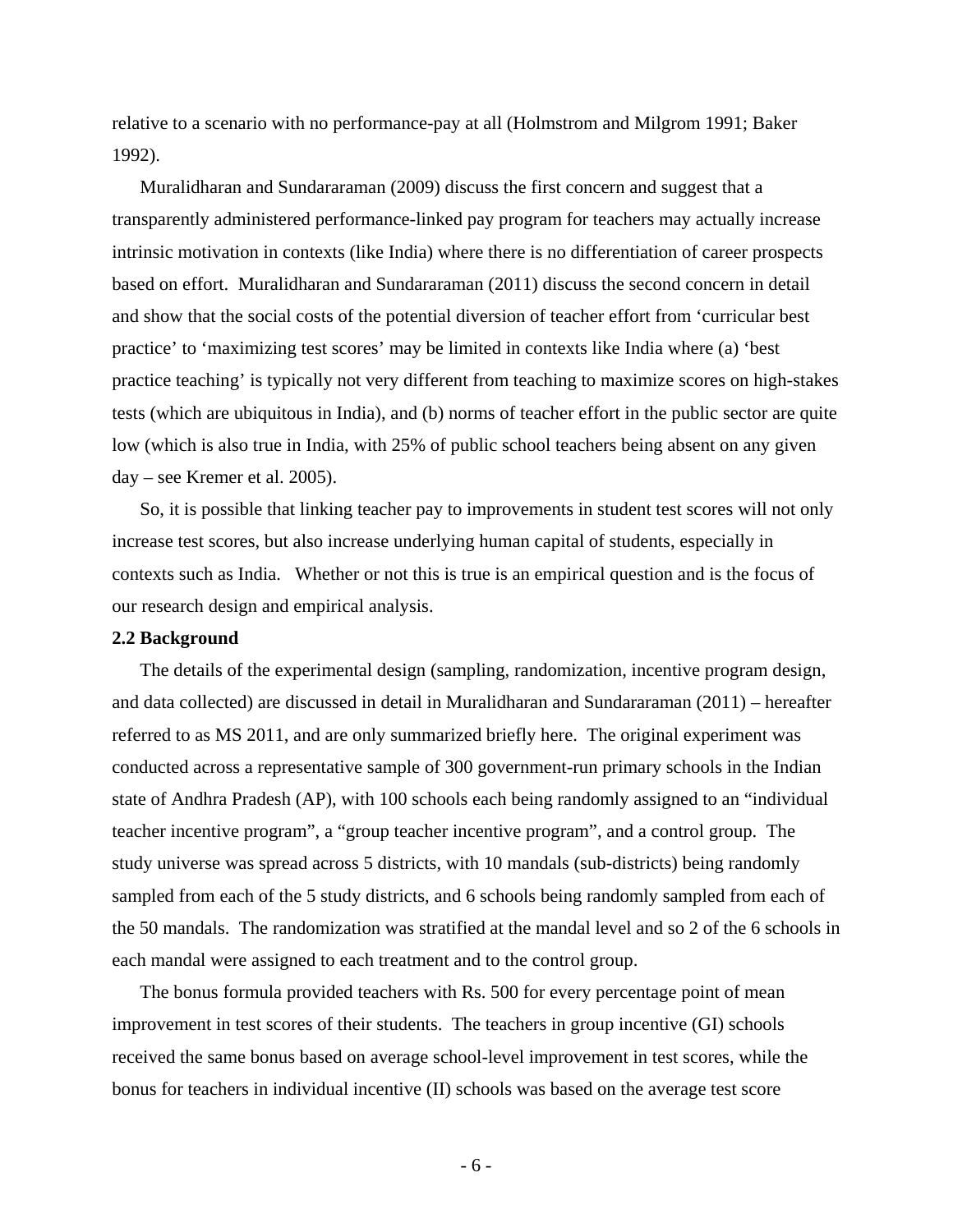relative to a scenario with no performance-pay at all (Holmstrom and Milgrom 1991; Baker 1992).

Muralidharan and Sundararaman (2009) discuss the first concern and suggest that a transparently administered performance-linked pay program for teachers may actually increase intrinsic motivation in contexts (like India) where there is no differentiation of career prospects based on effort. Muralidharan and Sundararaman (2011) discuss the second concern in detail and show that the social costs of the potential diversion of teacher effort from 'curricular best practice' to 'maximizing test scores' may be limited in contexts like India where (a) 'best practice teaching' is typically not very different from teaching to maximize scores on high-stakes tests (which are ubiquitous in India), and (b) norms of teacher effort in the public sector are quite low (which is also true in India, with 25% of public school teachers being absent on any given day – see Kremer et al. 2005).

So, it is possible that linking teacher pay to improvements in student test scores will not only increase test scores, but also increase underlying human capital of students, especially in contexts such as India. Whether or not this is true is an empirical question and is the focus of our research design and empirical analysis.

### 2.2 Background

The details of the experimental design (sampling, randomization, incentive program design, and data collected) are discussed in detail in Muralidharan and Sundararaman (2011) – hereafter referred to as MS 2011, and are only summarized briefly here. The original experiment was conducted across a representative sample of 300 government-run primary schools in the Indian state of Andhra Pradesh (AP), with 100 schools each being randomly assigned to an "individual teacher incentive program", a "group teacher incentive program", and a control group. The study universe was spread across 5 districts, with 10 mandals (sub-districts) being randomly sampled from each of the 5 study districts, and 6 schools being randomly sampled from each of the 50 mandals. The randomization was stratified at the mandal level and so 2 of the 6 schools in each mandal were assigned to each treatment and to the control group.

The bonus formula provided teachers with Rs. 500 for every percentage point of mean improvement in test scores of their students. The teachers in group incentive (GI) schools received the same bonus based on average school-level improvement in test scores, while the bonus for teachers in individual incentive (II) schools was based on the average test score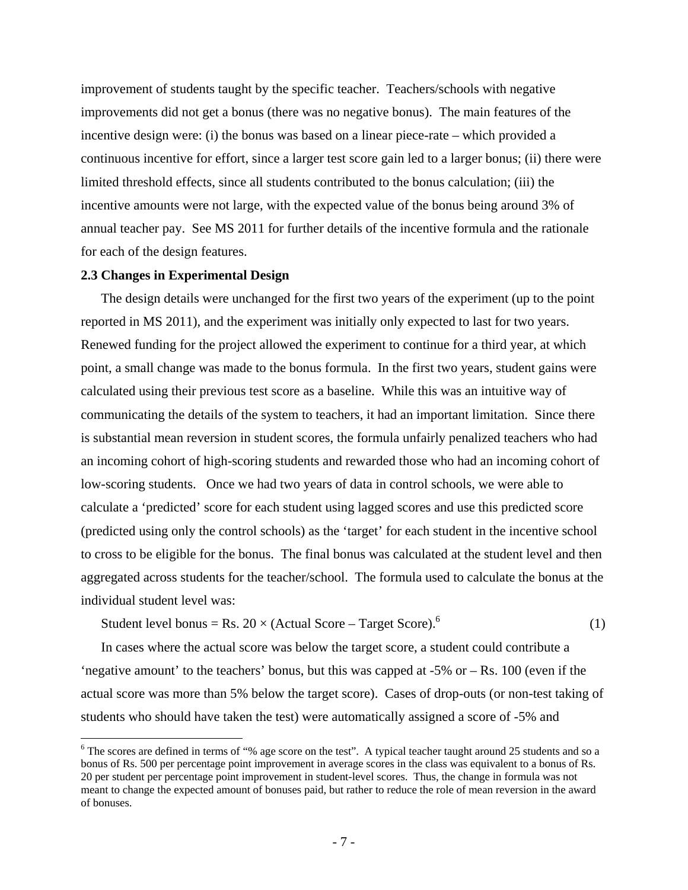improvement of students taught by the specific teacher. Teachers/schools with negative improvements did not get a bonus (there was no negative bonus). The main features of the incentive design were: (i) the bonus was based on a linear piece-rate – which provided a continuous incentive for effort, since a larger test score gain led to a larger bonus; (ii) there were limited threshold effects, since all students contributed to the bonus calculation; (iii) the incentive amounts were not large, with the expected value of the bonus being around 3% of annual teacher pay. See MS 2011 for further details of the incentive formula and the rationale for each of the design features.

### 2.3 Changes in Experimental Design

The design details were unchanged for the first two years of the experiment (up to the point reported in MS 2011), and the experiment was initially only expected to last for two years. Renewed funding for the project allowed the experiment to continue for a third year, at which point, a small change was made to the bonus formula. In the first two years, student gains were calculated using their previous test score as a baseline. While this was an intuitive way of communicating the details of the system to teachers, it had an important limitation. Since there is substantial mean reversion in student scores, the formula unfairly penalized teachers who had an incoming cohort of high-scoring students and rewarded those who had an incoming cohort of low-scoring students. Once we had two years of data in control schools, we were able to calculate a 'predicted' score for each student using lagged scores and use this predicted score (predicted using only the control schools) as the 'target' for each student in the incentive school to cross to be eligible for the bonus. The final bonus was calculated at the student level and then aggregated across students for the teacher/school. The formula used to calculate the bonus at the individual student level was:

$$\text{Student level bonus} = \text{Rs. } 20 \times (\text{Actual Score} - \text{Target Score}).^{6} \tag{1}$$

In cases where the actual score was below the target score, a student could contribute a 'negative amount' to the teachers' bonus, but this was capped at -5% or – Rs. 100 (even if the actual score was more than 5% below the target score). Cases of drop-outs (or non-test taking of students who should have taken the test) were automatically assigned a score of -5% and

[6] The scores are defined in terms of "% age score on the test". A typical teacher taught around 25 students and so a bonus of Rs. 500 per percentage point improvement in average scores in the class was equivalent to a bonus of Rs. 20 per student per percentage point improvement in student-level scores. Thus, the change in formula was not meant to change the expected amount of bonuses paid, but rather to reduce the role of mean reversion in the award of bonuses.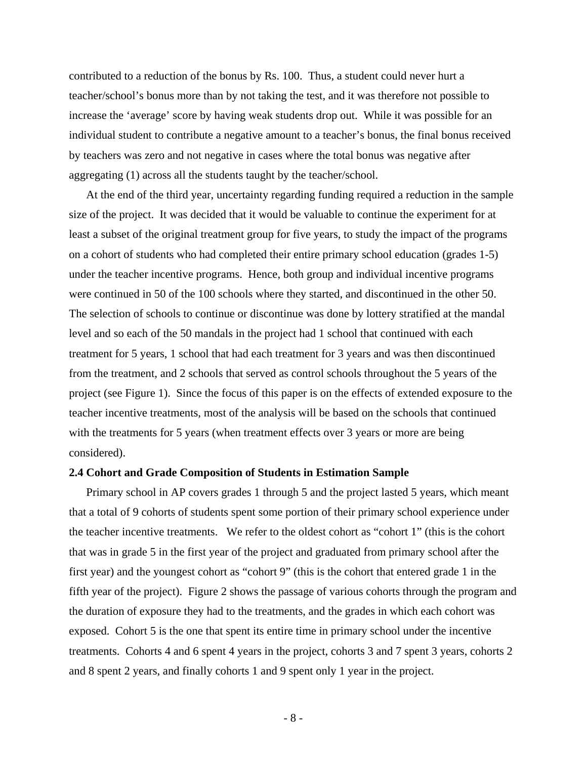contributed to a reduction of the bonus by Rs. 100. Thus, a student could never hurt a teacher/school's bonus more than by not taking the test, and it was therefore not possible to increase the 'average' score by having weak students drop out. While it was possible for an individual student to contribute a negative amount to a teacher's bonus, the final bonus received by teachers was zero and not negative in cases where the total bonus was negative after aggregating (1) across all the students taught by the teacher/school.

At the end of the third year, uncertainty regarding funding required a reduction in the sample size of the project. It was decided that it would be valuable to continue the experiment for at least a subset of the original treatment group for five years, to study the impact of the programs on a cohort of students who had completed their entire primary school education (grades 1-5) under the teacher incentive programs. Hence, both group and individual incentive programs were continued in 50 of the 100 schools where they started, and discontinued in the other 50. The selection of schools to continue or discontinue was done by lottery stratified at the mandal level and so each of the 50 mandals in the project had 1 school that continued with each treatment for 5 years, 1 school that had each treatment for 3 years and was then discontinued from the treatment, and 2 schools that served as control schools throughout the 5 years of the project (see Figure 1). Since the focus of this paper is on the effects of extended exposure to the teacher incentive treatments, most of the analysis will be based on the schools that continued with the treatments for 5 years (when treatment effects over 3 years or more are being considered).

**2.4 Cohort and Grade Composition of Students in Estimation Sample**

Primary school in AP covers grades 1 through 5 and the project lasted 5 years, which meant that a total of 9 cohorts of students spent some portion of their primary school experience under the teacher incentive treatments. We refer to the oldest cohort as "cohort 1" (this is the cohort that was in grade 5 in the first year of the project and graduated from primary school after the first year) and the youngest cohort as "cohort 9" (this is the cohort that entered grade 1 in the fifth year of the project). Figure 2 shows the passage of various cohorts through the program and the duration of exposure they had to the treatments, and the grades in which each cohort was exposed. Cohort 5 is the one that spent its entire time in primary school under the incentive treatments. Cohorts 4 and 6 spent 4 years in the project, cohorts 3 and 7 spent 3 years, cohorts 2 and 8 spent 2 years, and finally cohorts 1 and 9 spent only 1 year in the project.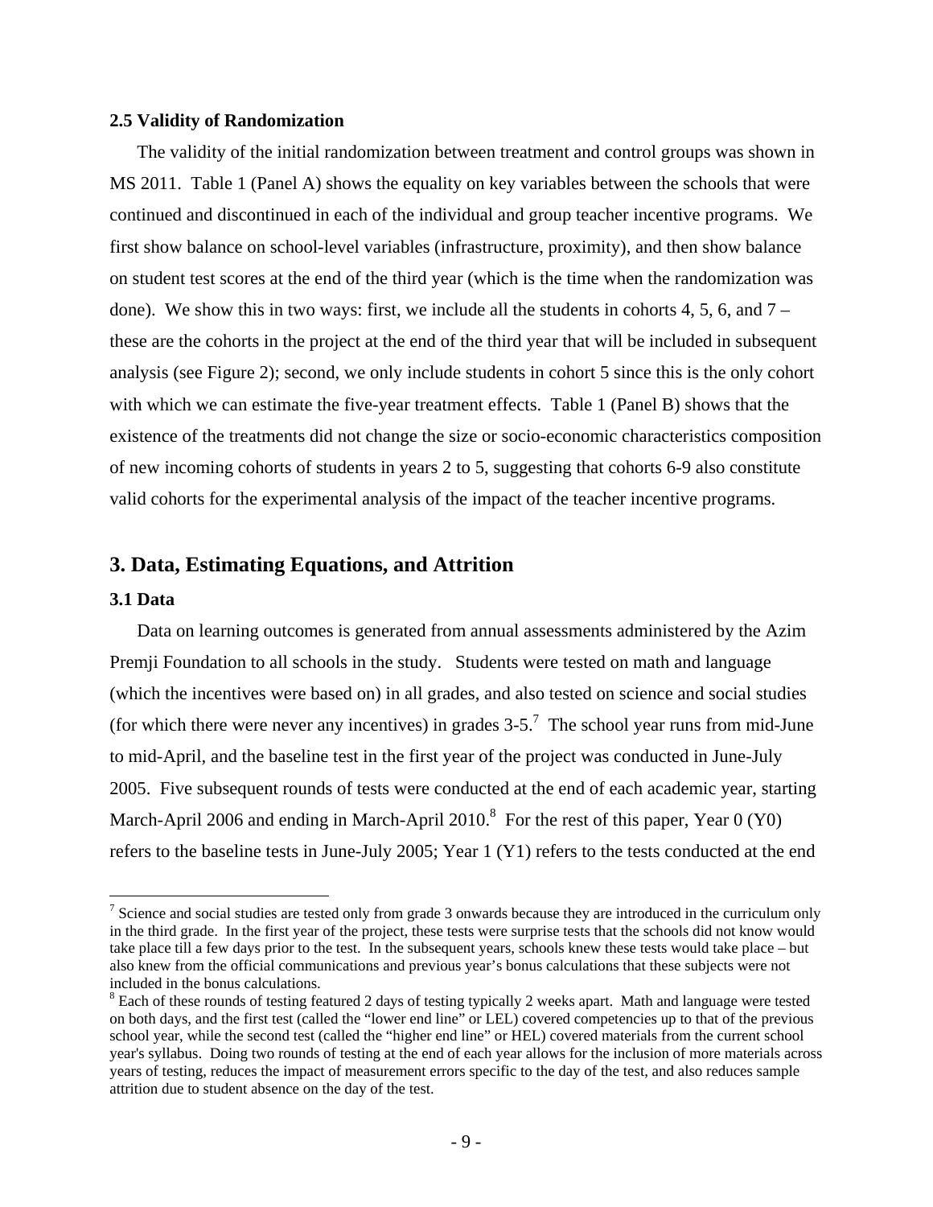### 2.5 Validity of Randomization

The validity of the initial randomization between treatment and control groups was shown in MS 2011. Table 1 (Panel A) shows the equality on key variables between the schools that were continued and discontinued in each of the individual and group teacher incentive programs. We first show balance on school-level variables (infrastructure, proximity), and then show balance on student test scores at the end of the third year (which is the time when the randomization was done). We show this in two ways: first, we include all the students in cohorts 4, 5, 6, and 7 – these are the cohorts in the project at the end of the third year that will be included in subsequent analysis (see Figure 2); second, we only include students in cohort 5 since this is the only cohort with which we can estimate the five-year treatment effects. Table 1 (Panel B) shows that the existence of the treatments did not change the size or socio-economic characteristics composition of new incoming cohorts of students in years 2 to 5, suggesting that cohorts 6-9 also constitute valid cohorts for the experimental analysis of the impact of the teacher incentive programs.

## 3. Data, Estimating Equations, and Attrition

### 3.1 Data

Data on learning outcomes is generated from annual assessments administered by the Azim Premji Foundation to all schools in the study. Students were tested on math and language (which the incentives were based on) in all grades, and also tested on science and social studies (for which there were never any incentives) in grades 3-5.[7] The school year runs from mid-June to mid-April, and the baseline test in the first year of the project was conducted in June-July 2005. Five subsequent rounds of tests were conducted at the end of each academic year, starting March-April 2006 and ending in March-April 2010.[8] For the rest of this paper, Year 0 (Y0) refers to the baseline tests in June-July 2005; Year 1 (Y1) refers to the tests conducted at the end

[7] Science and social studies are tested only from grade 3 onwards because they are introduced in the curriculum only in the third grade. In the first year of the project, these tests were surprise tests that the schools did not know would take place till a few days prior to the test. In the subsequent years, schools knew these tests would take place – but also knew from the official communications and previous year's bonus calculations that these subjects were not included in the bonus calculations.

[8] Each of these rounds of testing featured 2 days of testing typically 2 weeks apart. Math and language were tested on both days, and the first test (called the "lower end line" or LEL) covered competencies up to that of the previous school year, while the second test (called the "higher end line" or HEL) covered materials from the current school year's syllabus. Doing two rounds of testing at the end of each year allows for the inclusion of more materials across years of testing, reduces the impact of measurement errors specific to the day of the test, and also reduces sample attrition due to student absence on the day of the test.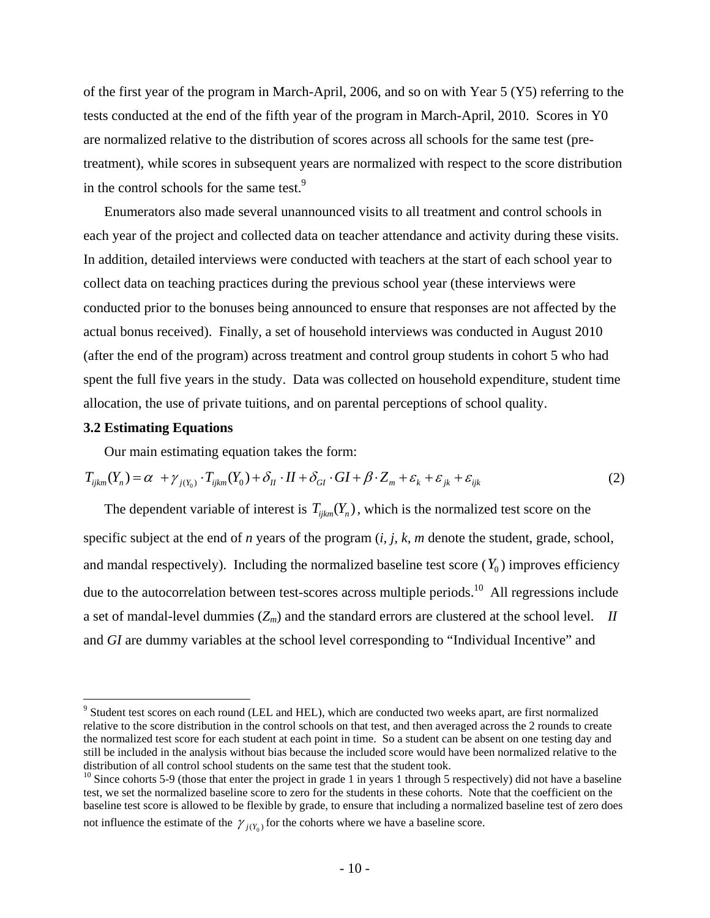of the first year of the program in March-April, 2006, and so on with Year 5 (Y5) referring to the tests conducted at the end of the fifth year of the program in March-April, 2010. Scores in Y0 are normalized relative to the distribution of scores across all schools for the same test (pre-treatment), while scores in subsequent years are normalized with respect to the score distribution in the control schools for the same test.[9]

Enumerators also made several unannounced visits to all treatment and control schools in each year of the project and collected data on teacher attendance and activity during these visits. In addition, detailed interviews were conducted with teachers at the start of each school year to collect data on teaching practices during the previous school year (these interviews were conducted prior to the bonuses being announced to ensure that responses are not affected by the actual bonus received). Finally, a set of household interviews was conducted in August 2010 (after the end of the program) across treatment and control group students in cohort 5 who had spent the full five years in the study. Data was collected on household expenditure, student time allocation, the use of private tuitions, and on parental perceptions of school quality.

### 3.2 Estimating Equations

Our main estimating equation takes the form:

$$T_{ijkm}(Y_n) = \alpha + \gamma_{j(Y_0)} \cdot T_{ijkm}(Y_0) + \delta_{II} \cdot II + \delta_{GI} \cdot GI + \beta \cdot Z_m + \varepsilon_k + \varepsilon_{jk} + \varepsilon_{ijk} \tag{2}$$

The dependent variable of interest is $T_{ijkm}(Y_n)$, which is the normalized test score on the specific subject at the end of *n* years of the program (*i, j, k, m* denote the student, grade, school, and mandal respectively). Including the normalized baseline test score ($Y_0$) improves efficiency due to the autocorrelation between test-scores across multiple periods.[10] All regressions include a set of mandal-level dummies ($Z_m$) and the standard errors are clustered at the school level. *II* and *GI* are dummy variables at the school level corresponding to "Individual Incentive" and

---

[9] Student test scores on each round (LEL and HEL), which are conducted two weeks apart, are first normalized relative to the score distribution in the control schools on that test, and then averaged across the 2 rounds to create the normalized test score for each student at each point in time. So a student can be absent on one testing day and still be included in the analysis without bias because the included score would have been normalized relative to the distribution of all control school students on the same test that the student took.

[10] Since cohorts 5-9 (those that enter the project in grade 1 in years 1 through 5 respectively) did not have a baseline test, we set the normalized baseline score to zero for the students in these cohorts. Note that the coefficient on the baseline test score is allowed to be flexible by grade, to ensure that including a normalized baseline test of zero does not influence the estimate of the $\gamma_{j(Y_0)}$ for the cohorts where we have a baseline score.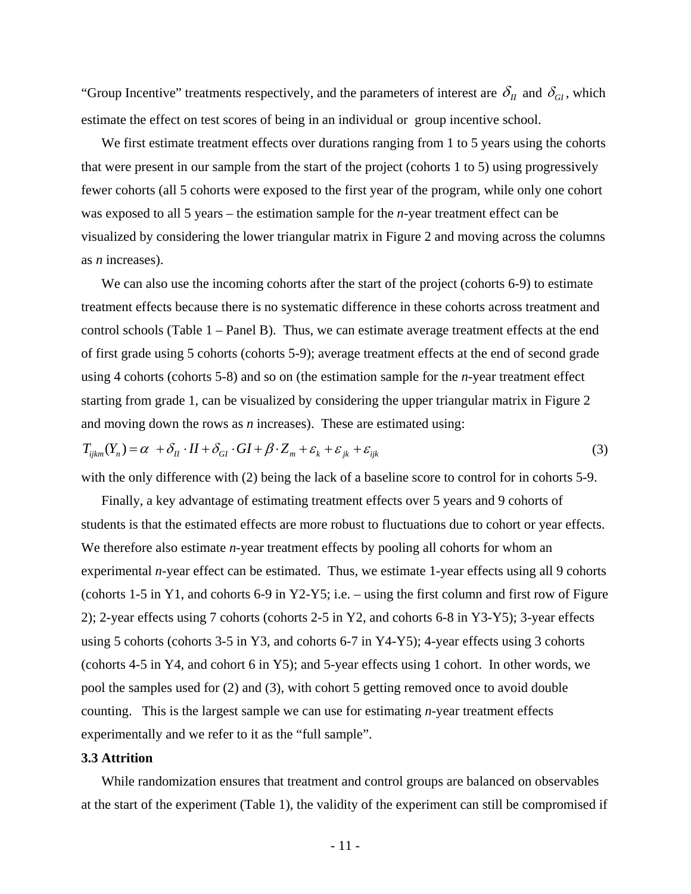"Group Incentive" treatments respectively, and the parameters of interest are $\delta_{II}$ and $\delta_{GI}$, which estimate the effect on test scores of being in an individual or group incentive school.

We first estimate treatment effects over durations ranging from 1 to 5 years using the cohorts that were present in our sample from the start of the project (cohorts 1 to 5) using progressively fewer cohorts (all 5 cohorts were exposed to the first year of the program, while only one cohort was exposed to all 5 years – the estimation sample for the *n*-year treatment effect can be visualized by considering the lower triangular matrix in Figure 2 and moving across the columns as *n* increases).

We can also use the incoming cohorts after the start of the project (cohorts 6-9) to estimate treatment effects because there is no systematic difference in these cohorts across treatment and control schools (Table 1 – Panel B). Thus, we can estimate average treatment effects at the end of first grade using 5 cohorts (cohorts 5-9); average treatment effects at the end of second grade using 4 cohorts (cohorts 5-8) and so on (the estimation sample for the *n*-year treatment effect starting from grade 1, can be visualized by considering the upper triangular matrix in Figure 2 and moving down the rows as *n* increases). These are estimated using:

$$T_{ijkm}(Y_n) = \alpha + \delta_{II} \cdot II + \delta_{GI} \cdot GI + \beta \cdot Z_m + \varepsilon_k + \varepsilon_{jk} + \varepsilon_{ijk} \tag{3}$$

with the only difference with (2) being the lack of a baseline score to control for in cohorts 5-9.

Finally, a key advantage of estimating treatment effects over 5 years and 9 cohorts of students is that the estimated effects are more robust to fluctuations due to cohort or year effects. We therefore also estimate *n*-year treatment effects by pooling all cohorts for whom an experimental *n*-year effect can be estimated. Thus, we estimate 1-year effects using all 9 cohorts (cohorts 1-5 in Y1, and cohorts 6-9 in Y2-Y5; i.e. – using the first column and first row of Figure 2); 2-year effects using 7 cohorts (cohorts 2-5 in Y2, and cohorts 6-8 in Y3-Y5); 3-year effects using 5 cohorts (cohorts 3-5 in Y3, and cohorts 6-7 in Y4-Y5); 4-year effects using 3 cohorts (cohorts 4-5 in Y4, and cohort 6 in Y5); and 5-year effects using 1 cohort. In other words, we pool the samples used for (2) and (3), with cohort 5 getting removed once to avoid double counting. This is the largest sample we can use for estimating *n*-year treatment effects experimentally and we refer to it as the "full sample".

### 3.3 Attrition

While randomization ensures that treatment and control groups are balanced on observables at the start of the experiment (Table 1), the validity of the experiment can still be compromised if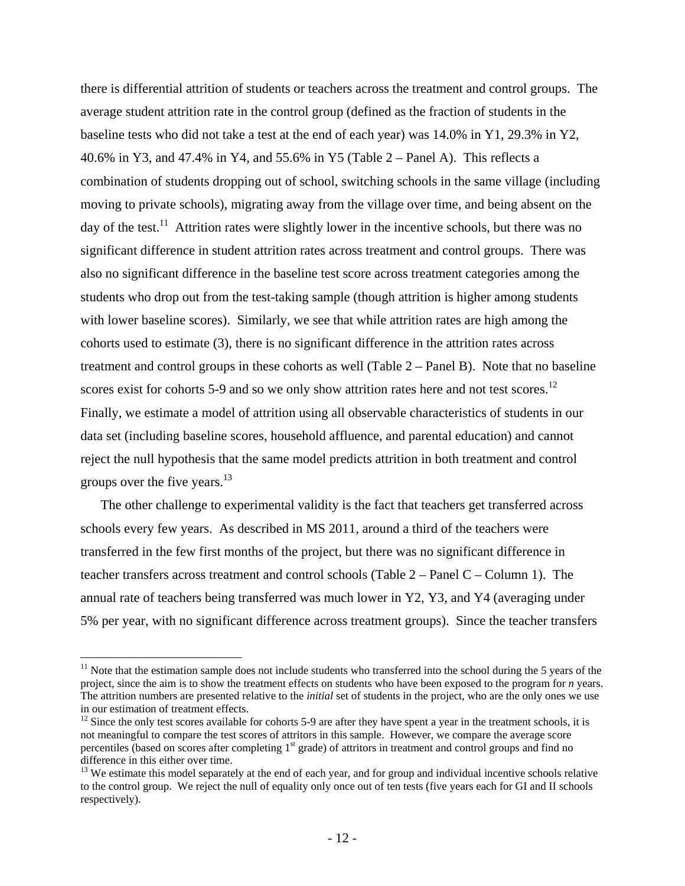there is differential attrition of students or teachers across the treatment and control groups. The average student attrition rate in the control group (defined as the fraction of students in the baseline tests who did not take a test at the end of each year) was 14.0% in Y1, 29.3% in Y2, 40.6% in Y3, and 47.4% in Y4, and 55.6% in Y5 (Table 2 – Panel A). This reflects a combination of students dropping out of school, switching schools in the same village (including moving to private schools), migrating away from the village over time, and being absent on the day of the test.[11] Attrition rates were slightly lower in the incentive schools, but there was no significant difference in student attrition rates across treatment and control groups. There was also no significant difference in the baseline test score across treatment categories among the students who drop out from the test-taking sample (though attrition is higher among students with lower baseline scores). Similarly, we see that while attrition rates are high among the cohorts used to estimate (3), there is no significant difference in the attrition rates across treatment and control groups in these cohorts as well (Table 2 – Panel B). Note that no baseline scores exist for cohorts 5-9 and so we only show attrition rates here and not test scores.[12] Finally, we estimate a model of attrition using all observable characteristics of students in our data set (including baseline scores, household affluence, and parental education) and cannot reject the null hypothesis that the same model predicts attrition in both treatment and control groups over the five years.[13]

The other challenge to experimental validity is the fact that teachers get transferred across schools every few years. As described in MS 2011, around a third of the teachers were transferred in the few first months of the project, but there was no significant difference in teacher transfers across treatment and control schools (Table 2 – Panel C – Column 1). The annual rate of teachers being transferred was much lower in Y2, Y3, and Y4 (averaging under 5% per year, with no significant difference across treatment groups). Since the teacher transfers

---

[11] Note that the estimation sample does not include students who transferred into the school during the 5 years of the project, since the aim is to show the treatment effects on students who have been exposed to the program for *n* years. The attrition numbers are presented relative to the *initial* set of students in the project, who are the only ones we use in our estimation of treatment effects.

[12] Since the only test scores available for cohorts 5-9 are after they have spent a year in the treatment schools, it is not meaningful to compare the test scores of attritors in this sample. However, we compare the average score percentiles (based on scores after completing 1st grade) of attritors in treatment and control groups and find no difference in this either over time.

[13] We estimate this model separately at the end of each year, and for group and individual incentive schools relative to the control group. We reject the null of equality only once out of ten tests (five years each for GI and II schools respectively).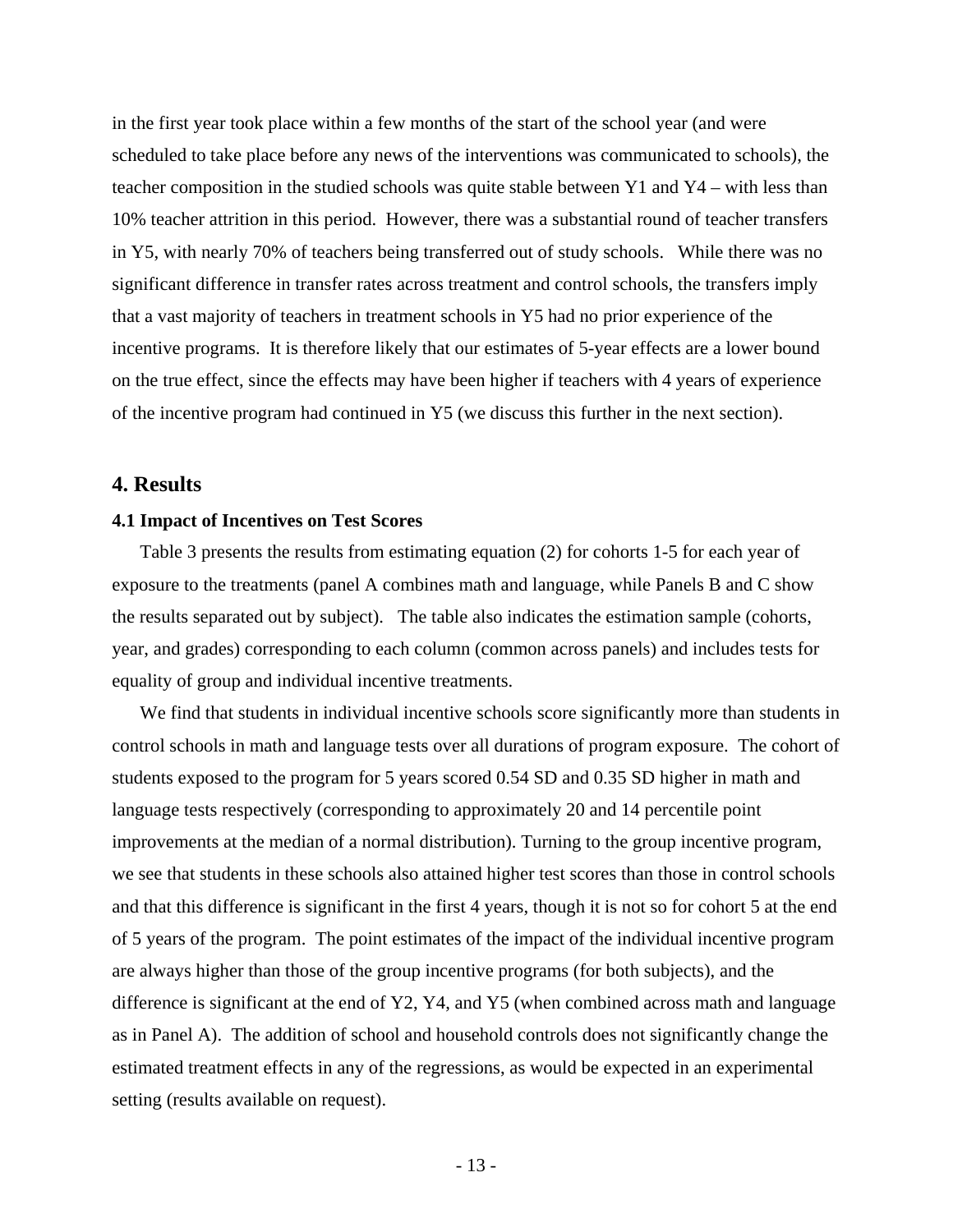in the first year took place within a few months of the start of the school year (and were scheduled to take place before any news of the interventions was communicated to schools), the teacher composition in the studied schools was quite stable between Y1 and Y4 – with less than 10% teacher attrition in this period. However, there was a substantial round of teacher transfers in Y5, with nearly 70% of teachers being transferred out of study schools. While there was no significant difference in transfer rates across treatment and control schools, the transfers imply that a vast majority of teachers in treatment schools in Y5 had no prior experience of the incentive programs. It is therefore likely that our estimates of 5-year effects are a lower bound on the true effect, since the effects may have been higher if teachers with 4 years of experience of the incentive program had continued in Y5 (we discuss this further in the next section).

## 4. Results

### 4.1 Impact of Incentives on Test Scores

Table 3 presents the results from estimating equation (2) for cohorts 1-5 for each year of exposure to the treatments (panel A combines math and language, while Panels B and C show the results separated out by subject). The table also indicates the estimation sample (cohorts, year, and grades) corresponding to each column (common across panels) and includes tests for equality of group and individual incentive treatments.

We find that students in individual incentive schools score significantly more than students in control schools in math and language tests over all durations of program exposure. The cohort of students exposed to the program for 5 years scored 0.54 SD and 0.35 SD higher in math and language tests respectively (corresponding to approximately 20 and 14 percentile point improvements at the median of a normal distribution). Turning to the group incentive program, we see that students in these schools also attained higher test scores than those in control schools and that this difference is significant in the first 4 years, though it is not so for cohort 5 at the end of 5 years of the program. The point estimates of the impact of the individual incentive program are always higher than those of the group incentive programs (for both subjects), and the difference is significant at the end of Y2, Y4, and Y5 (when combined across math and language as in Panel A). The addition of school and household controls does not significantly change the estimated treatment effects in any of the regressions, as would be expected in an experimental setting (results available on request).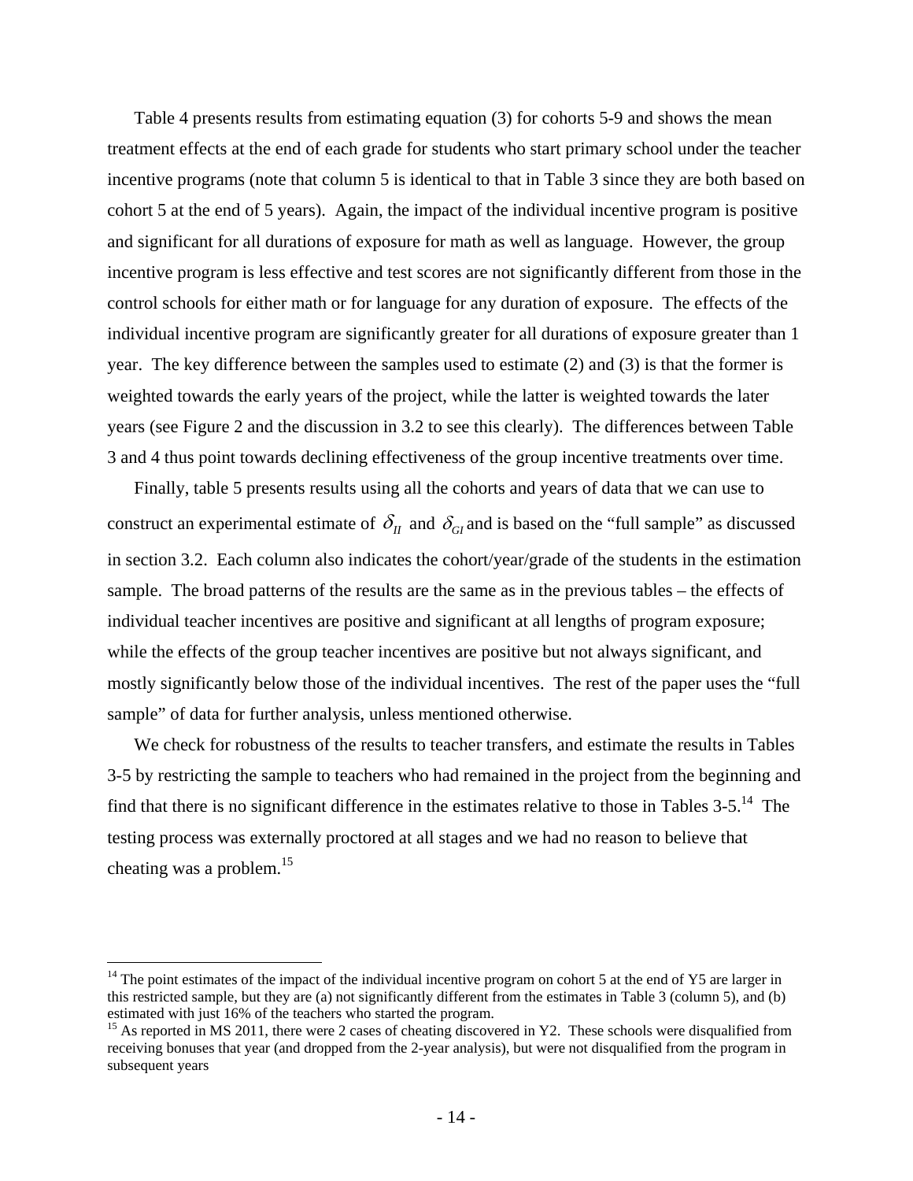Table 4 presents results from estimating equation (3) for cohorts 5-9 and shows the mean treatment effects at the end of each grade for students who start primary school under the teacher incentive programs (note that column 5 is identical to that in Table 3 since they are both based on cohort 5 at the end of 5 years). Again, the impact of the individual incentive program is positive and significant for all durations of exposure for math as well as language. However, the group incentive program is less effective and test scores are not significantly different from those in the control schools for either math or for language for any duration of exposure. The effects of the individual incentive program are significantly greater for all durations of exposure greater than 1 year. The key difference between the samples used to estimate (2) and (3) is that the former is weighted towards the early years of the project, while the latter is weighted towards the later years (see Figure 2 and the discussion in 3.2 to see this clearly). The differences between Table 3 and 4 thus point towards declining effectiveness of the group incentive treatments over time.

Finally, table 5 presents results using all the cohorts and years of data that we can use to construct an experimental estimate of $\delta_{II}$ and $\delta_{GI}$ and is based on the "full sample" as discussed in section 3.2. Each column also indicates the cohort/year/grade of the students in the estimation sample. The broad patterns of the results are the same as in the previous tables – the effects of individual teacher incentives are positive and significant at all lengths of program exposure; while the effects of the group teacher incentives are positive but not always significant, and mostly significantly below those of the individual incentives. The rest of the paper uses the "full sample" of data for further analysis, unless mentioned otherwise.

We check for robustness of the results to teacher transfers, and estimate the results in Tables 3-5 by restricting the sample to teachers who had remained in the project from the beginning and find that there is no significant difference in the estimates relative to those in Tables 3-5.[14] The testing process was externally proctored at all stages and we had no reason to believe that cheating was a problem.[15]

---

[14] The point estimates of the impact of the individual incentive program on cohort 5 at the end of Y5 are larger in this restricted sample, but they are (a) not significantly different from the estimates in Table 3 (column 5), and (b) estimated with just 16% of the teachers who started the program.

[15] As reported in MS 2011, there were 2 cases of cheating discovered in Y2. These schools were disqualified from receiving bonuses that year (and dropped from the 2-year analysis), but were not disqualified from the program in subsequent years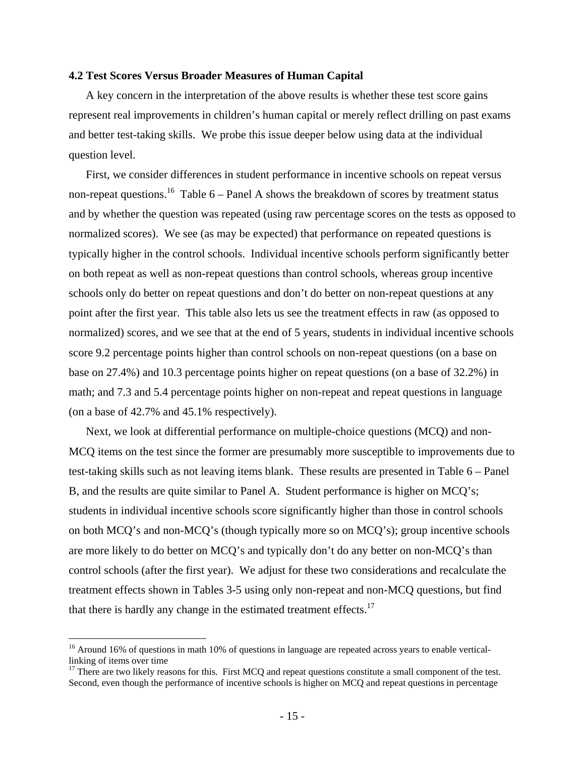### 4.2 Test Scores Versus Broader Measures of Human Capital

A key concern in the interpretation of the above results is whether these test score gains represent real improvements in children's human capital or merely reflect drilling on past exams and better test-taking skills. We probe this issue deeper below using data at the individual question level.

First, we consider differences in student performance in incentive schools on repeat versus non-repeat questions.[16] Table 6 – Panel A shows the breakdown of scores by treatment status and by whether the question was repeated (using raw percentage scores on the tests as opposed to normalized scores). We see (as may be expected) that performance on repeated questions is typically higher in the control schools. Individual incentive schools perform significantly better on both repeat as well as non-repeat questions than control schools, whereas group incentive schools only do better on repeat questions and don't do better on non-repeat questions at any point after the first year. This table also lets us see the treatment effects in raw (as opposed to normalized) scores, and we see that at the end of 5 years, students in individual incentive schools score 9.2 percentage points higher than control schools on non-repeat questions (on a base on base on 27.4%) and 10.3 percentage points higher on repeat questions (on a base of 32.2%) in math; and 7.3 and 5.4 percentage points higher on non-repeat and repeat questions in language (on a base of 42.7% and 45.1% respectively).

Next, we look at differential performance on multiple-choice questions (MCQ) and non-MCQ items on the test since the former are presumably more susceptible to improvements due to test-taking skills such as not leaving items blank. These results are presented in Table 6 – Panel B, and the results are quite similar to Panel A. Student performance is higher on MCQ's; students in individual incentive schools score significantly higher than those in control schools on both MCQ's and non-MCQ's (though typically more so on MCQ's); group incentive schools are more likely to do better on MCQ's and typically don't do any better on non-MCQ's than control schools (after the first year). We adjust for these two considerations and recalculate the treatment effects shown in Tables 3-5 using only non-repeat and non-MCQ questions, but find that there is hardly any change in the estimated treatment effects.[17]

---

[16] Around 16% of questions in math 10% of questions in language are repeated across years to enable vertical-linking of items over time

[17] There are two likely reasons for this. First MCQ and repeat questions constitute a small component of the test. Second, even though the performance of incentive schools is higher on MCQ and repeat questions in percentage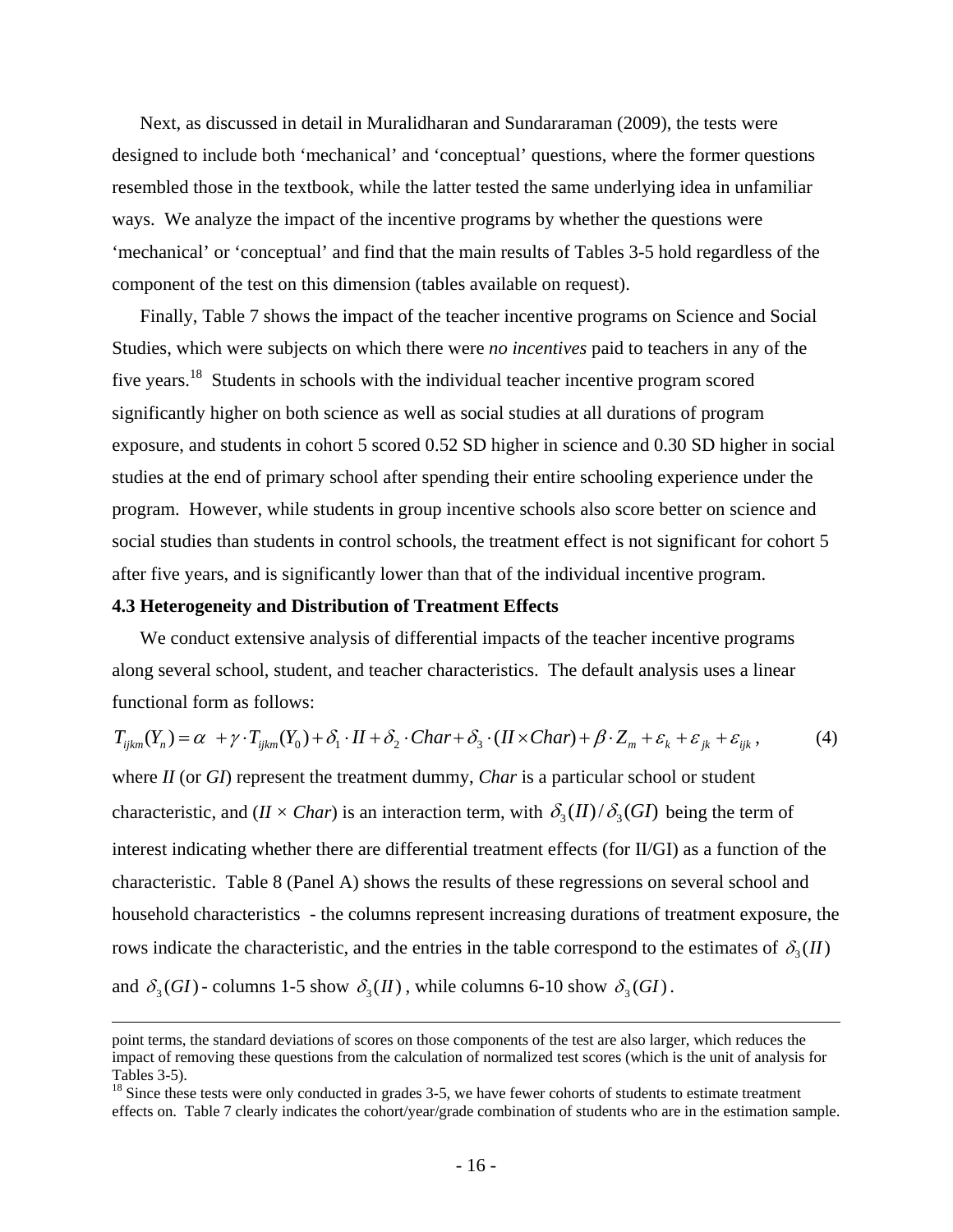Next, as discussed in detail in Muralidharan and Sundararaman (2009), the tests were designed to include both 'mechanical' and 'conceptual' questions, where the former questions resembled those in the textbook, while the latter tested the same underlying idea in unfamiliar ways. We analyze the impact of the incentive programs by whether the questions were 'mechanical' or 'conceptual' and find that the main results of Tables 3-5 hold regardless of the component of the test on this dimension (tables available on request).

Finally, Table 7 shows the impact of the teacher incentive programs on Science and Social Studies, which were subjects on which there were *no incentives* paid to teachers in any of the five years.[18] Students in schools with the individual teacher incentive program scored significantly higher on both science as well as social studies at all durations of program exposure, and students in cohort 5 scored 0.52 SD higher in science and 0.30 SD higher in social studies at the end of primary school after spending their entire schooling experience under the program. However, while students in group incentive schools also score better on science and social studies than students in control schools, the treatment effect is not significant for cohort 5 after five years, and is significantly lower than that of the individual incentive program.

**4.3 Heterogeneity and Distribution of Treatment Effects**

We conduct extensive analysis of differential impacts of the teacher incentive programs along several school, student, and teacher characteristics. The default analysis uses a linear functional form as follows:

$$T_{ijkm}(Y_n) = \alpha + \gamma \cdot T_{ijkm}(Y_0) + \delta_1 \cdot II + \delta_2 \cdot Char + \delta_3 \cdot (II \times Char) + \beta \cdot Z_m + \varepsilon_k + \varepsilon_{jk} + \varepsilon_{ijk}, \qquad (4)$$

where *II* (or *GI*) represent the treatment dummy, *Char* is a particular school or student characteristic, and (*II* × *Char*) is an interaction term, with $\delta_3(II)/\delta_3(GI)$ being the term of interest indicating whether there are differential treatment effects (for II/GI) as a function of the characteristic. Table 8 (Panel A) shows the results of these regressions on several school and household characteristics - the columns represent increasing durations of treatment exposure, the rows indicate the characteristic, and the entries in the table correspond to the estimates of $\delta_3(II)$ and $\delta_3(GI)$ - columns 1-5 show $\delta_3(II)$, while columns 6-10 show $\delta_3(GI)$.

---

point terms, the standard deviations of scores on those components of the test are also larger, which reduces the impact of removing these questions from the calculation of normalized test scores (which is the unit of analysis for Tables 3-5).

[18] Since these tests were only conducted in grades 3-5, we have fewer cohorts of students to estimate treatment effects on. Table 7 clearly indicates the cohort/year/grade combination of students who are in the estimation sample.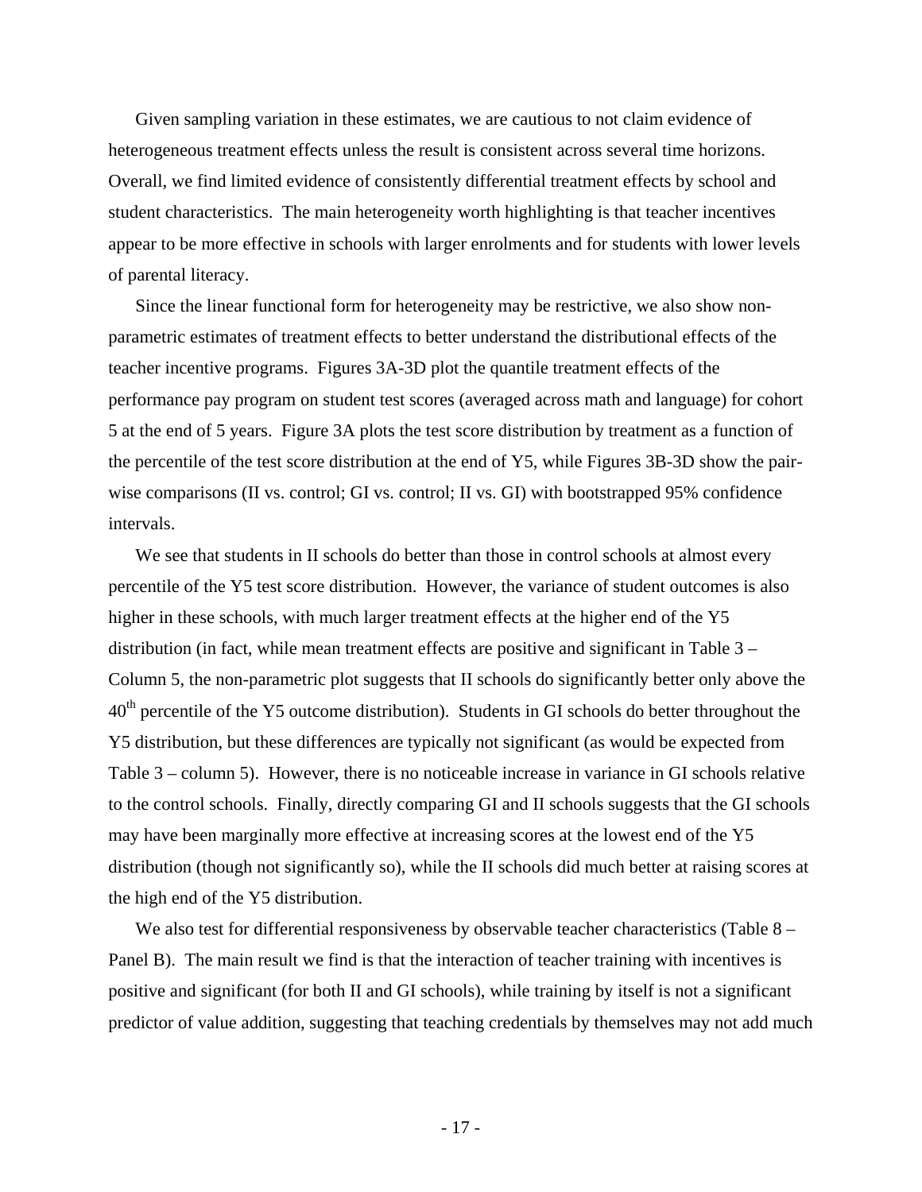Given sampling variation in these estimates, we are cautious to not claim evidence of heterogeneous treatment effects unless the result is consistent across several time horizons. Overall, we find limited evidence of consistently differential treatment effects by school and student characteristics. The main heterogeneity worth highlighting is that teacher incentives appear to be more effective in schools with larger enrolments and for students with lower levels of parental literacy.

Since the linear functional form for heterogeneity may be restrictive, we also show non-parametric estimates of treatment effects to better understand the distributional effects of the teacher incentive programs. Figures 3A-3D plot the quantile treatment effects of the performance pay program on student test scores (averaged across math and language) for cohort 5 at the end of 5 years. Figure 3A plots the test score distribution by treatment as a function of the percentile of the test score distribution at the end of Y5, while Figures 3B-3D show the pair-wise comparisons (II vs. control; GI vs. control; II vs. GI) with bootstrapped 95% confidence intervals.

We see that students in II schools do better than those in control schools at almost every percentile of the Y5 test score distribution. However, the variance of student outcomes is also higher in these schools, with much larger treatment effects at the higher end of the Y5 distribution (in fact, while mean treatment effects are positive and significant in Table 3 – Column 5, the non-parametric plot suggests that II schools do significantly better only above the 40th percentile of the Y5 outcome distribution). Students in GI schools do better throughout the Y5 distribution, but these differences are typically not significant (as would be expected from Table 3 – column 5). However, there is no noticeable increase in variance in GI schools relative to the control schools. Finally, directly comparing GI and II schools suggests that the GI schools may have been marginally more effective at increasing scores at the lowest end of the Y5 distribution (though not significantly so), while the II schools did much better at raising scores at the high end of the Y5 distribution.

We also test for differential responsiveness by observable teacher characteristics (Table 8 – Panel B). The main result we find is that the interaction of teacher training with incentives is positive and significant (for both II and GI schools), while training by itself is not a significant predictor of value addition, suggesting that teaching credentials by themselves may not add much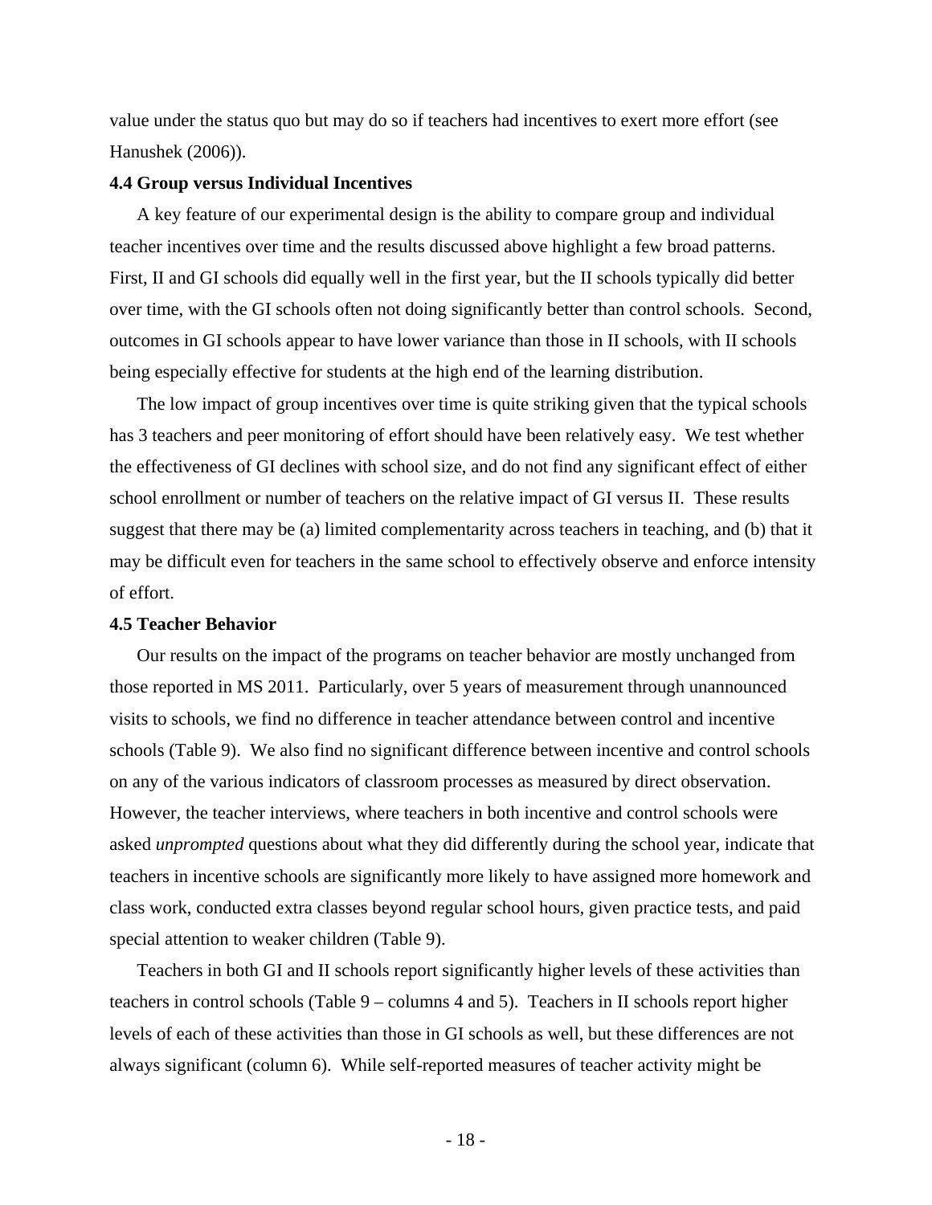value under the status quo but may do so if teachers had incentives to exert more effort (see Hanushek (2006)).

### 4.4 Group versus Individual Incentives

A key feature of our experimental design is the ability to compare group and individual teacher incentives over time and the results discussed above highlight a few broad patterns. First, II and GI schools did equally well in the first year, but the II schools typically did better over time, with the GI schools often not doing significantly better than control schools. Second, outcomes in GI schools appear to have lower variance than those in II schools, with II schools being especially effective for students at the high end of the learning distribution.

The low impact of group incentives over time is quite striking given that the typical schools has 3 teachers and peer monitoring of effort should have been relatively easy. We test whether the effectiveness of GI declines with school size, and do not find any significant effect of either school enrollment or number of teachers on the relative impact of GI versus II. These results suggest that there may be (a) limited complementarity across teachers in teaching, and (b) that it may be difficult even for teachers in the same school to effectively observe and enforce intensity of effort.

### 4.5 Teacher Behavior

Our results on the impact of the programs on teacher behavior are mostly unchanged from those reported in MS 2011. Particularly, over 5 years of measurement through unannounced visits to schools, we find no difference in teacher attendance between control and incentive schools (Table 9). We also find no significant difference between incentive and control schools on any of the various indicators of classroom processes as measured by direct observation. However, the teacher interviews, where teachers in both incentive and control schools were asked *unprompted* questions about what they did differently during the school year, indicate that teachers in incentive schools are significantly more likely to have assigned more homework and class work, conducted extra classes beyond regular school hours, given practice tests, and paid special attention to weaker children (Table 9).

Teachers in both GI and II schools report significantly higher levels of these activities than teachers in control schools (Table 9 – columns 4 and 5). Teachers in II schools report higher levels of each of these activities than those in GI schools as well, but these differences are not always significant (column 6). While self-reported measures of teacher activity might be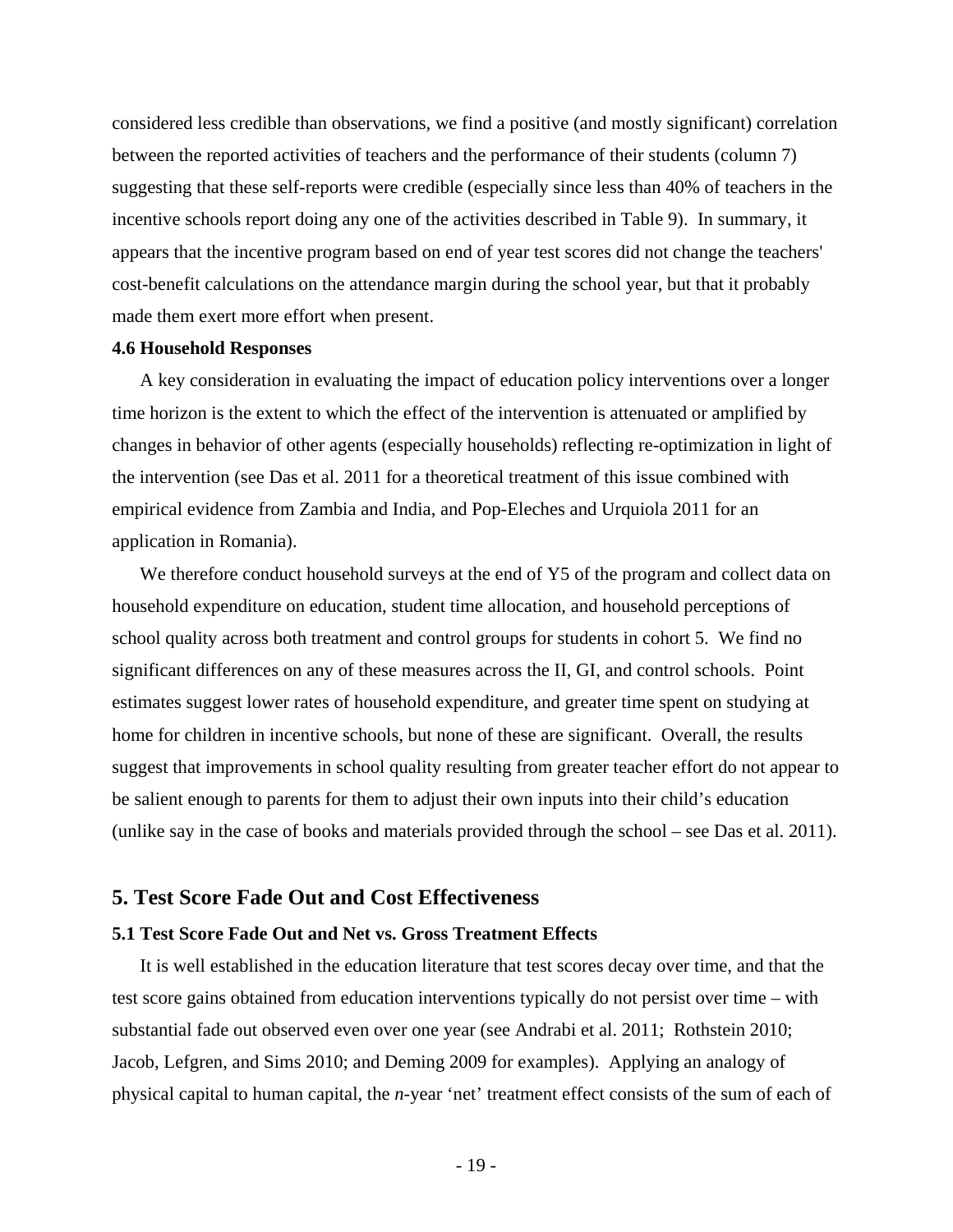considered less credible than observations, we find a positive (and mostly significant) correlation between the reported activities of teachers and the performance of their students (column 7) suggesting that these self-reports were credible (especially since less than 40% of teachers in the incentive schools report doing any one of the activities described in Table 9). In summary, it appears that the incentive program based on end of year test scores did not change the teachers' cost-benefit calculations on the attendance margin during the school year, but that it probably made them exert more effort when present.

### 4.6 Household Responses

A key consideration in evaluating the impact of education policy interventions over a longer time horizon is the extent to which the effect of the intervention is attenuated or amplified by changes in behavior of other agents (especially households) reflecting re-optimization in light of the intervention (see Das et al. 2011 for a theoretical treatment of this issue combined with empirical evidence from Zambia and India, and Pop-Eleches and Urquiola 2011 for an application in Romania).

We therefore conduct household surveys at the end of Y5 of the program and collect data on household expenditure on education, student time allocation, and household perceptions of school quality across both treatment and control groups for students in cohort 5. We find no significant differences on any of these measures across the II, GI, and control schools. Point estimates suggest lower rates of household expenditure, and greater time spent on studying at home for children in incentive schools, but none of these are significant. Overall, the results suggest that improvements in school quality resulting from greater teacher effort do not appear to be salient enough to parents for them to adjust their own inputs into their child's education (unlike say in the case of books and materials provided through the school – see Das et al. 2011).

## 5. Test Score Fade Out and Cost Effectiveness

### 5.1 Test Score Fade Out and Net vs. Gross Treatment Effects

It is well established in the education literature that test scores decay over time, and that the test score gains obtained from education interventions typically do not persist over time – with substantial fade out observed even over one year (see Andrabi et al. 2011; Rothstein 2010; Jacob, Lefgren, and Sims 2010; and Deming 2009 for examples). Applying an analogy of physical capital to human capital, the *n*-year 'net' treatment effect consists of the sum of each of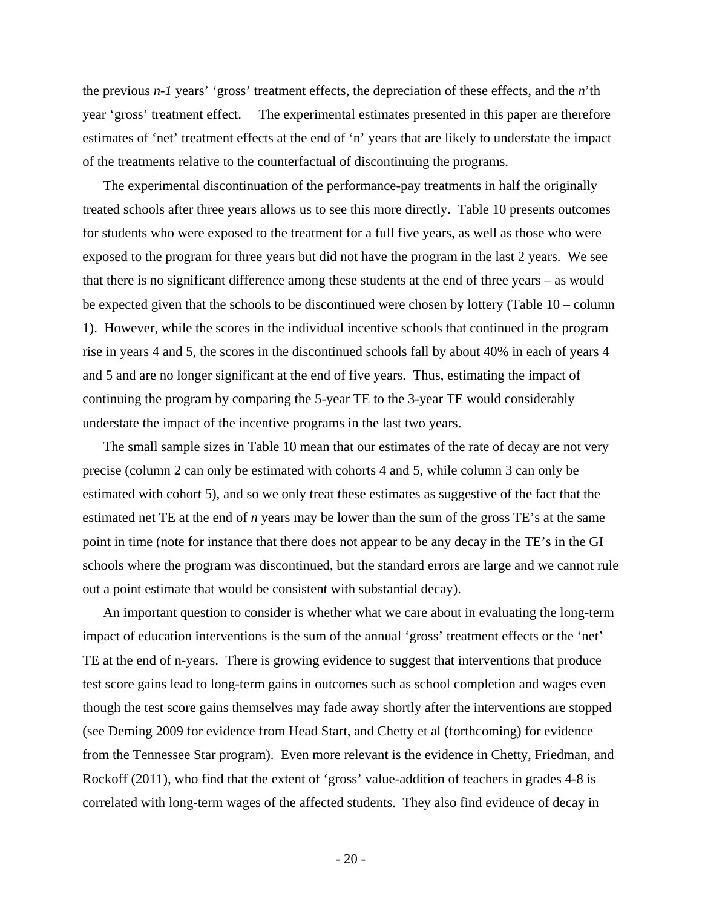the previous *n-1* years' 'gross' treatment effects, the depreciation of these effects, and the *n*'th year 'gross' treatment effect. The experimental estimates presented in this paper are therefore estimates of 'net' treatment effects at the end of 'n' years that are likely to understate the impact of the treatments relative to the counterfactual of discontinuing the programs.

The experimental discontinuation of the performance-pay treatments in half the originally treated schools after three years allows us to see this more directly. Table 10 presents outcomes for students who were exposed to the treatment for a full five years, as well as those who were exposed to the program for three years but did not have the program in the last 2 years. We see that there is no significant difference among these students at the end of three years – as would be expected given that the schools to be discontinued were chosen by lottery (Table 10 – column 1). However, while the scores in the individual incentive schools that continued in the program rise in years 4 and 5, the scores in the discontinued schools fall by about 40% in each of years 4 and 5 and are no longer significant at the end of five years. Thus, estimating the impact of continuing the program by comparing the 5-year TE to the 3-year TE would considerably understate the impact of the incentive programs in the last two years.

The small sample sizes in Table 10 mean that our estimates of the rate of decay are not very precise (column 2 can only be estimated with cohorts 4 and 5, while column 3 can only be estimated with cohort 5), and so we only treat these estimates as suggestive of the fact that the estimated net TE at the end of *n* years may be lower than the sum of the gross TE's at the same point in time (note for instance that there does not appear to be any decay in the TE's in the GI schools where the program was discontinued, but the standard errors are large and we cannot rule out a point estimate that would be consistent with substantial decay).

An important question to consider is whether what we care about in evaluating the long-term impact of education interventions is the sum of the annual 'gross' treatment effects or the 'net' TE at the end of n-years. There is growing evidence to suggest that interventions that produce test score gains lead to long-term gains in outcomes such as school completion and wages even though the test score gains themselves may fade away shortly after the interventions are stopped (see Deming 2009 for evidence from Head Start, and Chetty et al (forthcoming) for evidence from the Tennessee Star program). Even more relevant is the evidence in Chetty, Friedman, and Rockoff (2011), who find that the extent of 'gross' value-addition of teachers in grades 4-8 is correlated with long-term wages of the affected students. They also find evidence of decay in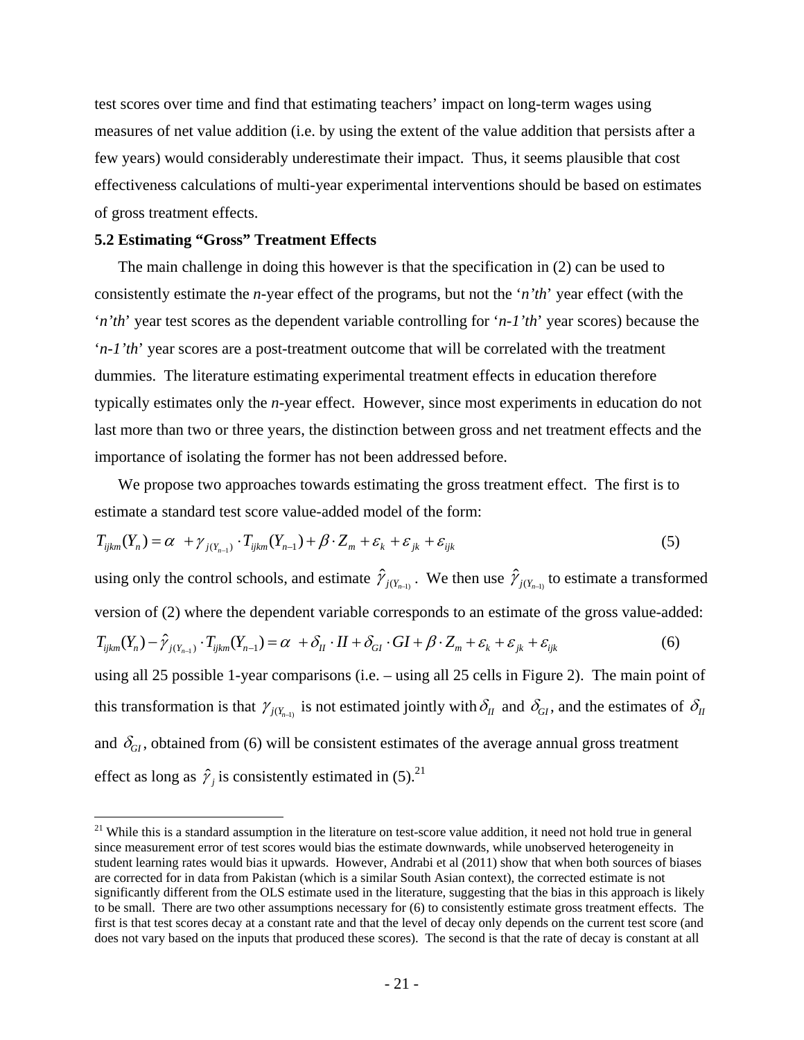test scores over time and find that estimating teachers' impact on long-term wages using measures of net value addition (i.e. by using the extent of the value addition that persists after a few years) would considerably underestimate their impact. Thus, it seems plausible that cost effectiveness calculations of multi-year experimental interventions should be based on estimates of gross treatment effects.

### 5.2 Estimating "Gross" Treatment Effects

The main challenge in doing this however is that the specification in (2) can be used to consistently estimate the *n*-year effect of the programs, but not the '*n'th*' year effect (with the '*n'th*' year test scores as the dependent variable controlling for '*n-1'th*' year scores) because the '*n-1'th*' year scores are a post-treatment outcome that will be correlated with the treatment dummies. The literature estimating experimental treatment effects in education therefore typically estimates only the *n*-year effect. However, since most experiments in education do not last more than two or three years, the distinction between gross and net treatment effects and the importance of isolating the former has not been addressed before.

We propose two approaches towards estimating the gross treatment effect. The first is to estimate a standard test score value-added model of the form:

$$T_{ijkm}(Y_n) = \alpha + \gamma_{j(Y_{n-1})} \cdot T_{ijkm}(Y_{n-1}) + \beta \cdot Z_m + \varepsilon_k + \varepsilon_{jk} + \varepsilon_{ijk} \quad (5)$$

using only the control schools, and estimate $\hat{\gamma}_{j(Y_{n-1})}$. We then use $\hat{\gamma}_{j(Y_{n-1})}$ to estimate a transformed version of (2) where the dependent variable corresponds to an estimate of the gross value-added:

$$T_{ijkm}(Y_n) - \hat{\gamma}_{j(Y_{n-1})} \cdot T_{ijkm}(Y_{n-1}) = \alpha + \delta_{II} \cdot II + \delta_{GI} \cdot GI + \beta \cdot Z_m + \varepsilon_k + \varepsilon_{jk} + \varepsilon_{ijk} \quad (6)$$

using all 25 possible 1-year comparisons (i.e. – using all 25 cells in Figure 2). The main point of this transformation is that $\gamma_{j(Y_{n-1})}$ is not estimated jointly with $\delta_{II}$ and $\delta_{GI}$, and the estimates of $\delta_{II}$ and $\delta_{GI}$, obtained from (6) will be consistent estimates of the average annual gross treatment effect as long as $\hat{\gamma}_j$ is consistently estimated in (5).[21]

[21] While this is a standard assumption in the literature on test-score value addition, it need not hold true in general since measurement error of test scores would bias the estimate downwards, while unobserved heterogeneity in student learning rates would bias it upwards. However, Andrabi et al (2011) show that when both sources of biases are corrected for in data from Pakistan (which is a similar South Asian context), the corrected estimate is not significantly different from the OLS estimate used in the literature, suggesting that the bias in this approach is likely to be small. There are two other assumptions necessary for (6) to consistently estimate gross treatment effects. The first is that test scores decay at a constant rate and that the level of decay only depends on the current test score (and does not vary based on the inputs that produced these scores). The second is that the rate of decay is constant at all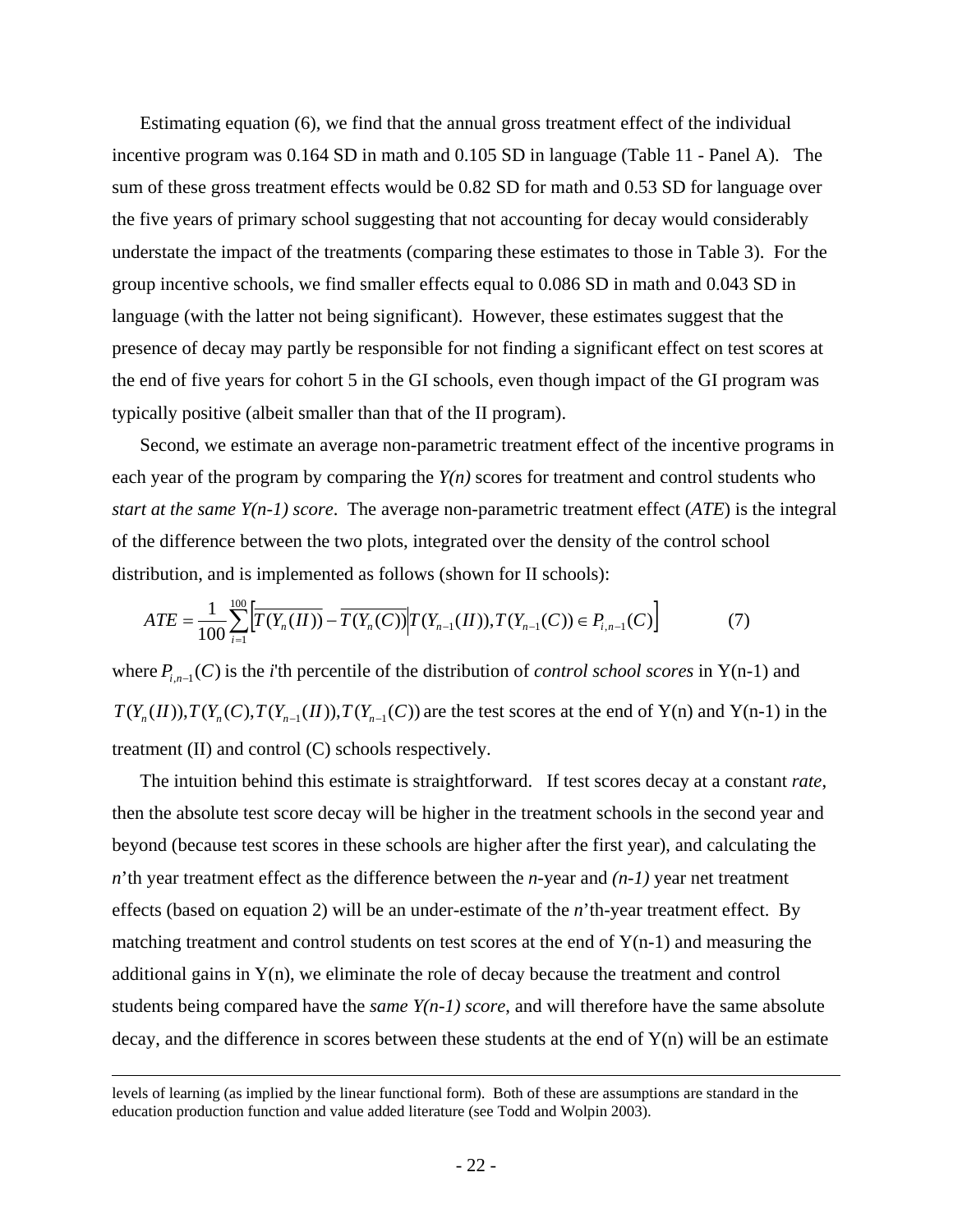Estimating equation (6), we find that the annual gross treatment effect of the individual incentive program was 0.164 SD in math and 0.105 SD in language (Table 11 - Panel A). The sum of these gross treatment effects would be 0.82 SD for math and 0.53 SD for language over the five years of primary school suggesting that not accounting for decay would considerably understate the impact of the treatments (comparing these estimates to those in Table 3). For the group incentive schools, we find smaller effects equal to 0.086 SD in math and 0.043 SD in language (with the latter not being significant). However, these estimates suggest that the presence of decay may partly be responsible for not finding a significant effect on test scores at the end of five years for cohort 5 in the GI schools, even though impact of the GI program was typically positive (albeit smaller than that of the II program).

Second, we estimate an average non-parametric treatment effect of the incentive programs in each year of the program by comparing the *Y(n)* scores for treatment and control students who *start at the same Y(n-1) score*. The average non-parametric treatment effect (*ATE*) is the integral of the difference between the two plots, integrated over the density of the control school distribution, and is implemented as follows (shown for II schools):

$$ATE = \frac{1}{100}\sum_{i=1}^{100}\left[\overline{T(Y_n(II))} - \overline{T(Y_n(C))}\,\middle|\, T(Y_{n-1}(II)), T(Y_{n-1}(C)) \in P_{i,n-1}(C)\right] \qquad (7)$$

where $P_{i,n-1}(C)$ is the *i*'th percentile of the distribution of *control school scores* in Y(n-1) and $T(Y_n(II)), T(Y_n(C), T(Y_{n-1}(II)), T(Y_{n-1}(C))$ are the test scores at the end of Y(n) and Y(n-1) in the treatment (II) and control (C) schools respectively.

The intuition behind this estimate is straightforward. If test scores decay at a constant *rate*, then the absolute test score decay will be higher in the treatment schools in the second year and beyond (because test scores in these schools are higher after the first year), and calculating the *n*'th year treatment effect as the difference between the *n*-year and *(n-1)* year net treatment effects (based on equation 2) will be an under-estimate of the *n*'th-year treatment effect. By matching treatment and control students on test scores at the end of Y(n-1) and measuring the additional gains in Y(n), we eliminate the role of decay because the treatment and control students being compared have the *same Y(n-1) score*, and will therefore have the same absolute decay, and the difference in scores between these students at the end of Y(n) will be an estimate

levels of learning (as implied by the linear functional form). Both of these are assumptions are standard in the education production function and value added literature (see Todd and Wolpin 2003).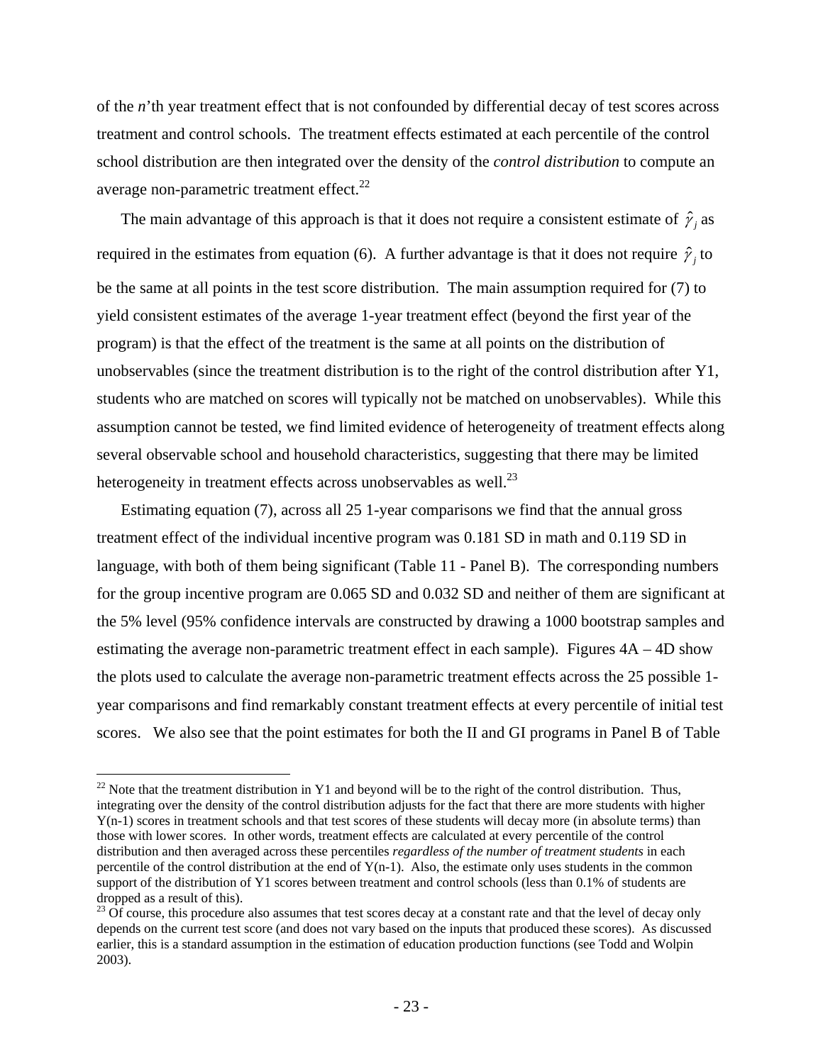of the *n*'th year treatment effect that is not confounded by differential decay of test scores across treatment and control schools. The treatment effects estimated at each percentile of the control school distribution are then integrated over the density of the *control distribution* to compute an average non-parametric treatment effect.[22]

The main advantage of this approach is that it does not require a consistent estimate of $\hat{\gamma}_j$ as required in the estimates from equation (6). A further advantage is that it does not require $\hat{\gamma}_j$ to be the same at all points in the test score distribution. The main assumption required for (7) to yield consistent estimates of the average 1-year treatment effect (beyond the first year of the program) is that the effect of the treatment is the same at all points on the distribution of unobservables (since the treatment distribution is to the right of the control distribution after Y1, students who are matched on scores will typically not be matched on unobservables). While this assumption cannot be tested, we find limited evidence of heterogeneity of treatment effects along several observable school and household characteristics, suggesting that there may be limited heterogeneity in treatment effects across unobservables as well.[23]

Estimating equation (7), across all 25 1-year comparisons we find that the annual gross treatment effect of the individual incentive program was 0.181 SD in math and 0.119 SD in language, with both of them being significant (Table 11 - Panel B). The corresponding numbers for the group incentive program are 0.065 SD and 0.032 SD and neither of them are significant at the 5% level (95% confidence intervals are constructed by drawing a 1000 bootstrap samples and estimating the average non-parametric treatment effect in each sample). Figures 4A – 4D show the plots used to calculate the average non-parametric treatment effects across the 25 possible 1-year comparisons and find remarkably constant treatment effects at every percentile of initial test scores. We also see that the point estimates for both the II and GI programs in Panel B of Table

---

[22] Note that the treatment distribution in Y1 and beyond will be to the right of the control distribution. Thus, integrating over the density of the control distribution adjusts for the fact that there are more students with higher Y(n-1) scores in treatment schools and that test scores of these students will decay more (in absolute terms) than those with lower scores. In other words, treatment effects are calculated at every percentile of the control distribution and then averaged across these percentiles *regardless of the number of treatment students* in each percentile of the control distribution at the end of Y(n-1). Also, the estimate only uses students in the common support of the distribution of Y1 scores between treatment and control schools (less than 0.1% of students are dropped as a result of this).

[23] Of course, this procedure also assumes that test scores decay at a constant rate and that the level of decay only depends on the current test score (and does not vary based on the inputs that produced these scores). As discussed earlier, this is a standard assumption in the estimation of education production functions (see Todd and Wolpin 2003).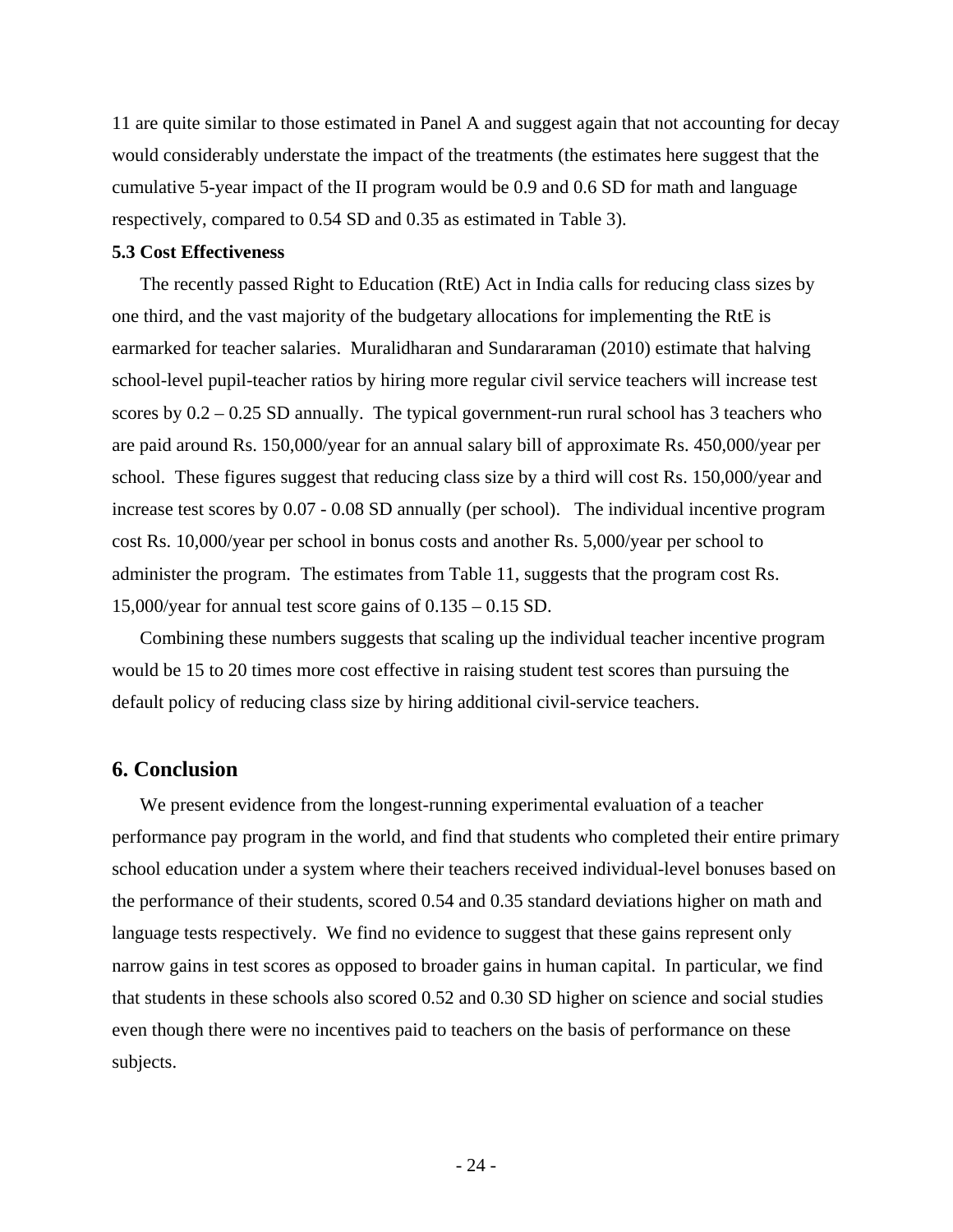11 are quite similar to those estimated in Panel A and suggest again that not accounting for decay would considerably understate the impact of the treatments (the estimates here suggest that the cumulative 5-year impact of the II program would be 0.9 and 0.6 SD for math and language respectively, compared to 0.54 SD and 0.35 as estimated in Table 3).

### 5.3 Cost Effectiveness

The recently passed Right to Education (RtE) Act in India calls for reducing class sizes by one third, and the vast majority of the budgetary allocations for implementing the RtE is earmarked for teacher salaries. Muralidharan and Sundararaman (2010) estimate that halving school-level pupil-teacher ratios by hiring more regular civil service teachers will increase test scores by 0.2 – 0.25 SD annually. The typical government-run rural school has 3 teachers who are paid around Rs. 150,000/year for an annual salary bill of approximate Rs. 450,000/year per school. These figures suggest that reducing class size by a third will cost Rs. 150,000/year and increase test scores by 0.07 - 0.08 SD annually (per school). The individual incentive program cost Rs. 10,000/year per school in bonus costs and another Rs. 5,000/year per school to administer the program. The estimates from Table 11, suggests that the program cost Rs. 15,000/year for annual test score gains of 0.135 – 0.15 SD.

Combining these numbers suggests that scaling up the individual teacher incentive program would be 15 to 20 times more cost effective in raising student test scores than pursuing the default policy of reducing class size by hiring additional civil-service teachers.

## 6. Conclusion

We present evidence from the longest-running experimental evaluation of a teacher performance pay program in the world, and find that students who completed their entire primary school education under a system where their teachers received individual-level bonuses based on the performance of their students, scored 0.54 and 0.35 standard deviations higher on math and language tests respectively. We find no evidence to suggest that these gains represent only narrow gains in test scores as opposed to broader gains in human capital. In particular, we find that students in these schools also scored 0.52 and 0.30 SD higher on science and social studies even though there were no incentives paid to teachers on the basis of performance on these subjects.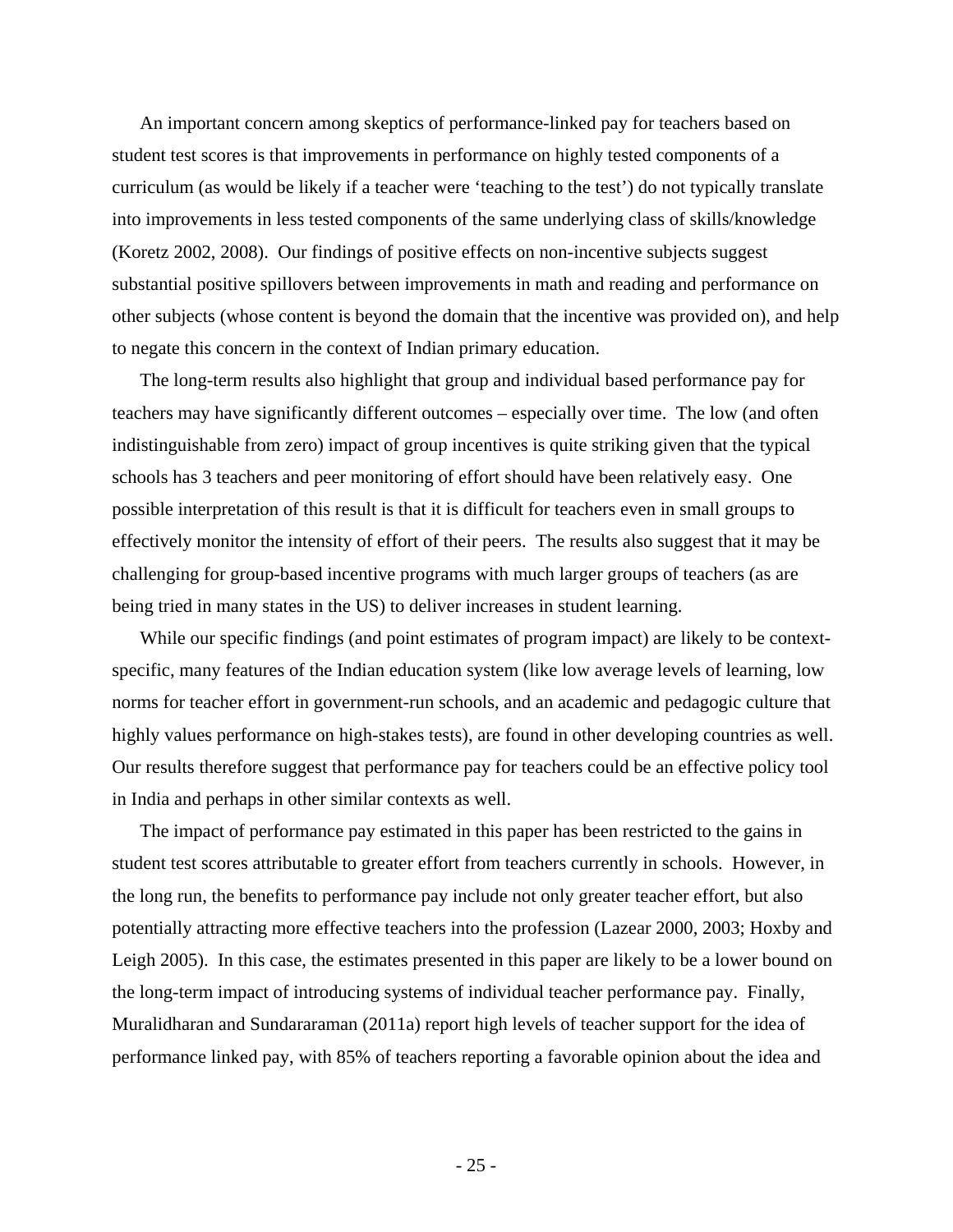An important concern among skeptics of performance-linked pay for teachers based on student test scores is that improvements in performance on highly tested components of a curriculum (as would be likely if a teacher were 'teaching to the test') do not typically translate into improvements in less tested components of the same underlying class of skills/knowledge (Koretz 2002, 2008). Our findings of positive effects on non-incentive subjects suggest substantial positive spillovers between improvements in math and reading and performance on other subjects (whose content is beyond the domain that the incentive was provided on), and help to negate this concern in the context of Indian primary education.

The long-term results also highlight that group and individual based performance pay for teachers may have significantly different outcomes – especially over time. The low (and often indistinguishable from zero) impact of group incentives is quite striking given that the typical schools has 3 teachers and peer monitoring of effort should have been relatively easy. One possible interpretation of this result is that it is difficult for teachers even in small groups to effectively monitor the intensity of effort of their peers. The results also suggest that it may be challenging for group-based incentive programs with much larger groups of teachers (as are being tried in many states in the US) to deliver increases in student learning.

While our specific findings (and point estimates of program impact) are likely to be context-specific, many features of the Indian education system (like low average levels of learning, low norms for teacher effort in government-run schools, and an academic and pedagogic culture that highly values performance on high-stakes tests), are found in other developing countries as well. Our results therefore suggest that performance pay for teachers could be an effective policy tool in India and perhaps in other similar contexts as well.

The impact of performance pay estimated in this paper has been restricted to the gains in student test scores attributable to greater effort from teachers currently in schools. However, in the long run, the benefits to performance pay include not only greater teacher effort, but also potentially attracting more effective teachers into the profession (Lazear 2000, 2003; Hoxby and Leigh 2005). In this case, the estimates presented in this paper are likely to be a lower bound on the long-term impact of introducing systems of individual teacher performance pay. Finally, Muralidharan and Sundararaman (2011a) report high levels of teacher support for the idea of performance linked pay, with 85% of teachers reporting a favorable opinion about the idea and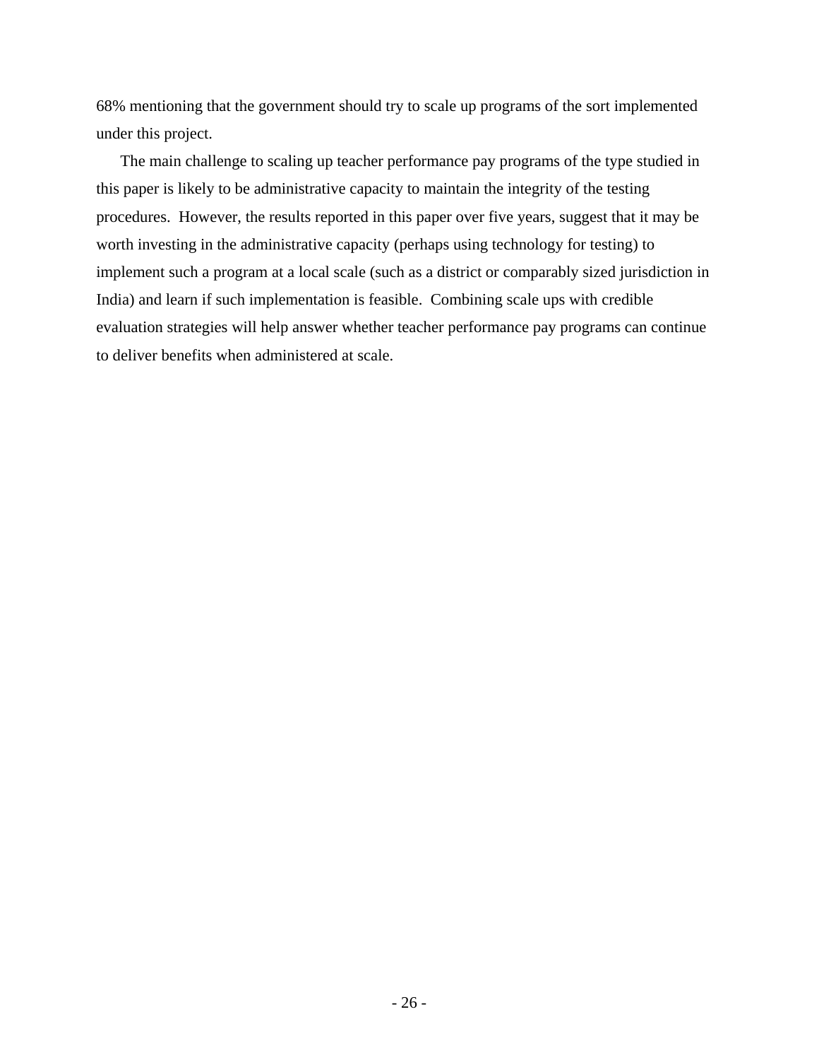68% mentioning that the government should try to scale up programs of the sort implemented under this project.

The main challenge to scaling up teacher performance pay programs of the type studied in this paper is likely to be administrative capacity to maintain the integrity of the testing procedures. However, the results reported in this paper over five years, suggest that it may be worth investing in the administrative capacity (perhaps using technology for testing) to implement such a program at a local scale (such as a district or comparably sized jurisdiction in India) and learn if such implementation is feasible. Combining scale ups with credible evaluation strategies will help answer whether teacher performance pay programs can continue to deliver benefits when administered at scale.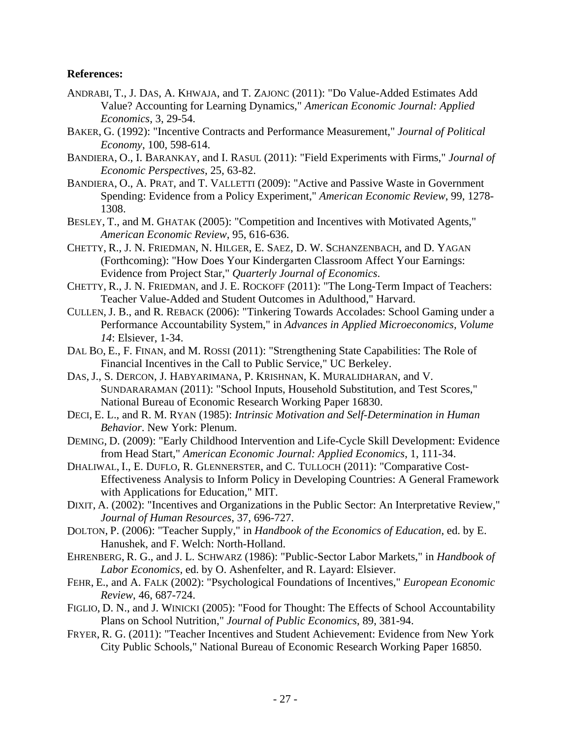**References:**

ANDRABI, T., J. DAS, A. KHWAJA, and T. ZAJONC (2011): "Do Value-Added Estimates Add Value? Accounting for Learning Dynamics," *American Economic Journal: Applied Economics*, 3, 29-54.

BAKER, G. (1992): "Incentive Contracts and Performance Measurement," *Journal of Political Economy*, 100, 598-614.

BANDIERA, O., I. BARANKAY, and I. RASUL (2011): "Field Experiments with Firms," *Journal of Economic Perspectives*, 25, 63-82.

BANDIERA, O., A. PRAT, and T. VALLETTI (2009): "Active and Passive Waste in Government Spending: Evidence from a Policy Experiment," *American Economic Review*, 99, 1278-1308.

BESLEY, T., and M. GHATAK (2005): "Competition and Incentives with Motivated Agents," *American Economic Review*, 95, 616-636.

CHETTY, R., J. N. FRIEDMAN, N. HILGER, E. SAEZ, D. W. SCHANZENBACH, and D. YAGAN (Forthcoming): "How Does Your Kindergarten Classroom Affect Your Earnings: Evidence from Project Star," *Quarterly Journal of Economics*.

CHETTY, R., J. N. FRIEDMAN, and J. E. ROCKOFF (2011): "The Long-Term Impact of Teachers: Teacher Value-Added and Student Outcomes in Adulthood," Harvard.

CULLEN, J. B., and R. REBACK (2006): "Tinkering Towards Accolades: School Gaming under a Performance Accountability System," in *Advances in Applied Microeconomics, Volume 14*: Elsiever, 1-34.

DAL BO, E., F. FINAN, and M. ROSSI (2011): "Strengthening State Capabilities: The Role of Financial Incentives in the Call to Public Service," UC Berkeley.

DAS, J., S. DERCON, J. HABYARIMANA, P. KRISHNAN, K. MURALIDHARAN, and V. SUNDARARAMAN (2011): "School Inputs, Household Substitution, and Test Scores," National Bureau of Economic Research Working Paper 16830.

DECI, E. L., and R. M. RYAN (1985): *Intrinsic Motivation and Self-Determination in Human Behavior*. New York: Plenum.

DEMING, D. (2009): "Early Childhood Intervention and Life-Cycle Skill Development: Evidence from Head Start," *American Economic Journal: Applied Economics*, 1, 111-34.

DHALIWAL, I., E. DUFLO, R. GLENNERSTER, and C. TULLOCH (2011): "Comparative Cost-Effectiveness Analysis to Inform Policy in Developing Countries: A General Framework with Applications for Education," MIT.

DIXIT, A. (2002): "Incentives and Organizations in the Public Sector: An Interpretative Review," *Journal of Human Resources*, 37, 696-727.

DOLTON, P. (2006): "Teacher Supply," in *Handbook of the Economics of Education*, ed. by E. Hanushek, and F. Welch: North-Holland.

EHRENBERG, R. G., and J. L. SCHWARZ (1986): "Public-Sector Labor Markets," in *Handbook of Labor Economics*, ed. by O. Ashenfelter, and R. Layard: Elsiever.

FEHR, E., and A. FALK (2002): "Psychological Foundations of Incentives," *European Economic Review*, 46, 687-724.

FIGLIO, D. N., and J. WINICKI (2005): "Food for Thought: The Effects of School Accountability Plans on School Nutrition," *Journal of Public Economics*, 89, 381-94.

FRYER, R. G. (2011): "Teacher Incentives and Student Achievement: Evidence from New York City Public Schools," National Bureau of Economic Research Working Paper 16850.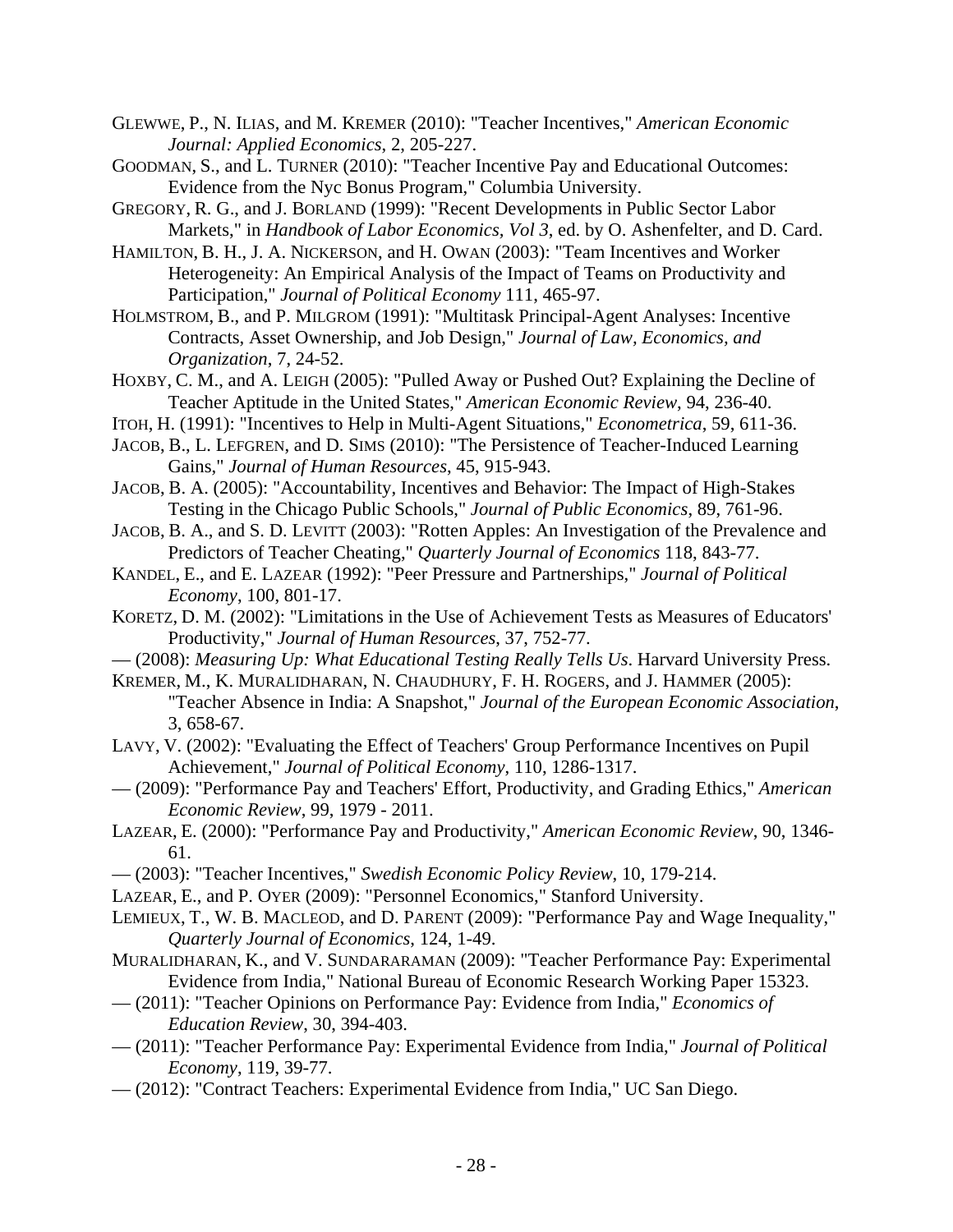GLEWWE, P., N. ILIAS, and M. KREMER (2010): "Teacher Incentives," *American Economic Journal: Applied Economics*, 2, 205-227.

GOODMAN, S., and L. TURNER (2010): "Teacher Incentive Pay and Educational Outcomes: Evidence from the Nyc Bonus Program," Columbia University.

GREGORY, R. G., and J. BORLAND (1999): "Recent Developments in Public Sector Labor Markets," in *Handbook of Labor Economics, Vol 3*, ed. by O. Ashenfelter, and D. Card.

HAMILTON, B. H., J. A. NICKERSON, and H. OWAN (2003): "Team Incentives and Worker Heterogeneity: An Empirical Analysis of the Impact of Teams on Productivity and Participation," *Journal of Political Economy* 111, 465-97.

HOLMSTROM, B., and P. MILGROM (1991): "Multitask Principal-Agent Analyses: Incentive Contracts, Asset Ownership, and Job Design," *Journal of Law, Economics, and Organization*, 7, 24-52.

HOXBY, C. M., and A. LEIGH (2005): "Pulled Away or Pushed Out? Explaining the Decline of Teacher Aptitude in the United States," *American Economic Review*, 94, 236-40.

ITOH, H. (1991): "Incentives to Help in Multi-Agent Situations," *Econometrica*, 59, 611-36.

JACOB, B., L. LEFGREN, and D. SIMS (2010): "The Persistence of Teacher-Induced Learning Gains," *Journal of Human Resources*, 45, 915-943.

JACOB, B. A. (2005): "Accountability, Incentives and Behavior: The Impact of High-Stakes Testing in the Chicago Public Schools," *Journal of Public Economics*, 89, 761-96.

JACOB, B. A., and S. D. LEVITT (2003): "Rotten Apples: An Investigation of the Prevalence and Predictors of Teacher Cheating," *Quarterly Journal of Economics* 118, 843-77.

KANDEL, E., and E. LAZEAR (1992): "Peer Pressure and Partnerships," *Journal of Political Economy*, 100, 801-17.

KORETZ, D. M. (2002): "Limitations in the Use of Achievement Tests as Measures of Educators' Productivity," *Journal of Human Resources*, 37, 752-77.

— (2008): *Measuring Up: What Educational Testing Really Tells Us*. Harvard University Press.

KREMER, M., K. MURALIDHARAN, N. CHAUDHURY, F. H. ROGERS, and J. HAMMER (2005): "Teacher Absence in India: A Snapshot," *Journal of the European Economic Association*, 3, 658-67.

LAVY, V. (2002): "Evaluating the Effect of Teachers' Group Performance Incentives on Pupil Achievement," *Journal of Political Economy*, 110, 1286-1317.

— (2009): "Performance Pay and Teachers' Effort, Productivity, and Grading Ethics," *American Economic Review*, 99, 1979 - 2011.

LAZEAR, E. (2000): "Performance Pay and Productivity," *American Economic Review*, 90, 1346-61.

— (2003): "Teacher Incentives," *Swedish Economic Policy Review*, 10, 179-214.

LAZEAR, E., and P. OYER (2009): "Personnel Economics," Stanford University.

LEMIEUX, T., W. B. MACLEOD, and D. PARENT (2009): "Performance Pay and Wage Inequality," *Quarterly Journal of Economics*, 124, 1-49.

MURALIDHARAN, K., and V. SUNDARARAMAN (2009): "Teacher Performance Pay: Experimental Evidence from India," National Bureau of Economic Research Working Paper 15323.

— (2011): "Teacher Opinions on Performance Pay: Evidence from India," *Economics of Education Review*, 30, 394-403.

— (2011): "Teacher Performance Pay: Experimental Evidence from India," *Journal of Political Economy*, 119, 39-77.

— (2012): "Contract Teachers: Experimental Evidence from India," UC San Diego.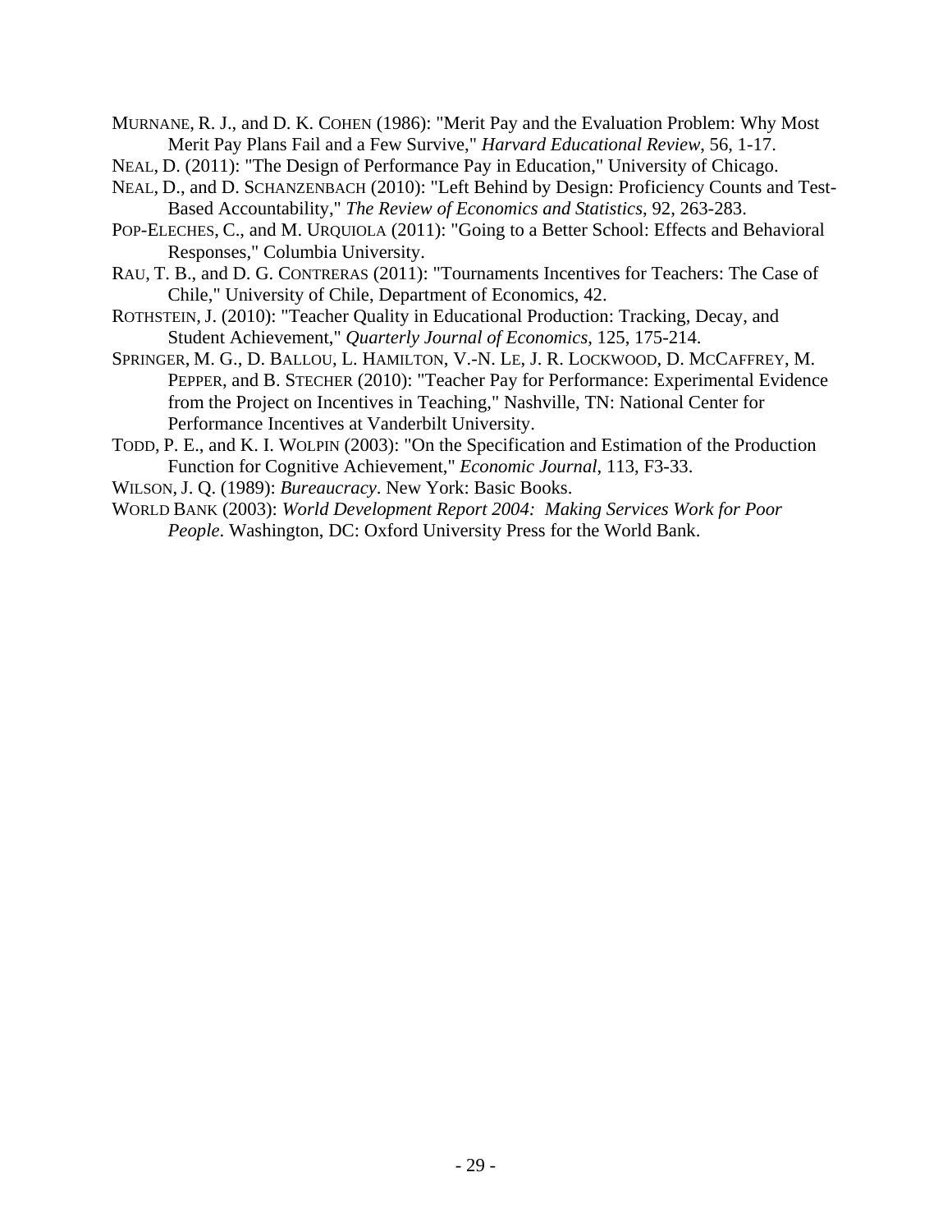MURNANE, R. J., and D. K. COHEN (1986): "Merit Pay and the Evaluation Problem: Why Most Merit Pay Plans Fail and a Few Survive," *Harvard Educational Review*, 56, 1-17.

NEAL, D. (2011): "The Design of Performance Pay in Education," University of Chicago.

NEAL, D., and D. SCHANZENBACH (2010): "Left Behind by Design: Proficiency Counts and Test-Based Accountability," *The Review of Economics and Statistics*, 92, 263-283.

POP-ELECHES, C., and M. URQUIOLA (2011): "Going to a Better School: Effects and Behavioral Responses," Columbia University.

RAU, T. B., and D. G. CONTRERAS (2011): "Tournaments Incentives for Teachers: The Case of Chile," University of Chile, Department of Economics, 42.

ROTHSTEIN, J. (2010): "Teacher Quality in Educational Production: Tracking, Decay, and Student Achievement," *Quarterly Journal of Economics*, 125, 175-214.

SPRINGER, M. G., D. BALLOU, L. HAMILTON, V.-N. LE, J. R. LOCKWOOD, D. MCCAFFREY, M. PEPPER, and B. STECHER (2010): "Teacher Pay for Performance: Experimental Evidence from the Project on Incentives in Teaching," Nashville, TN: National Center for Performance Incentives at Vanderbilt University.

TODD, P. E., and K. I. WOLPIN (2003): "On the Specification and Estimation of the Production Function for Cognitive Achievement," *Economic Journal*, 113, F3-33.

WILSON, J. Q. (1989): *Bureaucracy*. New York: Basic Books.

WORLD BANK (2003): *World Development Report 2004: Making Services Work for Poor People*. Washington, DC: Oxford University Press for the World Bank.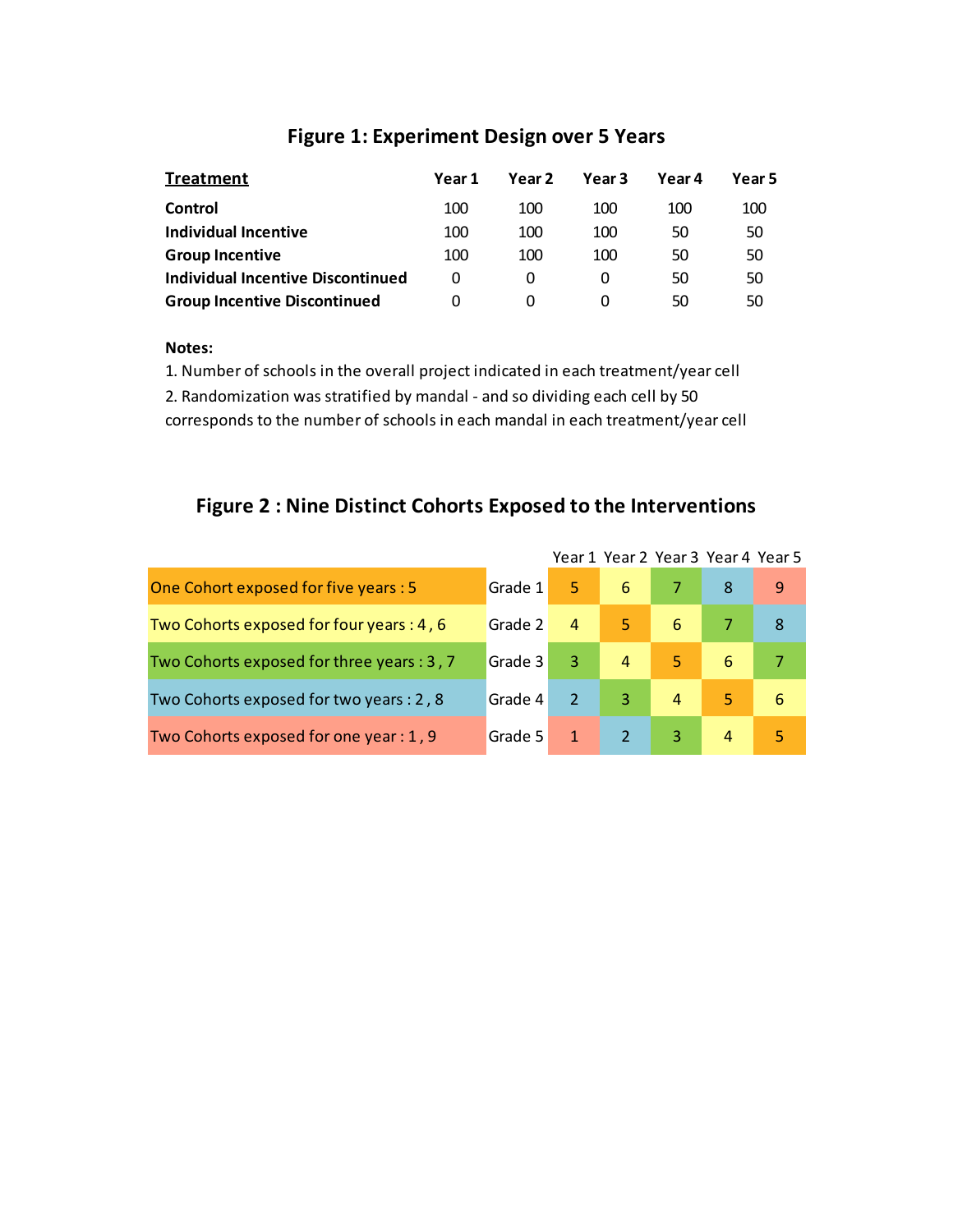## Figure 1: Experiment Design over 5 Years

| Treatment | Year 1 | Year 2 | Year 3 | Year 4 | Year 5 |
|---|---|---|---|---|---|
| **Control** | 100 | 100 | 100 | 100 | 100 |
| **Individual Incentive** | 100 | 100 | 100 | 50 | 50 |
| **Group Incentive** | 100 | 100 | 100 | 50 | 50 |
| **Individual Incentive Discontinued** | 0 | 0 | 0 | 50 | 50 |
| **Group Incentive Discontinued** | 0 | 0 | 0 | 50 | 50 |

**Notes:**

1. Number of schools in the overall project indicated in each treatment/year cell
2. Randomization was stratified by mandal - and so dividing each cell by 50 corresponds to the number of schools in each mandal in each treatment/year cell

## Figure 2 : Nine Distinct Cohorts Exposed to the Interventions

| | | Year 1 | Year 2 | Year 3 | Year 4 | Year 5 |
|---|---|---|---|---|---|---|
| One Cohort exposed for five years : 5 | Grade 1 | 5 | 6 | 7 | 8 | 9 |
| Two Cohorts exposed for four years : 4 , 6 | Grade 2 | 4 | 5 | 6 | 7 | 8 |
| Two Cohorts exposed for three years : 3 , 7 | Grade 3 | 3 | 4 | 5 | 6 | 7 |
| Two Cohorts exposed for two years : 2 , 8 | Grade 4 | 2 | 3 | 4 | 5 | 6 |
| Two Cohorts exposed for one year : 1 , 9 | Grade 5 | 1 | 2 | 3 | 4 | 5 |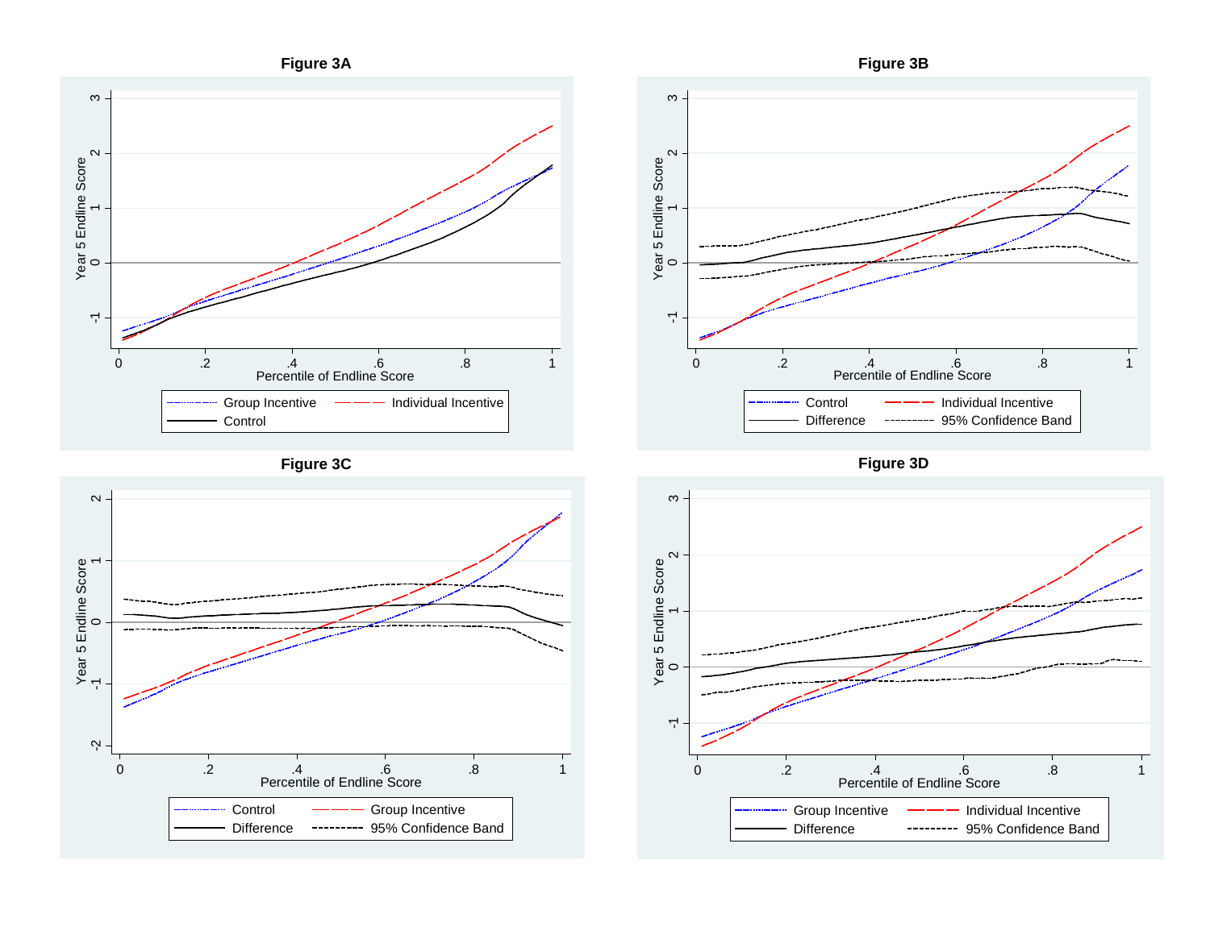**Figure 3A**

**Figure 3B**

**Figure 3C**

**Figure 3D**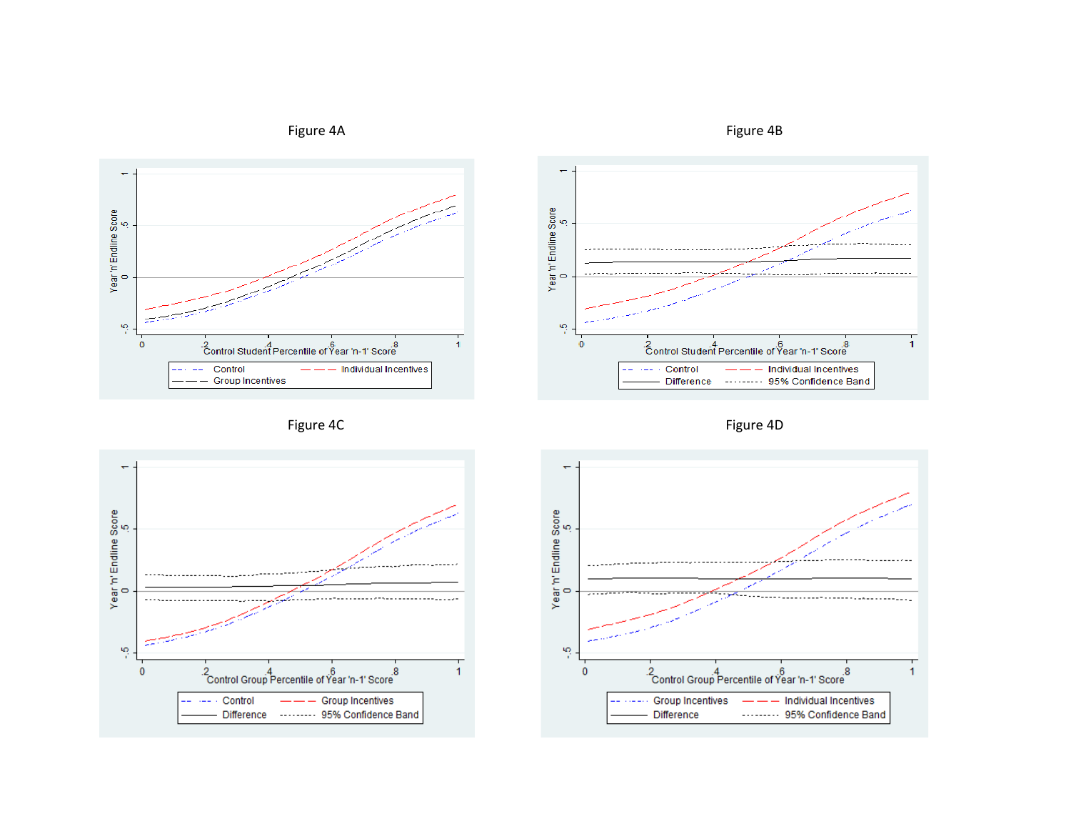Figure 4A

Figure 4B

Figure 4C

Figure 4D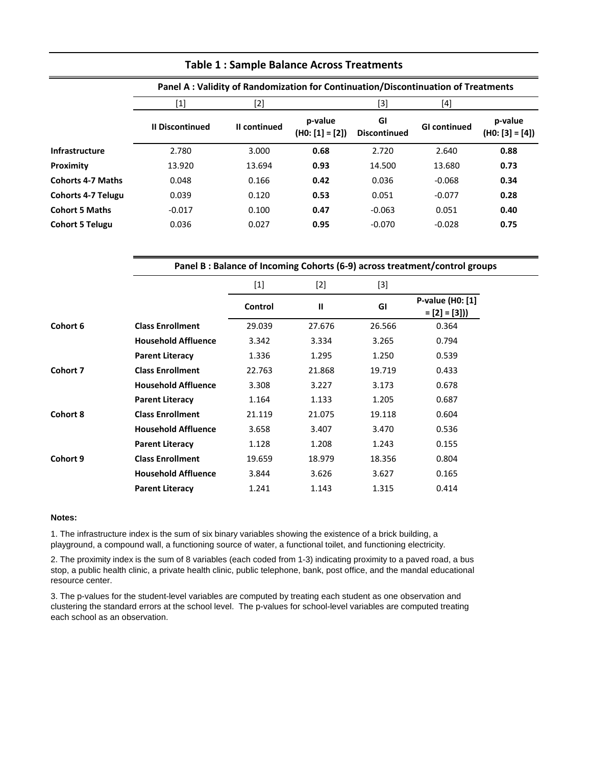## Table 1 : Sample Balance Across Treatments

**Panel A : Validity of Randomization for Continuation/Discontinuation of Treatments**

| | [1] | [2] | | [3] | [4] | |
|---|---|---|---|---|---|---|
| | **II Discontinued** | **II continued** | **p-value (H0: [1] = [2])** | **GI Discontinued** | **GI continued** | **p-value (H0: [3] = [4])** |
| **Infrastructure** | 2.780 | 3.000 | **0.68** | 2.720 | 2.640 | **0.88** |
| **Proximity** | 13.920 | 13.694 | **0.93** | 14.500 | 13.680 | **0.73** |
| **Cohorts 4-7 Maths** | 0.048 | 0.166 | **0.42** | 0.036 | -0.068 | **0.34** |
| **Cohorts 4-7 Telugu** | 0.039 | 0.120 | **0.53** | 0.051 | -0.077 | **0.28** |
| **Cohort 5 Maths** | -0.017 | 0.100 | **0.47** | -0.063 | 0.051 | **0.40** |
| **Cohort 5 Telugu** | 0.036 | 0.027 | **0.95** | -0.070 | -0.028 | **0.75** |

**Panel B : Balance of Incoming Cohorts (6-9) across treatment/control groups**

| | | [1] | [2] | [3] | |
|---|---|---|---|---|---|
| | | **Control** | **II** | **GI** | **P-value (H0: [1] = [2] = [3]))** |
| **Cohort 6** | **Class Enrollment** | 29.039 | 27.676 | 26.566 | 0.364 |
| | **Household Affluence** | 3.342 | 3.334 | 3.265 | 0.794 |
| | **Parent Literacy** | 1.336 | 1.295 | 1.250 | 0.539 |
| **Cohort 7** | **Class Enrollment** | 22.763 | 21.868 | 19.719 | 0.433 |
| | **Household Affluence** | 3.308 | 3.227 | 3.173 | 0.678 |
| | **Parent Literacy** | 1.164 | 1.133 | 1.205 | 0.687 |
| **Cohort 8** | **Class Enrollment** | 21.119 | 21.075 | 19.118 | 0.604 |
| | **Household Affluence** | 3.658 | 3.407 | 3.470 | 0.536 |
| | **Parent Literacy** | 1.128 | 1.208 | 1.243 | 0.155 |
| **Cohort 9** | **Class Enrollment** | 19.659 | 18.979 | 18.356 | 0.804 |
| | **Household Affluence** | 3.844 | 3.626 | 3.627 | 0.165 |
| | **Parent Literacy** | 1.241 | 1.143 | 1.315 | 0.414 |

**Notes:**

1. The infrastructure index is the sum of six binary variables showing the existence of a brick building, a playground, a compound wall, a functioning source of water, a functional toilet, and functioning electricity.

2. The proximity index is the sum of 8 variables (each coded from 1-3) indicating proximity to a paved road, a bus stop, a public health clinic, a private health clinic, public telephone, bank, post office, and the mandal educational resource center.

3. The p-values for the student-level variables are computed by treating each student as one observation and clustering the standard errors at the school level. The p-values for school-level variables are computed treating each school as an observation.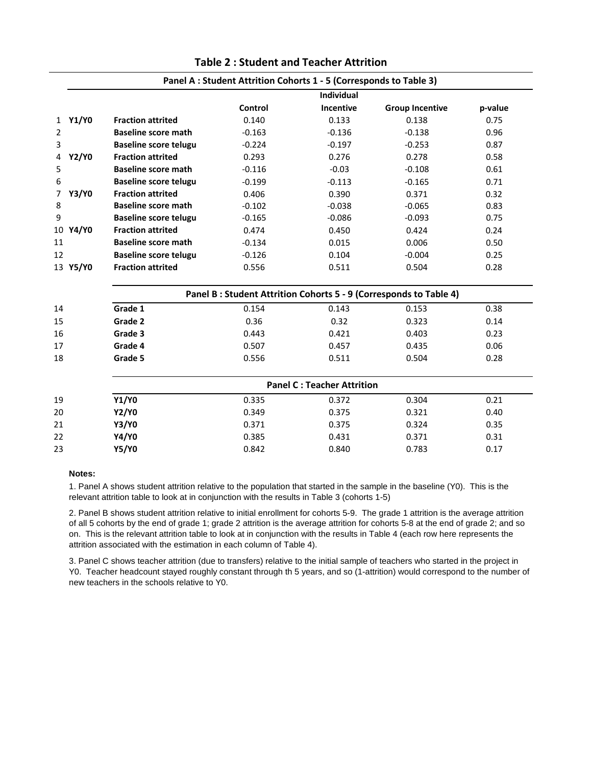## Table 2 : Student and Teacher Attrition

| | | | Control | Individual Incentive | Group Incentive | p-value |
|---|---|---|---|---|---|---|
| | | **Panel A : Student Attrition Cohorts 1 - 5 (Corresponds to Table 3)** | | | | |
| 1 | **Y1/Y0** | **Fraction attrited** | 0.140 | 0.133 | 0.138 | 0.75 |
| 2 | | **Baseline score math** | -0.163 | -0.136 | -0.138 | 0.96 |
| 3 | | **Baseline score telugu** | -0.224 | -0.197 | -0.253 | 0.87 |
| 4 | **Y2/Y0** | **Fraction attrited** | 0.293 | 0.276 | 0.278 | 0.58 |
| 5 | | **Baseline score math** | -0.116 | -0.03 | -0.108 | 0.61 |
| 6 | | **Baseline score telugu** | -0.199 | -0.113 | -0.165 | 0.71 |
| 7 | **Y3/Y0** | **Fraction attrited** | 0.406 | 0.390 | 0.371 | 0.32 |
| 8 | | **Baseline score math** | -0.102 | -0.038 | -0.065 | 0.83 |
| 9 | | **Baseline score telugu** | -0.165 | -0.086 | -0.093 | 0.75 |
| 10 | **Y4/Y0** | **Fraction attrited** | 0.474 | 0.450 | 0.424 | 0.24 |
| 11 | | **Baseline score math** | -0.134 | 0.015 | 0.006 | 0.50 |
| 12 | | **Baseline score telugu** | -0.126 | 0.104 | -0.004 | 0.25 |
| 13 | **Y5/Y0** | **Fraction attrited** | 0.556 | 0.511 | 0.504 | 0.28 |
| | | **Panel B : Student Attrition Cohorts 5 - 9 (Corresponds to Table 4)** | | | | |
| 14 | | **Grade 1** | 0.154 | 0.143 | 0.153 | 0.38 |
| 15 | | **Grade 2** | 0.36 | 0.32 | 0.323 | 0.14 |
| 16 | | **Grade 3** | 0.443 | 0.421 | 0.403 | 0.23 |
| 17 | | **Grade 4** | 0.507 | 0.457 | 0.435 | 0.06 |
| 18 | | **Grade 5** | 0.556 | 0.511 | 0.504 | 0.28 |
| | | **Panel C : Teacher Attrition** | | | | |
| 19 | | **Y1/Y0** | 0.335 | 0.372 | 0.304 | 0.21 |
| 20 | | **Y2/Y0** | 0.349 | 0.375 | 0.321 | 0.40 |
| 21 | | **Y3/Y0** | 0.371 | 0.375 | 0.324 | 0.35 |
| 22 | | **Y4/Y0** | 0.385 | 0.431 | 0.371 | 0.31 |
| 23 | | **Y5/Y0** | 0.842 | 0.840 | 0.783 | 0.17 |

**Notes:**

1. Panel A shows student attrition relative to the population that started in the sample in the baseline (Y0). This is the relevant attrition table to look at in conjunction with the results in Table 3 (cohorts 1-5)

2. Panel B shows student attrition relative to initial enrollment for cohorts 5-9. The grade 1 attrition is the average attrition of all 5 cohorts by the end of grade 1; grade 2 attrition is the average attrition for cohorts 5-8 at the end of grade 2; and so on. This is the relevant attrition table to look at in conjunction with the results in Table 4 (each row here represents the attrition associated with the estimation in each column of Table 4).

3. Panel C shows teacher attrition (due to transfers) relative to the initial sample of teachers who started in the project in Y0. Teacher headcount stayed roughly constant through th 5 years, and so (1-attrition) would correspond to the number of new teachers in the schools relative to Y0.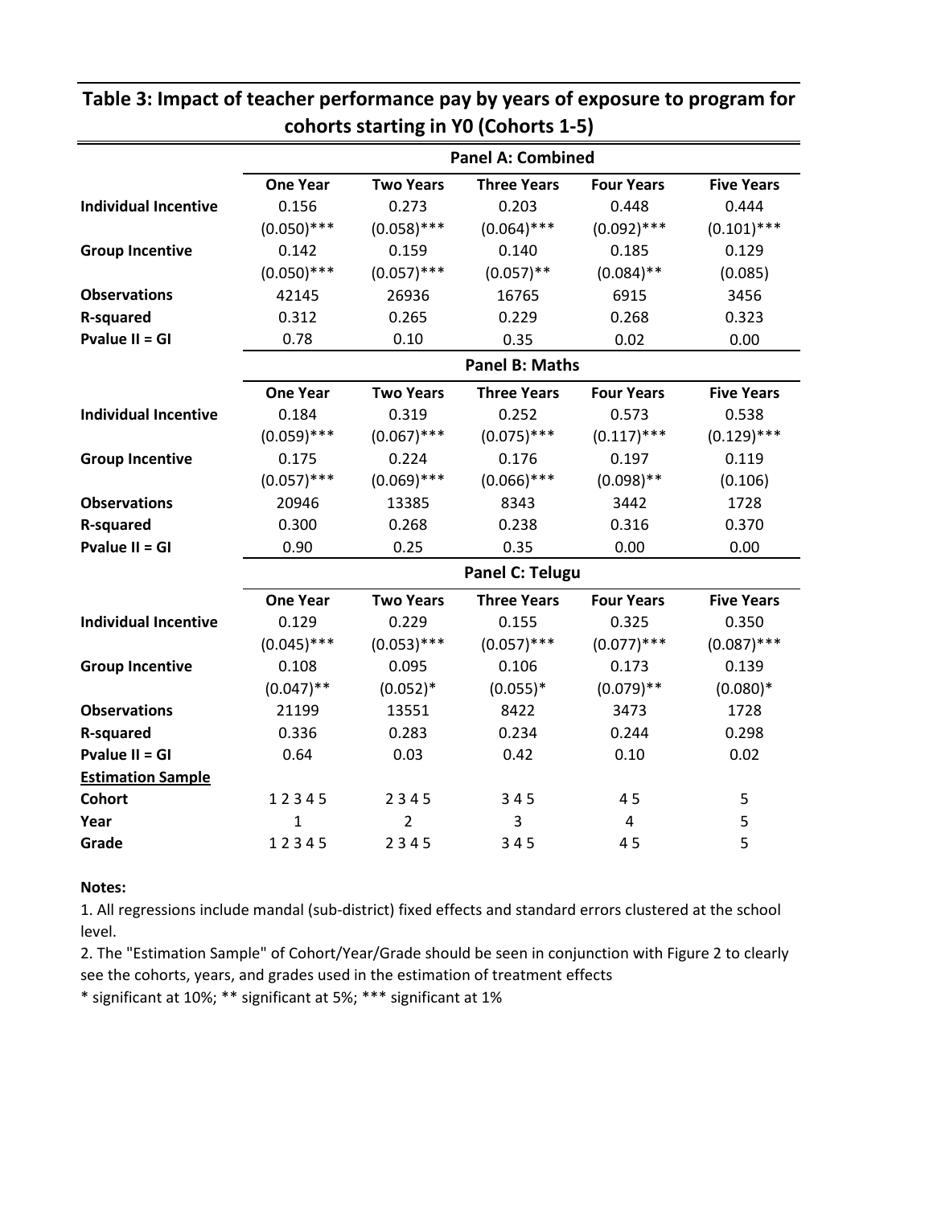# Table 3: Impact of teacher performance pay by years of exposure to program for cohorts starting in Y0 (Cohorts 1-5)

| | Panel A: Combined | | | | |
|---|---|---|---|---|---|
| | **One Year** | **Two Years** | **Three Years** | **Four Years** | **Five Years** |
| **Individual Incentive** | 0.156 | 0.273 | 0.203 | 0.448 | 0.444 |
| | (0.050)*** | (0.058)*** | (0.064)*** | (0.092)*** | (0.101)*** |
| **Group Incentive** | 0.142 | 0.159 | 0.140 | 0.185 | 0.129 |
| | (0.050)*** | (0.057)*** | (0.057)** | (0.084)** | (0.085) |
| **Observations** | 42145 | 26936 | 16765 | 6915 | 3456 |
| **R-squared** | 0.312 | 0.265 | 0.229 | 0.268 | 0.323 |
| **Pvalue II = GI** | 0.78 | 0.10 | 0.35 | 0.02 | 0.00 |
| | **Panel B: Maths** | | | | |
| | **One Year** | **Two Years** | **Three Years** | **Four Years** | **Five Years** |
| **Individual Incentive** | 0.184 | 0.319 | 0.252 | 0.573 | 0.538 |
| | (0.059)*** | (0.067)*** | (0.075)*** | (0.117)*** | (0.129)*** |
| **Group Incentive** | 0.175 | 0.224 | 0.176 | 0.197 | 0.119 |
| | (0.057)*** | (0.069)*** | (0.066)*** | (0.098)** | (0.106) |
| **Observations** | 20946 | 13385 | 8343 | 3442 | 1728 |
| **R-squared** | 0.300 | 0.268 | 0.238 | 0.316 | 0.370 |
| **Pvalue II = GI** | 0.90 | 0.25 | 0.35 | 0.00 | 0.00 |
| | **Panel C: Telugu** | | | | |
| | **One Year** | **Two Years** | **Three Years** | **Four Years** | **Five Years** |
| **Individual Incentive** | 0.129 | 0.229 | 0.155 | 0.325 | 0.350 |
| | (0.045)*** | (0.053)*** | (0.057)*** | (0.077)*** | (0.087)*** |
| **Group Incentive** | 0.108 | 0.095 | 0.106 | 0.173 | 0.139 |
| | (0.047)** | (0.052)* | (0.055)* | (0.079)** | (0.080)* |
| **Observations** | 21199 | 13551 | 8422 | 3473 | 1728 |
| **R-squared** | 0.336 | 0.283 | 0.234 | 0.244 | 0.298 |
| **Pvalue II = GI** | 0.64 | 0.03 | 0.42 | 0.10 | 0.02 |
| **Estimation Sample** | | | | | |
| **Cohort** | 1 2 3 4 5 | 2 3 4 5 | 3 4 5 | 4 5 | 5 |
| **Year** | 1 | 2 | 3 | 4 | 5 |
| **Grade** | 1 2 3 4 5 | 2 3 4 5 | 3 4 5 | 4 5 | 5 |

**Notes:**

1. All regressions include mandal (sub-district) fixed effects and standard errors clustered at the school level.
2. The "Estimation Sample" of Cohort/Year/Grade should be seen in conjunction with Figure 2 to clearly see the cohorts, years, and grades used in the estimation of treatment effects

* significant at 10%; ** significant at 5%; *** significant at 1%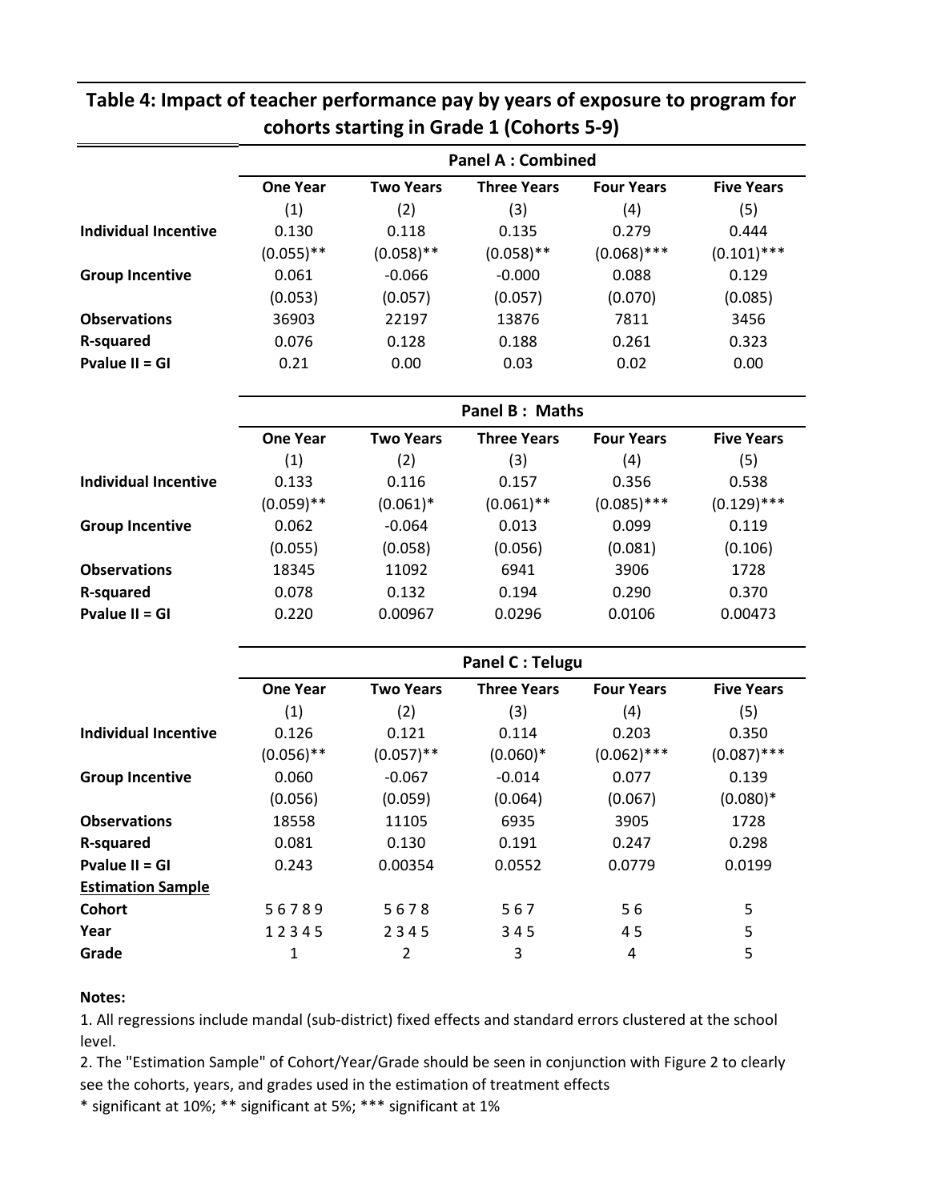## Table 4: Impact of teacher performance pay by years of exposure to program for cohorts starting in Grade 1 (Cohorts 5-9)

| | Panel A : Combined | | | | |
|---|---|---|---|---|---|
| | One Year | Two Years | Three Years | Four Years | Five Years |
| | (1) | (2) | (3) | (4) | (5) |
| **Individual Incentive** | 0.130 | 0.118 | 0.135 | 0.279 | 0.444 |
| | (0.055)** | (0.058)** | (0.058)** | (0.068)*** | (0.101)*** |
| **Group Incentive** | 0.061 | -0.066 | -0.000 | 0.088 | 0.129 |
| | (0.053) | (0.057) | (0.057) | (0.070) | (0.085) |
| **Observations** | 36903 | 22197 | 13876 | 7811 | 3456 |
| **R-squared** | 0.076 | 0.128 | 0.188 | 0.261 | 0.323 |
| **Pvalue II = GI** | 0.21 | 0.00 | 0.03 | 0.02 | 0.00 |

| | Panel B : Maths | | | | |
|---|---|---|---|---|---|
| | One Year | Two Years | Three Years | Four Years | Five Years |
| | (1) | (2) | (3) | (4) | (5) |
| **Individual Incentive** | 0.133 | 0.116 | 0.157 | 0.356 | 0.538 |
| | (0.059)** | (0.061)* | (0.061)** | (0.085)*** | (0.129)*** |
| **Group Incentive** | 0.062 | -0.064 | 0.013 | 0.099 | 0.119 |
| | (0.055) | (0.058) | (0.056) | (0.081) | (0.106) |
| **Observations** | 18345 | 11092 | 6941 | 3906 | 1728 |
| **R-squared** | 0.078 | 0.132 | 0.194 | 0.290 | 0.370 |
| **Pvalue II = GI** | 0.220 | 0.00967 | 0.0296 | 0.0106 | 0.00473 |

| | Panel C : Telugu | | | | |
|---|---|---|---|---|---|
| | One Year | Two Years | Three Years | Four Years | Five Years |
| | (1) | (2) | (3) | (4) | (5) |
| **Individual Incentive** | 0.126 | 0.121 | 0.114 | 0.203 | 0.350 |
| | (0.056)** | (0.057)** | (0.060)* | (0.062)*** | (0.087)*** |
| **Group Incentive** | 0.060 | -0.067 | -0.014 | 0.077 | 0.139 |
| | (0.056) | (0.059) | (0.064) | (0.067) | (0.080)* |
| **Observations** | 18558 | 11105 | 6935 | 3905 | 1728 |
| **R-squared** | 0.081 | 0.130 | 0.191 | 0.247 | 0.298 |
| **Pvalue II = GI** | 0.243 | 0.00354 | 0.0552 | 0.0779 | 0.0199 |
| **Estimation Sample** | | | | | |
| **Cohort** | 5 6 7 8 9 | 5 6 7 8 | 5 6 7 | 5 6 | 5 |
| **Year** | 1 2 3 4 5 | 2 3 4 5 | 3 4 5 | 4 5 | 5 |
| **Grade** | 1 | 2 | 3 | 4 | 5 |

**Notes:**

1. All regressions include mandal (sub-district) fixed effects and standard errors clustered at the school level.
2. The "Estimation Sample" of Cohort/Year/Grade should be seen in conjunction with Figure 2 to clearly see the cohorts, years, and grades used in the estimation of treatment effects

* significant at 10%; ** significant at 5%; *** significant at 1%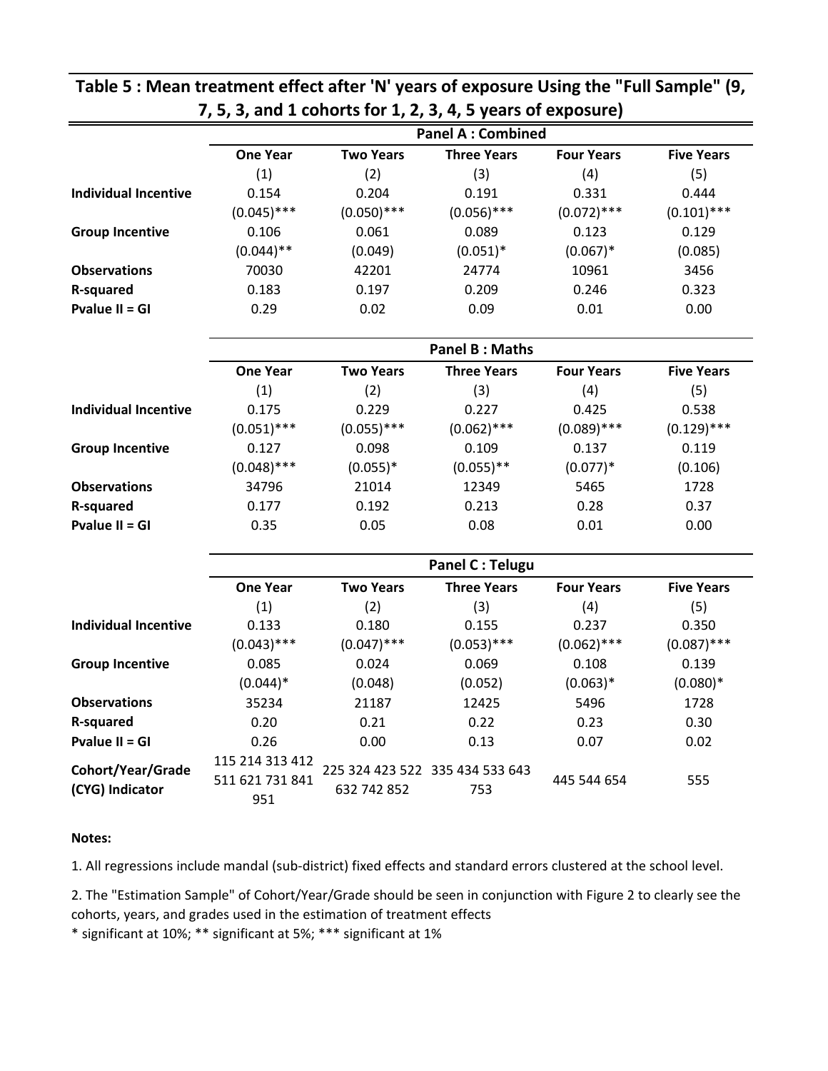**Table 5 : Mean treatment effect after 'N' years of exposure Using the "Full Sample" (9, 7, 5, 3, and 1 cohorts for 1, 2, 3, 4, 5 years of exposure)**

| | Panel A : Combined | | | | |
|---|---|---|---|---|---|
| | One Year | Two Years | Three Years | Four Years | Five Years |
| | (1) | (2) | (3) | (4) | (5) |
| **Individual Incentive** | 0.154 | 0.204 | 0.191 | 0.331 | 0.444 |
| | (0.045)*** | (0.050)*** | (0.056)*** | (0.072)*** | (0.101)*** |
| **Group Incentive** | 0.106 | 0.061 | 0.089 | 0.123 | 0.129 |
| | (0.044)** | (0.049) | (0.051)* | (0.067)* | (0.085) |
| **Observations** | 70030 | 42201 | 24774 | 10961 | 3456 |
| **R-squared** | 0.183 | 0.197 | 0.209 | 0.246 | 0.323 |
| **Pvalue II = GI** | 0.29 | 0.02 | 0.09 | 0.01 | 0.00 |
| | **Panel B : Maths** | | | | |
| | One Year | Two Years | Three Years | Four Years | Five Years |
| | (1) | (2) | (3) | (4) | (5) |
| **Individual Incentive** | 0.175 | 0.229 | 0.227 | 0.425 | 0.538 |
| | (0.051)*** | (0.055)*** | (0.062)*** | (0.089)*** | (0.129)*** |
| **Group Incentive** | 0.127 | 0.098 | 0.109 | 0.137 | 0.119 |
| | (0.048)*** | (0.055)* | (0.055)** | (0.077)* | (0.106) |
| **Observations** | 34796 | 21014 | 12349 | 5465 | 1728 |
| **R-squared** | 0.177 | 0.192 | 0.213 | 0.28 | 0.37 |
| **Pvalue II = GI** | 0.35 | 0.05 | 0.08 | 0.01 | 0.00 |
| | **Panel C : Telugu** | | | | |
| | One Year | Two Years | Three Years | Four Years | Five Years |
| | (1) | (2) | (3) | (4) | (5) |
| **Individual Incentive** | 0.133 | 0.180 | 0.155 | 0.237 | 0.350 |
| | (0.043)*** | (0.047)*** | (0.053)*** | (0.062)*** | (0.087)*** |
| **Group Incentive** | 0.085 | 0.024 | 0.069 | 0.108 | 0.139 |
| | (0.044)* | (0.048) | (0.052) | (0.063)* | (0.080)* |
| **Observations** | 35234 | 21187 | 12425 | 5496 | 1728 |
| **R-squared** | 0.20 | 0.21 | 0.22 | 0.23 | 0.30 |
| **Pvalue II = GI** | 0.26 | 0.00 | 0.13 | 0.07 | 0.02 |
| **Cohort/Year/Grade (CYG) Indicator** | 115 214 313 412 511 621 731 841 951 | 225 324 423 522 632 742 852 | 335 434 533 643 753 | 445 544 654 | 555 |

**Notes:**

1. All regressions include mandal (sub-district) fixed effects and standard errors clustered at the school level.

2. The "Estimation Sample" of Cohort/Year/Grade should be seen in conjunction with Figure 2 to clearly see the cohorts, years, and grades used in the estimation of treatment effects

\* significant at 10%; ** significant at 5%; *** significant at 1%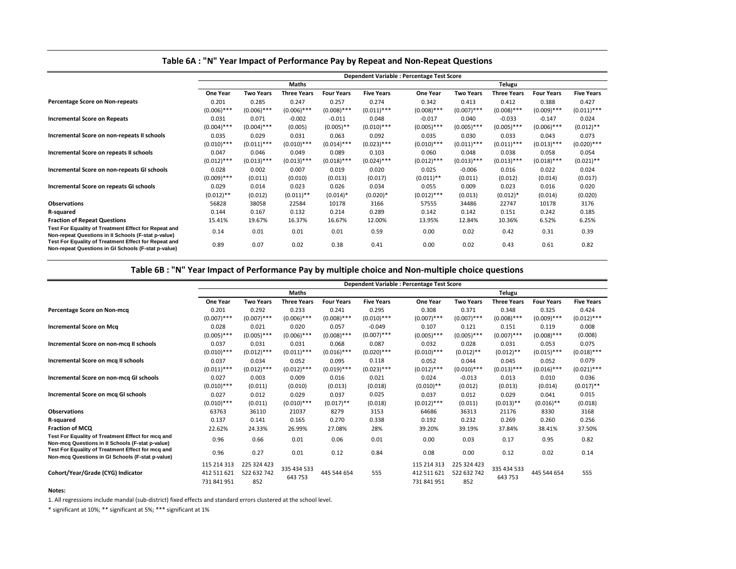## Table 6A : "N" Year Impact of Performance Pay by Repeat and Non-Repeat Questions

| | Dependent Variable : Percentage Test Score | | | | | | | | | |
|---|---|---|---|---|---|---|---|---|---|---|
| | Maths | | | | | Telugu | | | | |
| | One Year | Two Years | Three Years | Four Years | Five Years | One Year | Two Years | Three Years | Four Years | Five Years |
| **Percentage Score on Non-repeats** | 0.201 | 0.285 | 0.247 | 0.257 | 0.274 | 0.342 | 0.413 | 0.412 | 0.388 | 0.427 |
| | (0.006)*** | (0.006)*** | (0.006)*** | (0.008)*** | (0.011)*** | (0.008)*** | (0.007)*** | (0.008)*** | (0.009)*** | (0.011)*** |
| **Incremental Score on Repeats** | 0.031 | 0.071 | -0.002 | -0.011 | 0.048 | -0.017 | 0.040 | -0.033 | -0.147 | 0.024 |
| | (0.004)*** | (0.004)*** | (0.005) | (0.005)** | (0.010)*** | (0.005)*** | (0.005)*** | (0.005)*** | (0.006)*** | (0.012)** |
| **Incremental Score on non-repeats II schools** | 0.035 | 0.029 | 0.031 | 0.063 | 0.092 | 0.035 | 0.030 | 0.033 | 0.043 | 0.073 |
| | (0.010)*** | (0.011)*** | (0.010)*** | (0.014)*** | (0.023)*** | (0.010)*** | (0.011)*** | (0.011)*** | (0.013)*** | (0.020)*** |
| **Incremental Score on repeats II schools** | 0.047 | 0.046 | 0.049 | 0.089 | 0.103 | 0.060 | 0.048 | 0.038 | 0.058 | 0.054 |
| | (0.012)*** | (0.013)*** | (0.013)*** | (0.018)*** | (0.024)*** | (0.012)*** | (0.013)*** | (0.013)*** | (0.018)*** | (0.021)** |
| **Incremental Score on non-repeats GI schools** | 0.028 | 0.002 | 0.007 | 0.019 | 0.020 | 0.025 | -0.006 | 0.016 | 0.022 | 0.024 |
| | (0.009)*** | (0.011) | (0.010) | (0.013) | (0.017) | (0.011)** | (0.011) | (0.012) | (0.014) | (0.017) |
| **Incremental Score on repeats GI schools** | 0.029 | 0.014 | 0.023 | 0.026 | 0.034 | 0.055 | 0.009 | 0.023 | 0.016 | 0.020 |
| | (0.012)** | (0.012) | (0.011)** | (0.014)* | (0.020)* | (0.012)*** | (0.013) | (0.012)* | (0.014) | (0.020) |
| **Observations** | 56828 | 38058 | 22584 | 10178 | 3166 | 57555 | 34486 | 22747 | 10178 | 3176 |
| **R-squared** | 0.144 | 0.167 | 0.132 | 0.214 | 0.289 | 0.142 | 0.142 | 0.151 | 0.242 | 0.185 |
| **Fraction of Repeat Questions** | 15.41% | 19.67% | 16.37% | 16.67% | 12.00% | 13.95% | 12.84% | 10.36% | 6.52% | 6.25% |
| **Test For Equality of Treatment Effect for Repeat and Non-repeat Questions in II Schools (F-stat p-value)** | 0.14 | 0.01 | 0.01 | 0.01 | 0.59 | 0.00 | 0.02 | 0.42 | 0.31 | 0.39 |
| **Test For Equality of Treatment Effect for Repeat and Non-repeat Questions in GI Schools (F-stat p-value)** | 0.89 | 0.07 | 0.02 | 0.38 | 0.41 | 0.00 | 0.02 | 0.43 | 0.61 | 0.82 |

## Table 6B : "N" Year Impact of Performance Pay by multiple choice and Non-multiple choice questions

| | Dependent Variable : Percentage Test Score | | | | | | | | | |
|---|---|---|---|---|---|---|---|---|---|---|
| | Maths | | | | | Telugu | | | | |
| | One Year | Two Years | Three Years | Four Years | Five Years | One Year | Two Years | Three Years | Four Years | Five Years |
| **Percentage Score on Non-mcq** | 0.201 | 0.292 | 0.233 | 0.241 | 0.295 | 0.308 | 0.371 | 0.348 | 0.325 | 0.424 |
| | (0.007)*** | (0.007)*** | (0.006)*** | (0.008)*** | (0.010)*** | (0.007)*** | (0.007)*** | (0.008)*** | (0.009)*** | (0.012)*** |
| **Incremental Score on Mcq** | 0.028 | 0.021 | 0.020 | 0.057 | -0.049 | 0.107 | 0.121 | 0.151 | 0.119 | 0.008 |
| | (0.005)*** | (0.005)*** | (0.006)*** | (0.008)*** | (0.007)*** | (0.005)*** | (0.005)*** | (0.007)*** | (0.008)*** | (0.008) |
| **Incremental Score on non-mcq II schools** | 0.037 | 0.031 | 0.031 | 0.068 | 0.087 | 0.032 | 0.028 | 0.031 | 0.053 | 0.075 |
| | (0.010)*** | (0.012)*** | (0.011)*** | (0.016)*** | (0.020)*** | (0.010)*** | (0.012)** | (0.012)** | (0.015)*** | (0.018)*** |
| **Incremental Score on mcq II schools** | 0.037 | 0.034 | 0.052 | 0.095 | 0.118 | 0.052 | 0.044 | 0.045 | 0.052 | 0.079 |
| | (0.011)*** | (0.012)*** | (0.012)*** | (0.019)*** | (0.023)*** | (0.012)*** | (0.010)*** | (0.013)*** | (0.016)*** | (0.021)*** |
| **Incremental Score on non-mcq GI schools** | 0.027 | 0.003 | 0.009 | 0.016 | 0.021 | 0.024 | -0.013 | 0.013 | 0.010 | 0.036 |
| | (0.010)*** | (0.011) | (0.010) | (0.013) | (0.018) | (0.010)** | (0.012) | (0.013) | (0.014) | (0.017)** |
| **Incremental Score on mcq GI schools** | 0.027 | 0.012 | 0.029 | 0.037 | 0.025 | 0.037 | 0.012 | 0.029 | 0.041 | 0.015 |
| | (0.010)*** | (0.011) | (0.010)*** | (0.017)** | (0.018) | (0.012)*** | (0.011) | (0.013)** | (0.016)** | (0.018) |
| **Observations** | 63763 | 36110 | 21037 | 8279 | 3153 | 64686 | 36313 | 21176 | 8330 | 3168 |
| **R-squared** | 0.137 | 0.141 | 0.165 | 0.270 | 0.338 | 0.192 | 0.232 | 0.269 | 0.260 | 0.256 |
| **Fraction of MCQ** | 22.62% | 24.33% | 26.99% | 27.08% | 28% | 39.20% | 39.19% | 37.84% | 38.41% | 37.50% |
| **Test For Equality of Treatment Effect for mcq and Non-mcq Questions in II Schools (F-stat p-value)** | 0.96 | 0.66 | 0.01 | 0.06 | 0.01 | 0.00 | 0.03 | 0.17 | 0.95 | 0.82 |
| **Test For Equality of Treatment Effect for mcq and Non-mcq Questions in GI Schools (F-stat p-value)** | 0.96 | 0.27 | 0.01 | 0.12 | 0.84 | 0.08 | 0.00 | 0.12 | 0.02 | 0.14 |
| **Cohort/Year/Grade (CYG) Indicator** | 115 214 313 412 511 621 731 841 951 | 225 324 423 522 632 742 852 | 335 434 533 643 753 | 445 544 654 | 555 | 115 214 313 412 511 621 731 841 951 | 225 324 423 522 632 742 852 | 335 434 533 643 753 | 445 544 654 | 555 |

**Notes:**

1. All regressions include mandal (sub-district) fixed effects and standard errors clustered at the school level.

* significant at 10%; ** significant at 5%; *** significant at 1%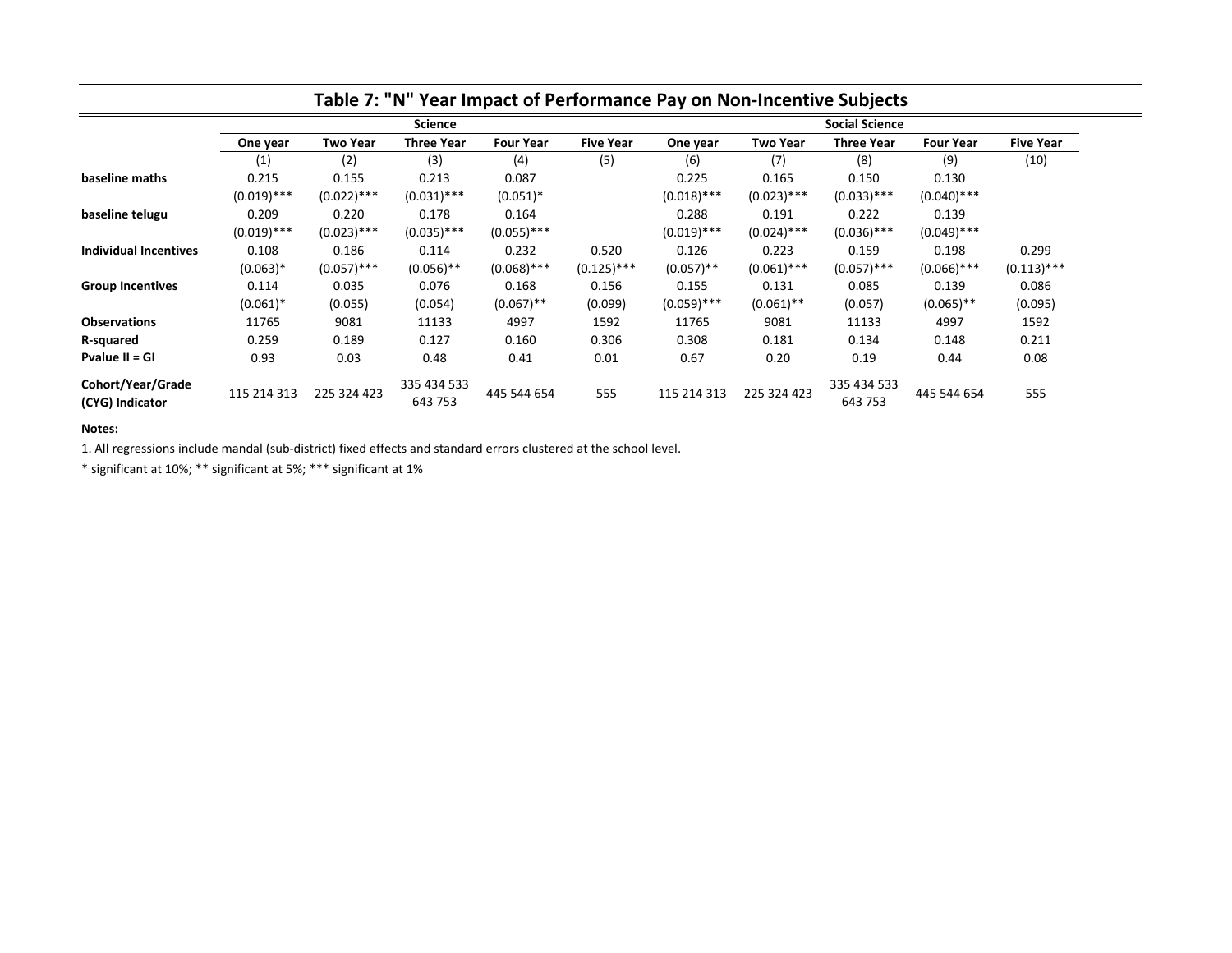## Table 7: "N" Year Impact of Performance Pay on Non-Incentive Subjects

| | Science | | | | | Social Science | | | | |
|---|---|---|---|---|---|---|---|---|---|---|
| | One year | Two Year | Three Year | Four Year | Five Year | One year | Two Year | Three Year | Four Year | Five Year |
| | (1) | (2) | (3) | (4) | (5) | (6) | (7) | (8) | (9) | (10) |
| **baseline maths** | 0.215 | 0.155 | 0.213 | 0.087 | | 0.225 | 0.165 | 0.150 | 0.130 | |
| | (0.019)*** | (0.022)*** | (0.031)*** | (0.051)* | | (0.018)*** | (0.023)*** | (0.033)*** | (0.040)*** | |
| **baseline telugu** | 0.209 | 0.220 | 0.178 | 0.164 | | 0.288 | 0.191 | 0.222 | 0.139 | |
| | (0.019)*** | (0.023)*** | (0.035)*** | (0.055)*** | | (0.019)*** | (0.024)*** | (0.036)*** | (0.049)*** | |
| **Individual Incentives** | 0.108 | 0.186 | 0.114 | 0.232 | 0.520 | 0.126 | 0.223 | 0.159 | 0.198 | 0.299 |
| | (0.063)* | (0.057)*** | (0.056)** | (0.068)*** | (0.125)*** | (0.057)** | (0.061)*** | (0.057)*** | (0.066)*** | (0.113)*** |
| **Group Incentives** | 0.114 | 0.035 | 0.076 | 0.168 | 0.156 | 0.155 | 0.131 | 0.085 | 0.139 | 0.086 |
| | (0.061)* | (0.055) | (0.054) | (0.067)** | (0.099) | (0.059)*** | (0.061)** | (0.057) | (0.065)** | (0.095) |
| **Observations** | 11765 | 9081 | 11133 | 4997 | 1592 | 11765 | 9081 | 11133 | 4997 | 1592 |
| **R-squared** | 0.259 | 0.189 | 0.127 | 0.160 | 0.306 | 0.308 | 0.181 | 0.134 | 0.148 | 0.211 |
| **Pvalue II = GI** | 0.93 | 0.03 | 0.48 | 0.41 | 0.01 | 0.67 | 0.20 | 0.19 | 0.44 | 0.08 |
| **Cohort/Year/Grade (CYG) Indicator** | 115 214 313 | 225 324 423 | 335 434 533 643 753 | 445 544 654 | 555 | 115 214 313 | 225 324 423 | 335 434 533 643 753 | 445 544 654 | 555 |

**Notes:**

1. All regressions include mandal (sub-district) fixed effects and standard errors clustered at the school level.

* significant at 10%; ** significant at 5%; *** significant at 1%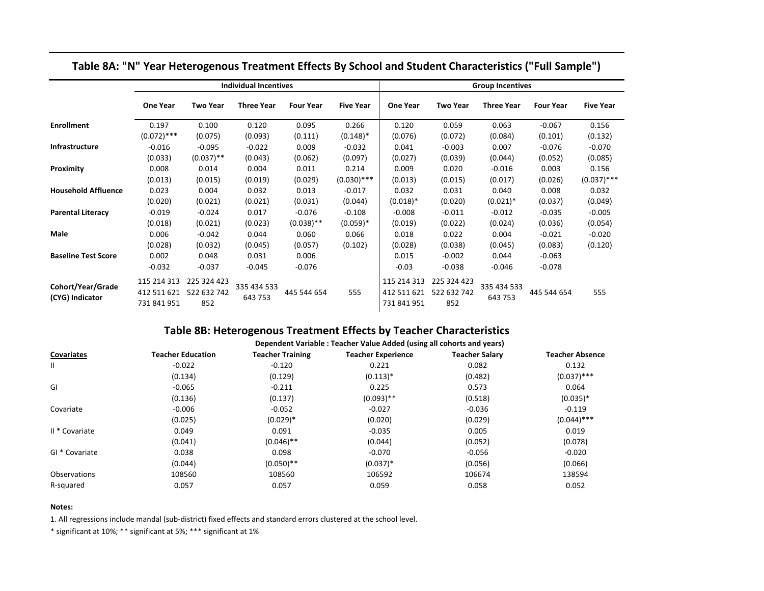## Table 8A: "N" Year Heterogenous Treatment Effects By School and Student Characteristics ("Full Sample")

| | Individual Incentives | | | | | Group Incentives | | | | |
|---|---|---|---|---|---|---|---|---|---|---|
| | One Year | Two Year | Three Year | Four Year | Five Year | One Year | Two Year | Three Year | Four Year | Five Year |
| **Enrollment** | 0.197 | 0.100 | 0.120 | 0.095 | 0.266 | 0.120 | 0.059 | 0.063 | -0.067 | 0.156 |
| | (0.072)*** | (0.075) | (0.093) | (0.111) | (0.148)* | (0.076) | (0.072) | (0.084) | (0.101) | (0.132) |
| **Infrastructure** | -0.016 | -0.095 | -0.022 | 0.009 | -0.032 | 0.041 | -0.003 | 0.007 | -0.076 | -0.070 |
| | (0.033) | (0.037)** | (0.043) | (0.062) | (0.097) | (0.027) | (0.039) | (0.044) | (0.052) | (0.085) |
| **Proximity** | 0.008 | 0.014 | 0.004 | 0.011 | 0.214 | 0.009 | 0.020 | -0.016 | 0.003 | 0.156 |
| | (0.013) | (0.015) | (0.019) | (0.029) | (0.030)*** | (0.013) | (0.015) | (0.017) | (0.026) | (0.037)*** |
| **Household Affluence** | 0.023 | 0.004 | 0.032 | 0.013 | -0.017 | 0.032 | 0.031 | 0.040 | 0.008 | 0.032 |
| | (0.020) | (0.021) | (0.021) | (0.031) | (0.044) | (0.018)* | (0.020) | (0.021)* | (0.037) | (0.049) |
| **Parental Literacy** | -0.019 | -0.024 | 0.017 | -0.076 | -0.108 | -0.008 | -0.011 | -0.012 | -0.035 | -0.005 |
| | (0.018) | (0.021) | (0.023) | (0.038)** | (0.059)* | (0.019) | (0.022) | (0.024) | (0.036) | (0.054) |
| **Male** | 0.006 | -0.042 | 0.044 | 0.060 | 0.066 | 0.018 | 0.022 | 0.004 | -0.021 | -0.020 |
| | (0.028) | (0.032) | (0.045) | (0.057) | (0.102) | (0.028) | (0.038) | (0.045) | (0.083) | (0.120) |
| **Baseline Test Score** | 0.002 | 0.048 | 0.031 | 0.006 | | 0.015 | -0.002 | 0.044 | -0.063 | |
| | -0.032 | -0.037 | -0.045 | -0.076 | | -0.03 | -0.038 | -0.046 | -0.078 | |
| **Cohort/Year/Grade (CYG) Indicator** | 115 214 313 412 511 621 731 841 951 | 225 324 423 522 632 742 852 | 335 434 533 643 753 | 445 544 654 | 555 | 115 214 313 412 511 621 731 841 951 | 225 324 423 522 632 742 852 | 335 434 533 643 753 | 445 544 654 | 555 |

## Table 8B: Heterogenous Treatment Effects by Teacher Characteristics

Dependent Variable : Teacher Value Added (using all cohorts and years)

| Covariates | Teacher Education | Teacher Training | Teacher Experience | Teacher Salary | Teacher Absence |
|---|---|---|---|---|---|
| II | -0.022 | -0.120 | 0.221 | 0.082 | 0.132 |
| | (0.134) | (0.129) | (0.113)* | (0.482) | (0.037)*** |
| GI | -0.065 | -0.211 | 0.225 | 0.573 | 0.064 |
| | (0.136) | (0.137) | (0.093)** | (0.518) | (0.035)* |
| Covariate | -0.006 | -0.052 | -0.027 | -0.036 | -0.119 |
| | (0.025) | (0.029)* | (0.020) | (0.029) | (0.044)*** |
| II * Covariate | 0.049 | 0.091 | -0.035 | 0.005 | 0.019 |
| | (0.041) | (0.046)** | (0.044) | (0.052) | (0.078) |
| GI * Covariate | 0.038 | 0.098 | -0.070 | -0.056 | -0.020 |
| | (0.044) | (0.050)** | (0.037)* | (0.056) | (0.066) |
| Observations | 108560 | 108560 | 106592 | 106674 | 138594 |
| R-squared | 0.057 | 0.057 | 0.059 | 0.058 | 0.052 |

**Notes:**

1. All regressions include mandal (sub-district) fixed effects and standard errors clustered at the school level.

\* significant at 10%; ** significant at 5%; *** significant at 1%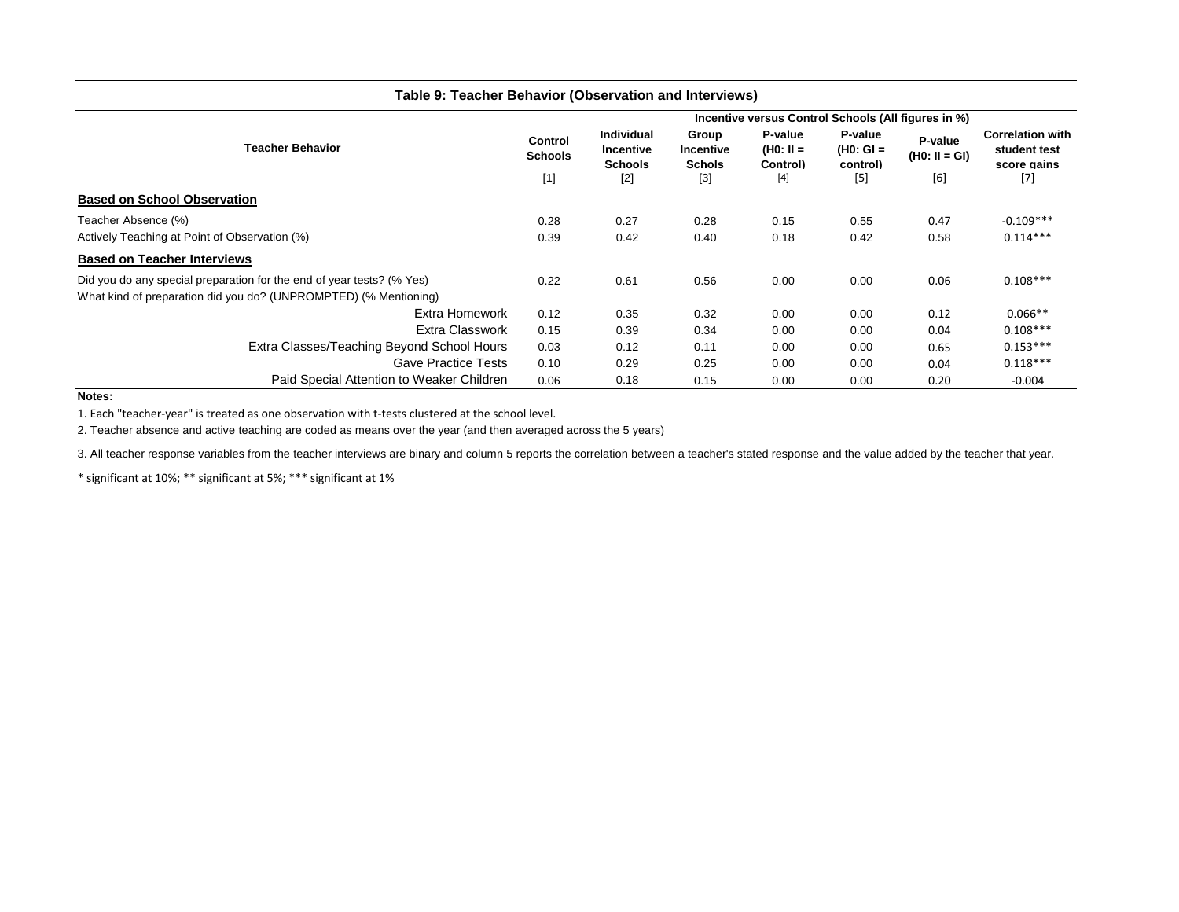**Table 9: Teacher Behavior (Observation and Interviews)**

| Teacher Behavior | Control Schools | Individual Incentive Schools | Group Incentive Schols | P-value (H0: II = Control) | P-value (H0: GI = control) | P-value (H0: II = GI) | Correlation with student test score gains |
|---|---|---|---|---|---|---|---|
| | Incentive versus Control Schools (All figures in %) | | | | | | |
| | [1] | [2] | [3] | [4] | [5] | [6] | [7] |
| **Based on School Observation** | | | | | | | |
| Teacher Absence (%) | 0.28 | 0.27 | 0.28 | 0.15 | 0.55 | 0.47 | -0.109*** |
| Actively Teaching at Point of Observation (%) | 0.39 | 0.42 | 0.40 | 0.18 | 0.42 | 0.58 | 0.114*** |
| **Based on Teacher Interviews** | | | | | | | |
| Did you do any special preparation for the end of year tests? (% Yes) | 0.22 | 0.61 | 0.56 | 0.00 | 0.00 | 0.06 | 0.108*** |
| What kind of preparation did you do? (UNPROMPTED) (% Mentioning) | | | | | | | |
| Extra Homework | 0.12 | 0.35 | 0.32 | 0.00 | 0.00 | 0.12 | 0.066** |
| Extra Classwork | 0.15 | 0.39 | 0.34 | 0.00 | 0.00 | 0.04 | 0.108*** |
| Extra Classes/Teaching Beyond School Hours | 0.03 | 0.12 | 0.11 | 0.00 | 0.00 | 0.65 | 0.153*** |
| Gave Practice Tests | 0.10 | 0.29 | 0.25 | 0.00 | 0.00 | 0.04 | 0.118*** |
| Paid Special Attention to Weaker Children | 0.06 | 0.18 | 0.15 | 0.00 | 0.00 | 0.20 | -0.004 |

**Notes:**

1. Each "teacher-year" is treated as one observation with t-tests clustered at the school level.

2. Teacher absence and active teaching are coded as means over the year (and then averaged across the 5 years)

3. All teacher response variables from the teacher interviews are binary and column 5 reports the correlation between a teacher's stated response and the value added by the teacher that year.

* significant at 10%; ** significant at 5%; *** significant at 1%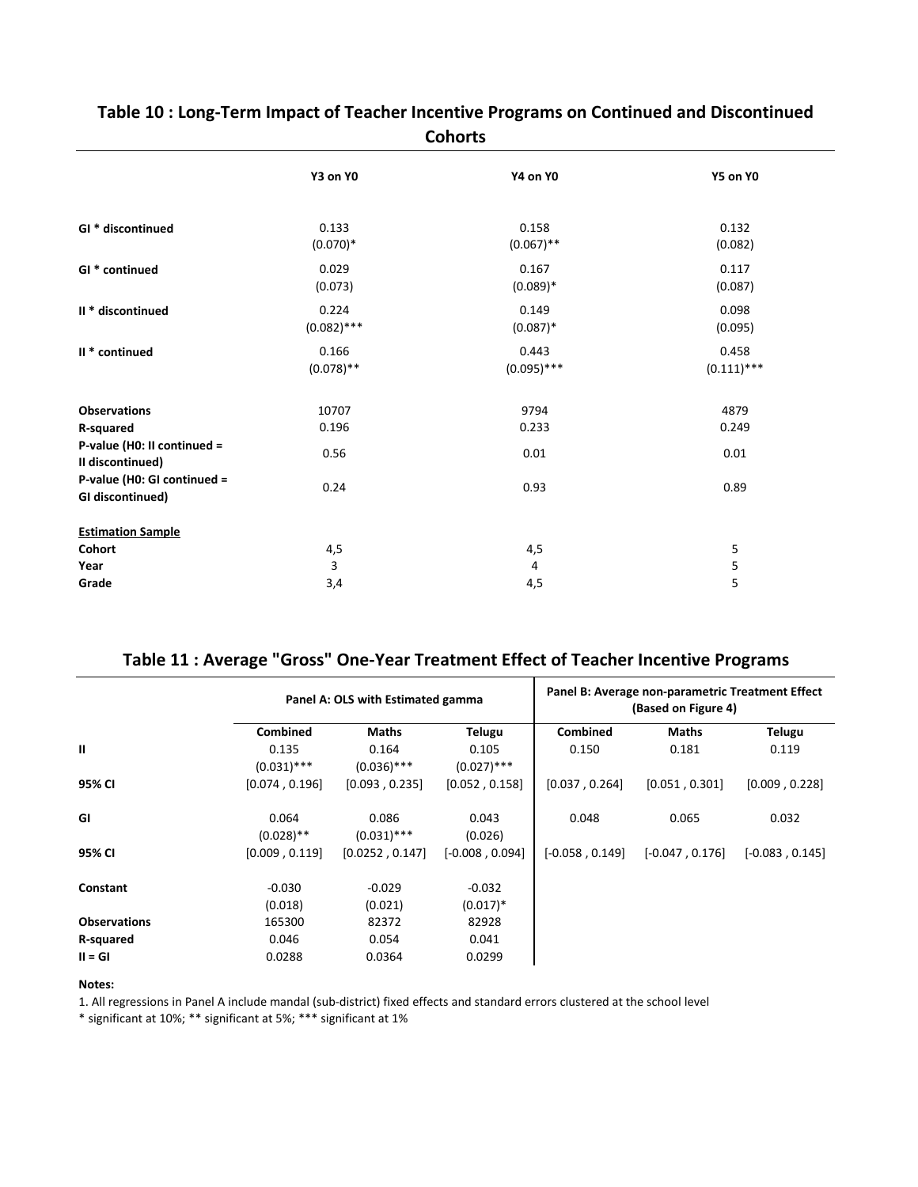## Table 10 : Long-Term Impact of Teacher Incentive Programs on Continued and Discontinued Cohorts

| | Y3 on Y0 | Y4 on Y0 | Y5 on Y0 |
|---|---|---|---|
| **GI * discontinued** | 0.133 | 0.158 | 0.132 |
| | (0.070)* | (0.067)** | (0.082) |
| **GI * continued** | 0.029 | 0.167 | 0.117 |
| | (0.073) | (0.089)* | (0.087) |
| **II * discontinued** | 0.224 | 0.149 | 0.098 |
| | (0.082)*** | (0.087)* | (0.095) |
| **II * continued** | 0.166 | 0.443 | 0.458 |
| | (0.078)** | (0.095)*** | (0.111)*** |
| **Observations** | 10707 | 9794 | 4879 |
| **R-squared** | 0.196 | 0.233 | 0.249 |
| **P-value (H0: II continued = II discontinued)** | 0.56 | 0.01 | 0.01 |
| **P-value (H0: GI continued = GI discontinued)** | 0.24 | 0.93 | 0.89 |
| **<u>Estimation Sample</u>** | | | |
| **Cohort** | 4,5 | 4,5 | 5 |
| **Year** | 3 | 4 | 5 |
| **Grade** | 3,4 | 4,5 | 5 |

## Table 11 : Average "Gross" One-Year Treatment Effect of Teacher Incentive Programs

| | Panel A: OLS with Estimated gamma | | | Panel B: Average non-parametric Treatment Effect (Based on Figure 4) | | |
|---|---|---|---|---|---|---|
| | **Combined** | **Maths** | **Telugu** | **Combined** | **Maths** | **Telugu** |
| **II** | 0.135 | 0.164 | 0.105 | 0.150 | 0.181 | 0.119 |
| | (0.031)*** | (0.036)*** | (0.027)*** | | | |
| **95% CI** | [0.074 , 0.196] | [0.093 , 0.235] | [0.052 , 0.158] | [0.037 , 0.264] | [0.051 , 0.301] | [0.009 , 0.228] |
| **GI** | 0.064 | 0.086 | 0.043 | 0.048 | 0.065 | 0.032 |
| | (0.028)** | (0.031)*** | (0.026) | | | |
| **95% CI** | [0.009 , 0.119] | [0.0252 , 0.147] | [-0.008 , 0.094] | [-0.058 , 0.149] | [-0.047 , 0.176] | [-0.083 , 0.145] |
| **Constant** | -0.030 | -0.029 | -0.032 | | | |
| | (0.018) | (0.021) | (0.017)* | | | |
| **Observations** | 165300 | 82372 | 82928 | | | |
| **R-squared** | 0.046 | 0.054 | 0.041 | | | |
| **II = GI** | 0.0288 | 0.0364 | 0.0299 | | | |

**Notes:**

1. All regressions in Panel A include mandal (sub-district) fixed effects and standard errors clustered at the school level

\* significant at 10%; ** significant at 5%; *** significant at 1%